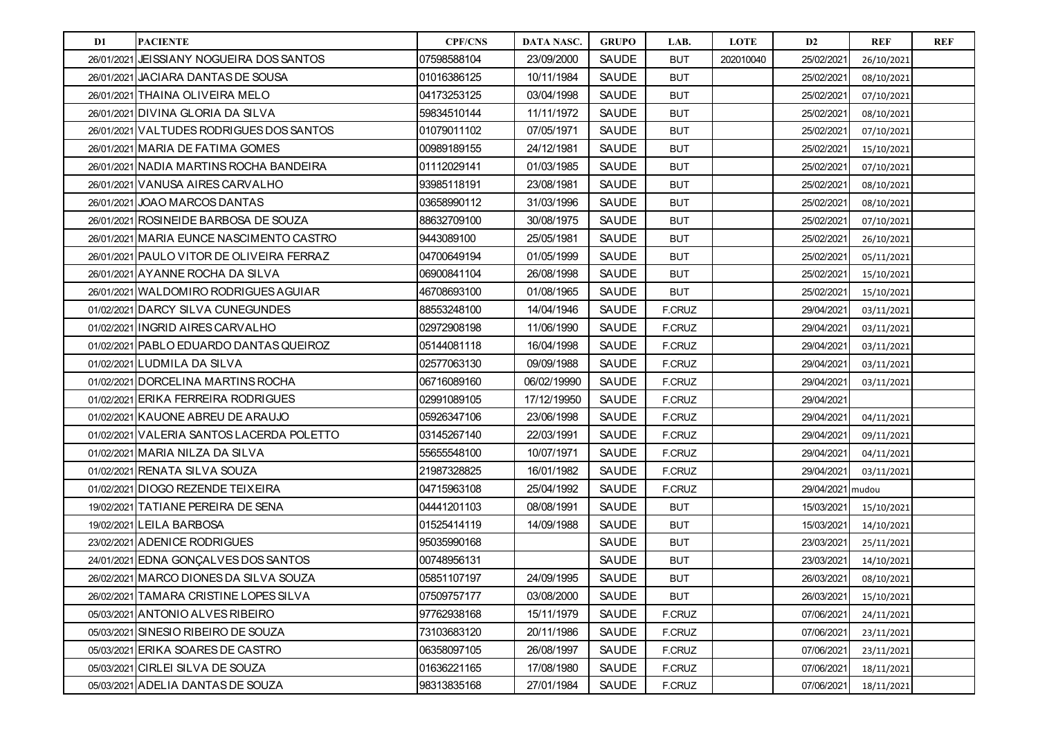| D1 | PACIENTE | CPF/CNS | DATA NASC. | GRUPO | LAB. | LOTE | D2 | REF | REF |
|---|---|---|---|---|---|---|---|---|---|
| 26/01/2021 | JEISSIANY NOGUEIRA DOS SANTOS | 07598588104 | 23/09/2000 | SAUDE | BUT | 202010040 | 25/02/2021 | 26/10/2021 | |
| 26/01/2021 | JACIARA DANTAS DE SOUSA | 01016386125 | 10/11/1984 | SAUDE | BUT | | 25/02/2021 | 08/10/2021 | |
| 26/01/2021 | THAINA OLIVEIRA MELO | 04173253125 | 03/04/1998 | SAUDE | BUT | | 25/02/2021 | 07/10/2021 | |
| 26/01/2021 | DIVINA GLORIA DA SILVA | 59834510144 | 11/11/1972 | SAUDE | BUT | | 25/02/2021 | 08/10/2021 | |
| 26/01/2021 | VALTUDES RODRIGUES DOS SANTOS | 01079011102 | 07/05/1971 | SAUDE | BUT | | 25/02/2021 | 07/10/2021 | |
| 26/01/2021 | MARIA DE FATIMA GOMES | 00989189155 | 24/12/1981 | SAUDE | BUT | | 25/02/2021 | 15/10/2021 | |
| 26/01/2021 | NADIA MARTINS ROCHA BANDEIRA | 01112029141 | 01/03/1985 | SAUDE | BUT | | 25/02/2021 | 07/10/2021 | |
| 26/01/2021 | VANUSA AIRES CARVALHO | 93985118191 | 23/08/1981 | SAUDE | BUT | | 25/02/2021 | 08/10/2021 | |
| 26/01/2021 | JOAO MARCOS DANTAS | 03658990112 | 31/03/1996 | SAUDE | BUT | | 25/02/2021 | 08/10/2021 | |
| 26/01/2021 | ROSINEIDE BARBOSA DE SOUZA | 88632709100 | 30/08/1975 | SAUDE | BUT | | 25/02/2021 | 07/10/2021 | |
| 26/01/2021 | MARIA EUNCE NASCIMENTO CASTRO | 9443089100 | 25/05/1981 | SAUDE | BUT | | 25/02/2021 | 26/10/2021 | |
| 26/01/2021 | PAULO VITOR DE OLIVEIRA FERRAZ | 04700649194 | 01/05/1999 | SAUDE | BUT | | 25/02/2021 | 05/11/2021 | |
| 26/01/2021 | AYANNE ROCHA DA SILVA | 06900841104 | 26/08/1998 | SAUDE | BUT | | 25/02/2021 | 15/10/2021 | |
| 26/01/2021 | WALDOMIRO RODRIGUES AGUIAR | 46708693100 | 01/08/1965 | SAUDE | BUT | | 25/02/2021 | 15/10/2021 | |
| 01/02/2021 | DARCY SILVA CUNEGUNDES | 88553248100 | 14/04/1946 | SAUDE | F.CRUZ | | 29/04/2021 | 03/11/2021 | |
| 01/02/2021 | INGRID AIRES CARVALHO | 02972908198 | 11/06/1990 | SAUDE | F.CRUZ | | 29/04/2021 | 03/11/2021 | |
| 01/02/2021 | PABLO EDUARDO DANTAS QUEIROZ | 05144081118 | 16/04/1998 | SAUDE | F.CRUZ | | 29/04/2021 | 03/11/2021 | |
| 01/02/2021 | LUDMILA DA SILVA | 02577063130 | 09/09/1988 | SAUDE | F.CRUZ | | 29/04/2021 | 03/11/2021 | |
| 01/02/2021 | DORCELINA MARTINS ROCHA | 06716089160 | 06/02/19990 | SAUDE | F.CRUZ | | 29/04/2021 | 03/11/2021 | |
| 01/02/2021 | ERIKA FERREIRA RODRIGUES | 02991089105 | 17/12/19950 | SAUDE | F.CRUZ | | 29/04/2021 | | |
| 01/02/2021 | KAUONE ABREU DE ARAUJO | 05926347106 | 23/06/1998 | SAUDE | F.CRUZ | | 29/04/2021 | 04/11/2021 | |
| 01/02/2021 | VALERIA SANTOS LACERDA POLETTO | 03145267140 | 22/03/1991 | SAUDE | F.CRUZ | | 29/04/2021 | 09/11/2021 | |
| 01/02/2021 | MARIA NILZA DA SILVA | 55655548100 | 10/07/1971 | SAUDE | F.CRUZ | | 29/04/2021 | 04/11/2021 | |
| 01/02/2021 | RENATA SILVA SOUZA | 21987328825 | 16/01/1982 | SAUDE | F.CRUZ | | 29/04/2021 | 03/11/2021 | |
| 01/02/2021 | DIOGO REZENDE TEIXEIRA | 04715963108 | 25/04/1992 | SAUDE | F.CRUZ | | 29/04/2021 | mudou | |
| 19/02/2021 | TATIANE PEREIRA DE SENA | 04441201103 | 08/08/1991 | SAUDE | BUT | | 15/03/2021 | 15/10/2021 | |
| 19/02/2021 | LEILA BARBOSA | 01525414119 | 14/09/1988 | SAUDE | BUT | | 15/03/2021 | 14/10/2021 | |
| 23/02/2021 | ADENICE RODRIGUES | 95035990168 | | SAUDE | BUT | | 23/03/2021 | 25/11/2021 | |
| 24/01/2021 | EDNA GONÇALVES DOS SANTOS | 00748956131 | | SAUDE | BUT | | 23/03/2021 | 14/10/2021 | |
| 26/02/2021 | MARCO DIONES DA SILVA SOUZA | 05851107197 | 24/09/1995 | SAUDE | BUT | | 26/03/2021 | 08/10/2021 | |
| 26/02/2021 | TAMARA CRISTINE LOPES SILVA | 07509757177 | 03/08/2000 | SAUDE | BUT | | 26/03/2021 | 15/10/2021 | |
| 05/03/2021 | ANTONIO ALVES RIBEIRO | 97762938168 | 15/11/1979 | SAUDE | F.CRUZ | | 07/06/2021 | 24/11/2021 | |
| 05/03/2021 | SINESIO RIBEIRO DE SOUZA | 73103683120 | 20/11/1986 | SAUDE | F.CRUZ | | 07/06/2021 | 23/11/2021 | |
| 05/03/2021 | ERIKA SOARES DE CASTRO | 06358097105 | 26/08/1997 | SAUDE | F.CRUZ | | 07/06/2021 | 23/11/2021 | |
| 05/03/2021 | CIRLEI SILVA DE SOUZA | 01636221165 | 17/08/1980 | SAUDE | F.CRUZ | | 07/06/2021 | 18/11/2021 | |
| 05/03/2021 | ADELIA DANTAS DE SOUZA | 98313835168 | 27/01/1984 | SAUDE | F.CRUZ | | 07/06/2021 | 18/11/2021 | |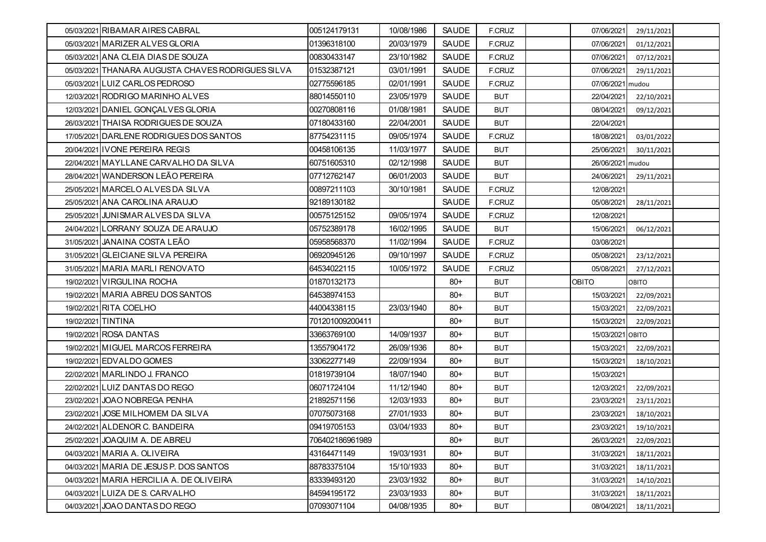| | | | | | | | | | |
|---|---|---|---|---|---|---|---|---|---|
| 05/03/2021 | RIBAMAR AIRES CABRAL | 005124179131 | 10/08/1986 | SAUDE | F.CRUZ | | 07/06/2021 | 29/11/2021 | |
| 05/03/2021 | MARIZER ALVES GLORIA | 01396318100 | 20/03/1979 | SAUDE | F.CRUZ | | 07/06/2021 | 01/12/2021 | |
| 05/03/2021 | ANA CLEIA DIAS DE SOUZA | 00830433147 | 23/10/1982 | SAUDE | F.CRUZ | | 07/06/2021 | 07/12/2021 | |
| 05/03/2021 | THANARA AUGUSTA CHAVES RODRIGUES SILVA | 01532387121 | 03/01/1991 | SAUDE | F.CRUZ | | 07/06/2021 | 29/11/2021 | |
| 05/03/2021 | LUIZ CARLOS PEDROSO | 02775596185 | 02/01/1991 | SAUDE | F.CRUZ | | 07/06/2021 | mudou | |
| 12/03/2021 | RODRIGO MARINHO ALVES | 88014550110 | 23/05/1979 | SAUDE | BUT | | 22/04/2021 | 22/10/2021 | |
| 12/03/2021 | DANIEL GONÇALVES GLORIA | 00270808116 | 01/08/1981 | SAUDE | BUT | | 08/04/2021 | 09/12/2021 | |
| 26/03/2021 | THAISA RODRIGUES DE SOUZA | 07180433160 | 22/04/2001 | SAUDE | BUT | | 22/04/2021 | | |
| 17/05/2021 | DARLENE RODRIGUES DOS SANTOS | 87754231115 | 09/05/1974 | SAUDE | F.CRUZ | | 18/08/2021 | 03/01/2022 | |
| 20/04/2021 | IVONE PEREIRA REGIS | 00458106135 | 11/03/1977 | SAUDE | BUT | | 25/06/2021 | 30/11/2021 | |
| 22/04/2021 | MAYLLANE CARVALHO DA SILVA | 60751605310 | 02/12/1998 | SAUDE | BUT | | 26/06/2021 | mudou | |
| 28/04/2021 | WANDERSON LEÃO PEREIRA | 07712762147 | 06/01/2003 | SAUDE | BUT | | 24/06/2021 | 29/11/2021 | |
| 25/05/2021 | MARCELO ALVES DA SILVA | 00897211103 | 30/10/1981 | SAUDE | F.CRUZ | | 12/08/2021 | | |
| 25/05/2021 | ANA CAROLINA ARAUJO | 92189130182 | | SAUDE | F.CRUZ | | 05/08/2021 | 28/11/2021 | |
| 25/05/2021 | JUNISMAR ALVES DA SILVA | 00575125152 | 09/05/1974 | SAUDE | F.CRUZ | | 12/08/2021 | | |
| 24/04/2021 | LORRANY SOUZA DE ARAUJO | 05752389178 | 16/02/1995 | SAUDE | BUT | | 15/06/2021 | 06/12/2021 | |
| 31/05/2021 | JANAINA COSTA LEÃO | 05958568370 | 11/02/1994 | SAUDE | F.CRUZ | | 03/08/2021 | | |
| 31/05/2021 | GLEICIANE SILVA PEREIRA | 06920945126 | 09/10/1997 | SAUDE | F.CRUZ | | 05/08/2021 | 23/12/2021 | |
| 31/05/2021 | MARIA MARLI RENOVATO | 64534022115 | 10/05/1972 | SAUDE | F.CRUZ | | 05/08/2021 | 27/12/2021 | |
| 19/02/2021 | VIRGULINA ROCHA | 01870132173 | | 80+ | BUT | | OBITO | OBITO | |
| 19/02/2021 | MARIA ABREU DOS SANTOS | 64538974153 | | 80+ | BUT | | 15/03/2021 | 22/09/2021 | |
| 19/02/2021 | RITA COELHO | 44004338115 | 23/03/1940 | 80+ | BUT | | 15/03/2021 | 22/09/2021 | |
| 19/02/2021 | TINTINA | 701201009200411 | | 80+ | BUT | | 15/03/2021 | 22/09/2021 | |
| 19/02/2021 | ROSA DANTAS | 33663769100 | 14/09/1937 | 80+ | BUT | | 15/03/2021 | OBITO | |
| 19/02/2021 | MIGUEL MARCOS FERREIRA | 13557904172 | 26/09/1936 | 80+ | BUT | | 15/03/2021 | 22/09/2021 | |
| 19/02/2021 | EDVALDO GOMES | 33062277149 | 22/09/1934 | 80+ | BUT | | 15/03/2021 | 18/10/2021 | |
| 22/02/2021 | MARLINDO J. FRANCO | 01819739104 | 18/07/1940 | 80+ | BUT | | 15/03/2021 | | |
| 22/02/2021 | LUIZ DANTAS DO REGO | 06071724104 | 11/12/1940 | 80+ | BUT | | 12/03/2021 | 22/09/2021 | |
| 23/02/2021 | JOAO NOBREGA PENHA | 21892571156 | 12/03/1933 | 80+ | BUT | | 23/03/2021 | 23/11/2021 | |
| 23/02/2021 | JOSE MILHOMEM DA SILVA | 07075073168 | 27/01/1933 | 80+ | BUT | | 23/03/2021 | 18/10/2021 | |
| 24/02/2021 | ALDENOR C. BANDEIRA | 09419705153 | 03/04/1933 | 80+ | BUT | | 23/03/2021 | 19/10/2021 | |
| 25/02/2021 | JOAQUIM A. DE ABREU | 706402186961989 | | 80+ | BUT | | 26/03/2021 | 22/09/2021 | |
| 04/03/2021 | MARIA A. OLIVEIRA | 43164471149 | 19/03/1931 | 80+ | BUT | | 31/03/2021 | 18/11/2021 | |
| 04/03/2021 | MARIA DE JESUS P. DOS SANTOS | 88783375104 | 15/10/1933 | 80+ | BUT | | 31/03/2021 | 18/11/2021 | |
| 04/03/2021 | MARIA HERCILIA A. DE OLIVEIRA | 83339493120 | 23/03/1932 | 80+ | BUT | | 31/03/2021 | 14/10/2021 | |
| 04/03/2021 | LUIZA DE S. CARVALHO | 84594195172 | 23/03/1933 | 80+ | BUT | | 31/03/2021 | 18/11/2021 | |
| 04/03/2021 | JOAO DANTAS DO REGO | 07093071104 | 04/08/1935 | 80+ | BUT | | 08/04/2021 | 18/11/2021 | |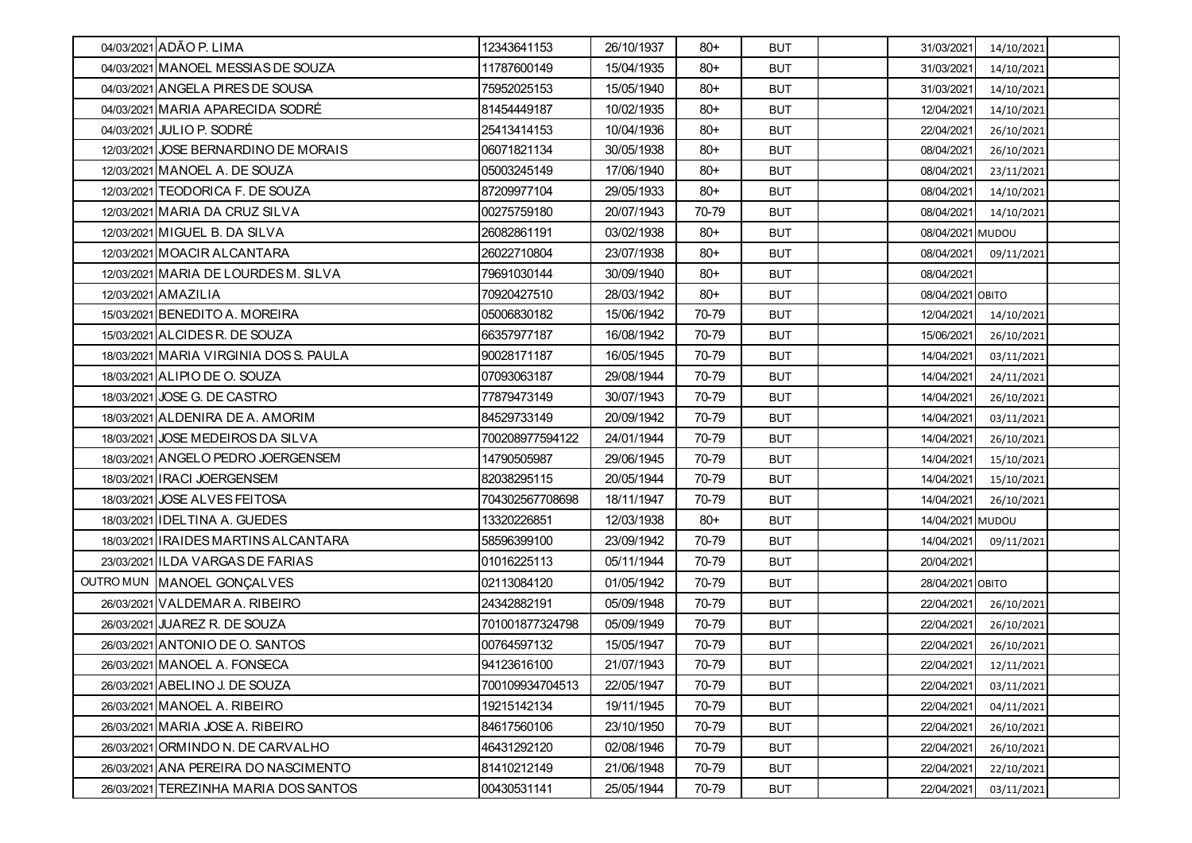| | | | | | | | | | |
|---|---|---|---|---|---|---|---|---|---|
| 04/03/2021 | ADÃO P. LIMA | 12343641153 | 26/10/1937 | 80+ | BUT | | 31/03/2021 | 14/10/2021 | |
| 04/03/2021 | MANOEL MESSIAS DE SOUZA | 11787600149 | 15/04/1935 | 80+ | BUT | | 31/03/2021 | 14/10/2021 | |
| 04/03/2021 | ANGELA PIRES DE SOUSA | 75952025153 | 15/05/1940 | 80+ | BUT | | 31/03/2021 | 14/10/2021 | |
| 04/03/2021 | MARIA APARECIDA SODRÉ | 81454449187 | 10/02/1935 | 80+ | BUT | | 12/04/2021 | 14/10/2021 | |
| 04/03/2021 | JULIO P. SODRÉ | 25413414153 | 10/04/1936 | 80+ | BUT | | 22/04/2021 | 26/10/2021 | |
| 12/03/2021 | JOSE BERNARDINO DE MORAIS | 06071821134 | 30/05/1938 | 80+ | BUT | | 08/04/2021 | 26/10/2021 | |
| 12/03/2021 | MANOEL A. DE SOUZA | 05003245149 | 17/06/1940 | 80+ | BUT | | 08/04/2021 | 23/11/2021 | |
| 12/03/2021 | TEODORICA F. DE SOUZA | 87209977104 | 29/05/1933 | 80+ | BUT | | 08/04/2021 | 14/10/2021 | |
| 12/03/2021 | MARIA DA CRUZ SILVA | 00275759180 | 20/07/1943 | 70-79 | BUT | | 08/04/2021 | 14/10/2021 | |
| 12/03/2021 | MIGUEL B. DA SILVA | 26082861191 | 03/02/1938 | 80+ | BUT | | 08/04/2021 | MUDOU | |
| 12/03/2021 | MOACIR ALCANTARA | 26022710804 | 23/07/1938 | 80+ | BUT | | 08/04/2021 | 09/11/2021 | |
| 12/03/2021 | MARIA DE LOURDES M. SILVA | 79691030144 | 30/09/1940 | 80+ | BUT | | 08/04/2021 | | |
| 12/03/2021 | AMAZILIA | 70920427510 | 28/03/1942 | 80+ | BUT | | 08/04/2021 | OBITO | |
| 15/03/2021 | BENEDITO A. MOREIRA | 05006830182 | 15/06/1942 | 70-79 | BUT | | 12/04/2021 | 14/10/2021 | |
| 15/03/2021 | ALCIDES R. DE SOUZA | 66357977187 | 16/08/1942 | 70-79 | BUT | | 15/06/2021 | 26/10/2021 | |
| 18/03/2021 | MARIA VIRGINIA DOS S. PAULA | 90028171187 | 16/05/1945 | 70-79 | BUT | | 14/04/2021 | 03/11/2021 | |
| 18/03/2021 | ALIPIO DE O. SOUZA | 07093063187 | 29/08/1944 | 70-79 | BUT | | 14/04/2021 | 24/11/2021 | |
| 18/03/2021 | JOSE G. DE CASTRO | 77879473149 | 30/07/1943 | 70-79 | BUT | | 14/04/2021 | 26/10/2021 | |
| 18/03/2021 | ALDENIRA DE A. AMORIM | 84529733149 | 20/09/1942 | 70-79 | BUT | | 14/04/2021 | 03/11/2021 | |
| 18/03/2021 | JOSE MEDEIROS DA SILVA | 700208977594122 | 24/01/1944 | 70-79 | BUT | | 14/04/2021 | 26/10/2021 | |
| 18/03/2021 | ANGELO PEDRO JOERGENSEM | 14790505987 | 29/06/1945 | 70-79 | BUT | | 14/04/2021 | 15/10/2021 | |
| 18/03/2021 | IRACI JOERGENSEM | 82038295115 | 20/05/1944 | 70-79 | BUT | | 14/04/2021 | 15/10/2021 | |
| 18/03/2021 | JOSE ALVES FEITOSA | 704302567708698 | 18/11/1947 | 70-79 | BUT | | 14/04/2021 | 26/10/2021 | |
| 18/03/2021 | IDELTINA A. GUEDES | 13320226851 | 12/03/1938 | 80+ | BUT | | 14/04/2021 | MUDOU | |
| 18/03/2021 | IRAIDES MARTINS ALCANTARA | 58596399100 | 23/09/1942 | 70-79 | BUT | | 14/04/2021 | 09/11/2021 | |
| 23/03/2021 | ILDA VARGAS DE FARIAS | 01016225113 | 05/11/1944 | 70-79 | BUT | | 20/04/2021 | | |
| OUTRO MUN | MANOEL GONÇALVES | 02113084120 | 01/05/1942 | 70-79 | BUT | | 28/04/2021 | OBITO | |
| 26/03/2021 | VALDEMAR A. RIBEIRO | 24342882191 | 05/09/1948 | 70-79 | BUT | | 22/04/2021 | 26/10/2021 | |
| 26/03/2021 | JUAREZ R. DE SOUZA | 701001877324798 | 05/09/1949 | 70-79 | BUT | | 22/04/2021 | 26/10/2021 | |
| 26/03/2021 | ANTONIO DE O. SANTOS | 00764597132 | 15/05/1947 | 70-79 | BUT | | 22/04/2021 | 26/10/2021 | |
| 26/03/2021 | MANOEL A. FONSECA | 94123616100 | 21/07/1943 | 70-79 | BUT | | 22/04/2021 | 12/11/2021 | |
| 26/03/2021 | ABELINO J. DE SOUZA | 700109934704513 | 22/05/1947 | 70-79 | BUT | | 22/04/2021 | 03/11/2021 | |
| 26/03/2021 | MANOEL A. RIBEIRO | 19215142134 | 19/11/1945 | 70-79 | BUT | | 22/04/2021 | 04/11/2021 | |
| 26/03/2021 | MARIA JOSE A. RIBEIRO | 84617560106 | 23/10/1950 | 70-79 | BUT | | 22/04/2021 | 26/10/2021 | |
| 26/03/2021 | ORMINDO N. DE CARVALHO | 46431292120 | 02/08/1946 | 70-79 | BUT | | 22/04/2021 | 26/10/2021 | |
| 26/03/2021 | ANA PEREIRA DO NASCIMENTO | 81410212149 | 21/06/1948 | 70-79 | BUT | | 22/04/2021 | 22/10/2021 | |
| 26/03/2021 | TEREZINHA MARIA DOS SANTOS | 00430531141 | 25/05/1944 | 70-79 | BUT | | 22/04/2021 | 03/11/2021 | |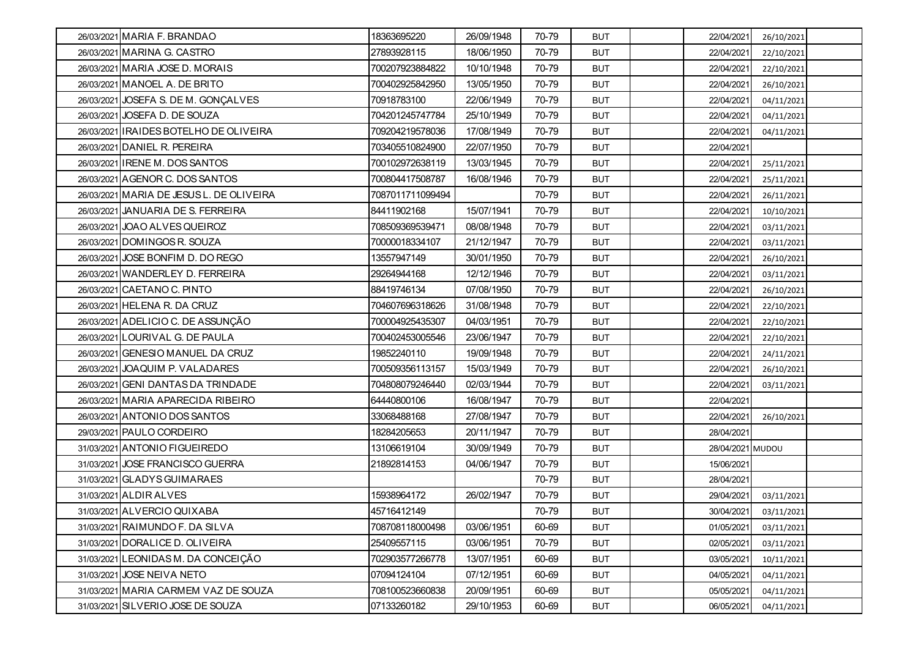| | | | | | | | | | |
|---|---|---|---|---|---|---|---|---|---|
| 26/03/2021 | MARIA F. BRANDAO | 18363695220 | 26/09/1948 | 70-79 | BUT | | 22/04/2021 | 26/10/2021 | |
| 26/03/2021 | MARINA G. CASTRO | 27893928115 | 18/06/1950 | 70-79 | BUT | | 22/04/2021 | 22/10/2021 | |
| 26/03/2021 | MARIA JOSE D. MORAIS | 700207923884822 | 10/10/1948 | 70-79 | BUT | | 22/04/2021 | 22/10/2021 | |
| 26/03/2021 | MANOEL A. DE BRITO | 700402925842950 | 13/05/1950 | 70-79 | BUT | | 22/04/2021 | 26/10/2021 | |
| 26/03/2021 | JOSEFA S. DE M. GONÇALVES | 70918783100 | 22/06/1949 | 70-79 | BUT | | 22/04/2021 | 04/11/2021 | |
| 26/03/2021 | JOSEFA D. DE SOUZA | 704201245747784 | 25/10/1949 | 70-79 | BUT | | 22/04/2021 | 04/11/2021 | |
| 26/03/2021 | IRAIDES BOTELHO DE OLIVEIRA | 709204219578036 | 17/08/1949 | 70-79 | BUT | | 22/04/2021 | 04/11/2021 | |
| 26/03/2021 | DANIEL R. PEREIRA | 703405510824900 | 22/07/1950 | 70-79 | BUT | | 22/04/2021 | | |
| 26/03/2021 | IRENE M. DOS SANTOS | 700102972638119 | 13/03/1945 | 70-79 | BUT | | 22/04/2021 | 25/11/2021 | |
| 26/03/2021 | AGENOR C. DOS SANTOS | 700804417508787 | 16/08/1946 | 70-79 | BUT | | 22/04/2021 | 25/11/2021 | |
| 26/03/2021 | MARIA DE JESUS L. DE OLIVEIRA | 7087011711099494 | | 70-79 | BUT | | 22/04/2021 | 26/11/2021 | |
| 26/03/2021 | JANUARIA DE S. FERREIRA | 84411902168 | 15/07/1941 | 70-79 | BUT | | 22/04/2021 | 10/10/2021 | |
| 26/03/2021 | JOAO ALVES QUEIROZ | 708509369539471 | 08/08/1948 | 70-79 | BUT | | 22/04/2021 | 03/11/2021 | |
| 26/03/2021 | DOMINGOS R. SOUZA | 70000018334107 | 21/12/1947 | 70-79 | BUT | | 22/04/2021 | 03/11/2021 | |
| 26/03/2021 | JOSE BONFIM D. DO REGO | 13557947149 | 30/01/1950 | 70-79 | BUT | | 22/04/2021 | 26/10/2021 | |
| 26/03/2021 | WANDERLEY D. FERREIRA | 29264944168 | 12/12/1946 | 70-79 | BUT | | 22/04/2021 | 03/11/2021 | |
| 26/03/2021 | CAETANO C. PINTO | 88419746134 | 07/08/1950 | 70-79 | BUT | | 22/04/2021 | 26/10/2021 | |
| 26/03/2021 | HELENA R. DA CRUZ | 704607696318626 | 31/08/1948 | 70-79 | BUT | | 22/04/2021 | 22/10/2021 | |
| 26/03/2021 | ADELICIO C. DE ASSUNÇÃO | 700004925435307 | 04/03/1951 | 70-79 | BUT | | 22/04/2021 | 22/10/2021 | |
| 26/03/2021 | LOURIVAL G. DE PAULA | 700402453005546 | 23/06/1947 | 70-79 | BUT | | 22/04/2021 | 22/10/2021 | |
| 26/03/2021 | GENESIO MANUEL DA CRUZ | 19852240110 | 19/09/1948 | 70-79 | BUT | | 22/04/2021 | 24/11/2021 | |
| 26/03/2021 | JOAQUIM P. VALADARES | 700509356113157 | 15/03/1949 | 70-79 | BUT | | 22/04/2021 | 26/10/2021 | |
| 26/03/2021 | GENI DANTAS DA TRINDADE | 704808079246440 | 02/03/1944 | 70-79 | BUT | | 22/04/2021 | 03/11/2021 | |
| 26/03/2021 | MARIA APARECIDA RIBEIRO | 64440800106 | 16/08/1947 | 70-79 | BUT | | 22/04/2021 | | |
| 26/03/2021 | ANTONIO DOS SANTOS | 33068488168 | 27/08/1947 | 70-79 | BUT | | 22/04/2021 | 26/10/2021 | |
| 29/03/2021 | PAULO CORDEIRO | 18284205653 | 20/11/1947 | 70-79 | BUT | | 28/04/2021 | | |
| 31/03/2021 | ANTONIO FIGUEIREDO | 13106619104 | 30/09/1949 | 70-79 | BUT | | 28/04/2021 | MUDOU | |
| 31/03/2021 | JOSE FRANCISCO GUERRA | 21892814153 | 04/06/1947 | 70-79 | BUT | | 15/06/2021 | | |
| 31/03/2021 | GLADYS GUIMARAES | | | 70-79 | BUT | | 28/04/2021 | | |
| 31/03/2021 | ALDIR ALVES | 15938964172 | 26/02/1947 | 70-79 | BUT | | 29/04/2021 | 03/11/2021 | |
| 31/03/2021 | ALVERCIO QUIXABA | 45716412149 | | 70-79 | BUT | | 30/04/2021 | 03/11/2021 | |
| 31/03/2021 | RAIMUNDO F. DA SILVA | 708708118000498 | 03/06/1951 | 60-69 | BUT | | 01/05/2021 | 03/11/2021 | |
| 31/03/2021 | DORALICE D. OLIVEIRA | 25409557115 | 03/06/1951 | 70-79 | BUT | | 02/05/2021 | 03/11/2021 | |
| 31/03/2021 | LEONIDAS M. DA CONCEIÇÃO | 702903577266778 | 13/07/1951 | 60-69 | BUT | | 03/05/2021 | 10/11/2021 | |
| 31/03/2021 | JOSE NEIVA NETO | 07094124104 | 07/12/1951 | 60-69 | BUT | | 04/05/2021 | 04/11/2021 | |
| 31/03/2021 | MARIA CARMEM VAZ DE SOUZA | 708100523660838 | 20/09/1951 | 60-69 | BUT | | 05/05/2021 | 04/11/2021 | |
| 31/03/2021 | SILVERIO JOSE DE SOUZA | 07133260182 | 29/10/1953 | 60-69 | BUT | | 06/05/2021 | 04/11/2021 | |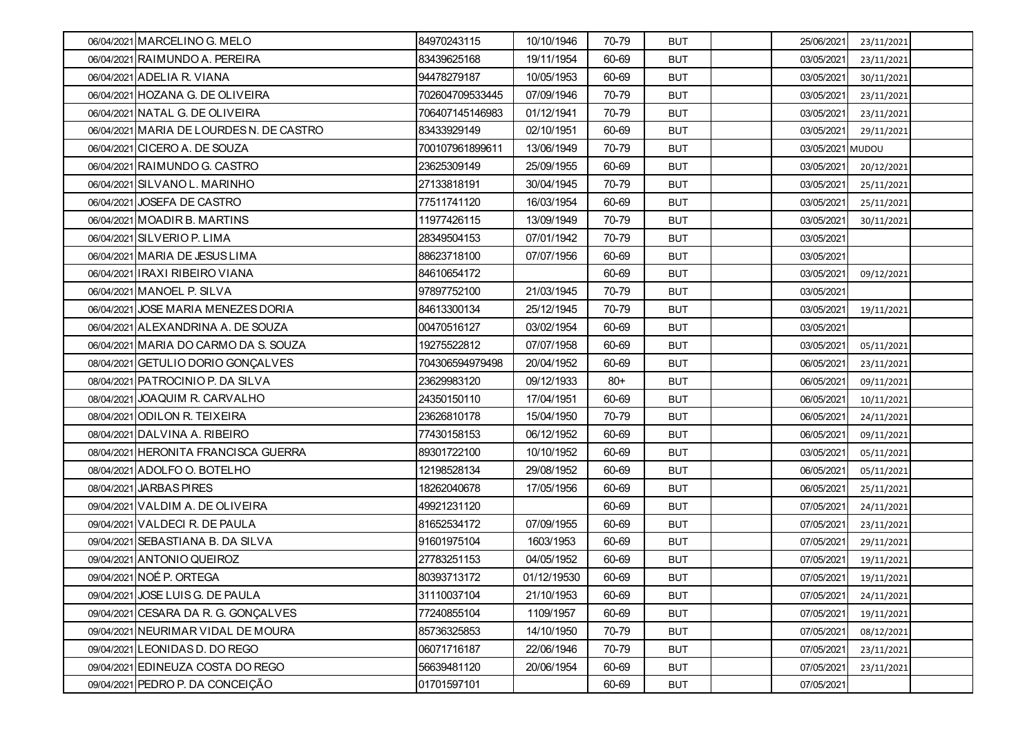| | | | | | | | | | |
|---|---|---|---|---|---|---|---|---|---|
| 06/04/2021 | MARCELINO G. MELO | 84970243115 | 10/10/1946 | 70-79 | BUT | | 25/06/2021 | 23/11/2021 | |
| 06/04/2021 | RAIMUNDO A. PEREIRA | 83439625168 | 19/11/1954 | 60-69 | BUT | | 03/05/2021 | 23/11/2021 | |
| 06/04/2021 | ADELIA R. VIANA | 94478279187 | 10/05/1953 | 60-69 | BUT | | 03/05/2021 | 30/11/2021 | |
| 06/04/2021 | HOZANA G. DE OLIVEIRA | 702604709533445 | 07/09/1946 | 70-79 | BUT | | 03/05/2021 | 23/11/2021 | |
| 06/04/2021 | NATAL G. DE OLIVEIRA | 706407145146983 | 01/12/1941 | 70-79 | BUT | | 03/05/2021 | 23/11/2021 | |
| 06/04/2021 | MARIA DE LOURDES N. DE CASTRO | 83433929149 | 02/10/1951 | 60-69 | BUT | | 03/05/2021 | 29/11/2021 | |
| 06/04/2021 | CICERO A. DE SOUZA | 700107961899611 | 13/06/1949 | 70-79 | BUT | | 03/05/2021 | MUDOU | |
| 06/04/2021 | RAIMUNDO G. CASTRO | 23625309149 | 25/09/1955 | 60-69 | BUT | | 03/05/2021 | 20/12/2021 | |
| 06/04/2021 | SILVANO L. MARINHO | 27133818191 | 30/04/1945 | 70-79 | BUT | | 03/05/2021 | 25/11/2021 | |
| 06/04/2021 | JOSEFA DE CASTRO | 77511741120 | 16/03/1954 | 60-69 | BUT | | 03/05/2021 | 25/11/2021 | |
| 06/04/2021 | MOADIR B. MARTINS | 11977426115 | 13/09/1949 | 70-79 | BUT | | 03/05/2021 | 30/11/2021 | |
| 06/04/2021 | SILVERIO P. LIMA | 28349504153 | 07/01/1942 | 70-79 | BUT | | 03/05/2021 | | |
| 06/04/2021 | MARIA DE JESUS LIMA | 88623718100 | 07/07/1956 | 60-69 | BUT | | 03/05/2021 | | |
| 06/04/2021 | IRAXI RIBEIRO VIANA | 84610654172 | | 60-69 | BUT | | 03/05/2021 | 09/12/2021 | |
| 06/04/2021 | MANOEL P. SILVA | 97897752100 | 21/03/1945 | 70-79 | BUT | | 03/05/2021 | | |
| 06/04/2021 | JOSE MARIA MENEZES DORIA | 84613300134 | 25/12/1945 | 70-79 | BUT | | 03/05/2021 | 19/11/2021 | |
| 06/04/2021 | ALEXANDRINA A. DE SOUZA | 00470516127 | 03/02/1954 | 60-69 | BUT | | 03/05/2021 | | |
| 06/04/2021 | MARIA DO CARMO DA S. SOUZA | 19275522812 | 07/07/1958 | 60-69 | BUT | | 03/05/2021 | 05/11/2021 | |
| 08/04/2021 | GETULIO DORIO GONÇALVES | 704306594979498 | 20/04/1952 | 60-69 | BUT | | 06/05/2021 | 23/11/2021 | |
| 08/04/2021 | PATROCINIO P. DA SILVA | 23629983120 | 09/12/1933 | 80+ | BUT | | 06/05/2021 | 09/11/2021 | |
| 08/04/2021 | JOAQUIM R. CARVALHO | 24350150110 | 17/04/1951 | 60-69 | BUT | | 06/05/2021 | 10/11/2021 | |
| 08/04/2021 | ODILON R. TEIXEIRA | 23626810178 | 15/04/1950 | 70-79 | BUT | | 06/05/2021 | 24/11/2021 | |
| 08/04/2021 | DALVINA A. RIBEIRO | 77430158153 | 06/12/1952 | 60-69 | BUT | | 06/05/2021 | 09/11/2021 | |
| 08/04/2021 | HERONITA FRANCISCA GUERRA | 89301722100 | 10/10/1952 | 60-69 | BUT | | 03/05/2021 | 05/11/2021 | |
| 08/04/2021 | ADOLFO O. BOTELHO | 12198528134 | 29/08/1952 | 60-69 | BUT | | 06/05/2021 | 05/11/2021 | |
| 08/04/2021 | JARBAS PIRES | 18262040678 | 17/05/1956 | 60-69 | BUT | | 06/05/2021 | 25/11/2021 | |
| 09/04/2021 | VALDIM A. DE OLIVEIRA | 49921231120 | | 60-69 | BUT | | 07/05/2021 | 24/11/2021 | |
| 09/04/2021 | VALDECI R. DE PAULA | 81652534172 | 07/09/1955 | 60-69 | BUT | | 07/05/2021 | 23/11/2021 | |
| 09/04/2021 | SEBASTIANA B. DA SILVA | 91601975104 | 1603/1953 | 60-69 | BUT | | 07/05/2021 | 29/11/2021 | |
| 09/04/2021 | ANTONIO QUEIROZ | 27783251153 | 04/05/1952 | 60-69 | BUT | | 07/05/2021 | 19/11/2021 | |
| 09/04/2021 | NOÉ P. ORTEGA | 80393713172 | 01/12/19530 | 60-69 | BUT | | 07/05/2021 | 19/11/2021 | |
| 09/04/2021 | JOSE LUIS G. DE PAULA | 31110037104 | 21/10/1953 | 60-69 | BUT | | 07/05/2021 | 24/11/2021 | |
| 09/04/2021 | CESARA DA R. G. GONÇALVES | 77240855104 | 1109/1957 | 60-69 | BUT | | 07/05/2021 | 19/11/2021 | |
| 09/04/2021 | NEURIMAR VIDAL DE MOURA | 85736325853 | 14/10/1950 | 70-79 | BUT | | 07/05/2021 | 08/12/2021 | |
| 09/04/2021 | LEONIDAS D. DO REGO | 06071716187 | 22/06/1946 | 70-79 | BUT | | 07/05/2021 | 23/11/2021 | |
| 09/04/2021 | EDINEUZA COSTA DO REGO | 56639481120 | 20/06/1954 | 60-69 | BUT | | 07/05/2021 | 23/11/2021 | |
| 09/04/2021 | PEDRO P. DA CONCEIÇÃO | 01701597101 | | 60-69 | BUT | | 07/05/2021 | | |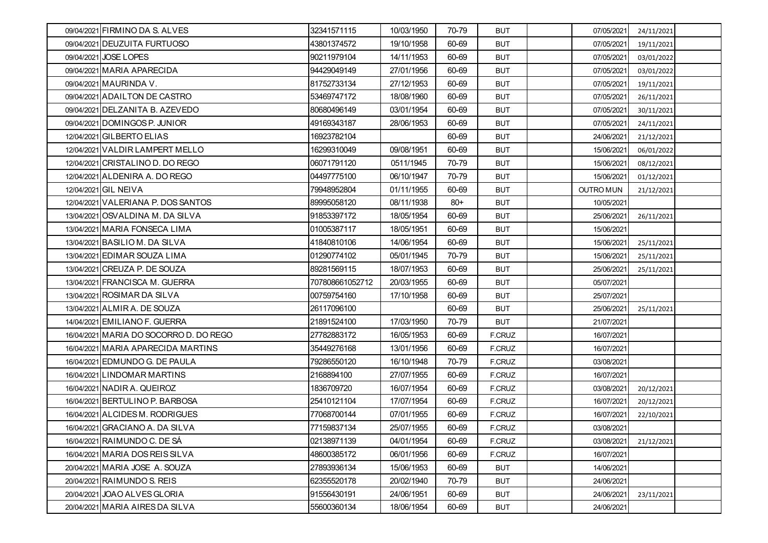| | | | | | | | | | |
|---|---|---|---|---|---|---|---|---|---|
| 09/04/2021 | FIRMINO DA S. ALVES | 32341571115 | 10/03/1950 | 70-79 | BUT | | 07/05/2021 | 24/11/2021 | |
| 09/04/2021 | DEUZUITA FURTUOSO | 43801374572 | 19/10/1958 | 60-69 | BUT | | 07/05/2021 | 19/11/2021 | |
| 09/04/2021 | JOSE LOPES | 90211979104 | 14/11/1953 | 60-69 | BUT | | 07/05/2021 | 03/01/2022 | |
| 09/04/2021 | MARIA APARECIDA | 94429049149 | 27/01/1956 | 60-69 | BUT | | 07/05/2021 | 03/01/2022 | |
| 09/04/2021 | MAURINDA V. | 81752733134 | 27/12/1953 | 60-69 | BUT | | 07/05/2021 | 19/11/2021 | |
| 09/04/2021 | ADAILTON DE CASTRO | 53469747172 | 18/08/1960 | 60-69 | BUT | | 07/05/2021 | 26/11/2021 | |
| 09/04/2021 | DELZANITA B. AZEVEDO | 80680496149 | 03/01/1954 | 60-69 | BUT | | 07/05/2021 | 30/11/2021 | |
| 09/04/2021 | DOMINGOS P. JUNIOR | 49169343187 | 28/06/1953 | 60-69 | BUT | | 07/05/2021 | 24/11/2021 | |
| 12/04/2021 | GILBERTO ELIAS | 16923782104 | | 60-69 | BUT | | 24/06/2021 | 21/12/2021 | |
| 12/04/2021 | VALDIR LAMPERT MELLO | 16299310049 | 09/08/1951 | 60-69 | BUT | | 15/06/2021 | 06/01/2022 | |
| 12/04/2021 | CRISTALINO D. DO REGO | 06071791120 | 0511/1945 | 70-79 | BUT | | 15/06/2021 | 08/12/2021 | |
| 12/04/2021 | ALDENIRA A. DO REGO | 04497775100 | 06/10/1947 | 70-79 | BUT | | 15/06/2021 | 01/12/2021 | |
| 12/04/2021 | GIL NEIVA | 79948952804 | 01/11/1955 | 60-69 | BUT | | OUTRO MUN | 21/12/2021 | |
| 12/04/2021 | VALERIANA P. DOS SANTOS | 89995058120 | 08/11/1938 | 80+ | BUT | | 10/05/2021 | | |
| 13/04/2021 | OSVALDINA M. DA SILVA | 91853397172 | 18/05/1954 | 60-69 | BUT | | 25/06/2021 | 26/11/2021 | |
| 13/04/2021 | MARIA FONSECA LIMA | 01005387117 | 18/05/1951 | 60-69 | BUT | | 15/06/2021 | | |
| 13/04/2021 | BASILIO M. DA SILVA | 41840810106 | 14/06/1954 | 60-69 | BUT | | 15/06/2021 | 25/11/2021 | |
| 13/04/2021 | EDIMAR SOUZA LIMA | 01290774102 | 05/01/1945 | 70-79 | BUT | | 15/06/2021 | 25/11/2021 | |
| 13/04/2021 | CREUZA P. DE SOUZA | 89281569115 | 18/07/1953 | 60-69 | BUT | | 25/06/2021 | 25/11/2021 | |
| 13/04/2021 | FRANCISCA M. GUERRA | 707808661052712 | 20/03/1955 | 60-69 | BUT | | 05/07/2021 | | |
| 13/04/2021 | ROSIMAR DA SILVA | 00759754160 | 17/10/1958 | 60-69 | BUT | | 25/07/2021 | | |
| 13/04/2021 | ALMIR A. DE SOUZA | 26117096100 | | 60-69 | BUT | | 25/06/2021 | 25/11/2021 | |
| 14/04/2021 | EMILIANO F. GUERRA | 21891524100 | 17/03/1950 | 70-79 | BUT | | 21/07/2021 | | |
| 16/04/2021 | MARIA DO SOCORRO D. DO REGO | 27782883172 | 16/05/1953 | 60-69 | F.CRUZ | | 16/07/2021 | | |
| 16/04/2021 | MARIA APARECIDA MARTINS | 35449276168 | 13/01/1956 | 60-69 | F.CRUZ | | 16/07/2021 | | |
| 16/04/2021 | EDMUNDO G. DE PAULA | 79286550120 | 16/10/1948 | 70-79 | F.CRUZ | | 03/08/2021 | | |
| 16/04/2021 | LINDOMAR MARTINS | 2168894100 | 27/07/1955 | 60-69 | F.CRUZ | | 16/07/2021 | | |
| 16/04/2021 | NADIR A. QUEIROZ | 1836709720 | 16/07/1954 | 60-69 | F.CRUZ | | 03/08/2021 | 20/12/2021 | |
| 16/04/2021 | BERTULINO P. BARBOSA | 25410121104 | 17/07/1954 | 60-69 | F.CRUZ | | 16/07/2021 | 20/12/2021 | |
| 16/04/2021 | ALCIDES M. RODRIGUES | 77068700144 | 07/01/1955 | 60-69 | F.CRUZ | | 16/07/2021 | 22/10/2021 | |
| 16/04/2021 | GRACIANO A. DA SILVA | 77159837134 | 25/07/1955 | 60-69 | F.CRUZ | | 03/08/2021 | | |
| 16/04/2021 | RAIMUNDO C. DE SÁ | 02138971139 | 04/01/1954 | 60-69 | F.CRUZ | | 03/08/2021 | 21/12/2021 | |
| 16/04/2021 | MARIA DOS REIS SILVA | 48600385172 | 06/01/1956 | 60-69 | F.CRUZ | | 16/07/2021 | | |
| 20/04/2021 | MARIA JOSE A. SOUZA | 27893936134 | 15/06/1953 | 60-69 | BUT | | 14/06/2021 | | |
| 20/04/2021 | RAIMUNDO S. REIS | 62355520178 | 20/02/1940 | 70-79 | BUT | | 24/06/2021 | | |
| 20/04/2021 | JOAO ALVES GLORIA | 91556430191 | 24/06/1951 | 60-69 | BUT | | 24/06/2021 | 23/11/2021 | |
| 20/04/2021 | MARIA AIRES DA SILVA | 55600360134 | 18/06/1954 | 60-69 | BUT | | 24/06/2021 | | |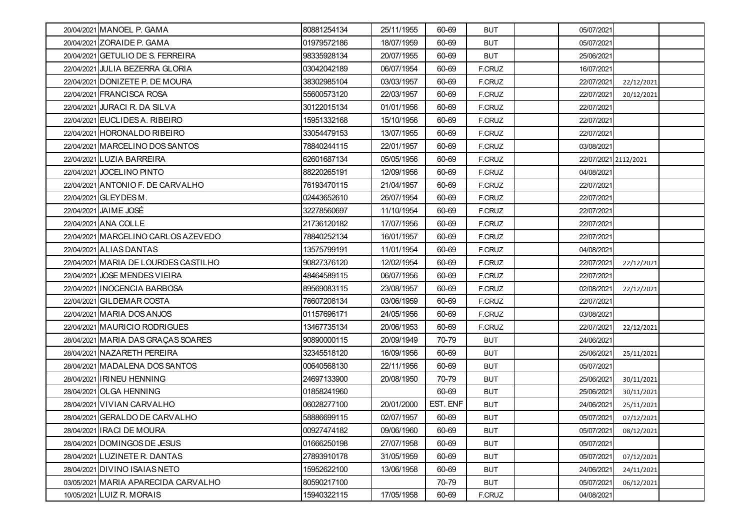| | | | | | | | | | |
|---|---|---|---|---|---|---|---|---|---|
| 20/04/2021 | MANOEL P. GAMA | 80881254134 | 25/11/1955 | 60-69 | BUT | | 05/07/2021 | | |
| 20/04/2021 | ZORAIDE P. GAMA | 01979572186 | 18/07/1959 | 60-69 | BUT | | 05/07/2021 | | |
| 20/04/2021 | GETULIO DE S. FERREIRA | 98335928134 | 20/07/1955 | 60-69 | BUT | | 25/06/2021 | | |
| 22/04/2021 | JULIA BEZERRA GLORIA | 03042042189 | 06/07/1954 | 60-69 | F.CRUZ | | 16/07/2021 | | |
| 22/04/2021 | DONIZETE P. DE MOURA | 38302985104 | 03/03/1957 | 60-69 | F.CRUZ | | 22/07/2021 | 22/12/2021 | |
| 22/04/2021 | FRANCISCA ROSA | 55600573120 | 22/03/1957 | 60-69 | F.CRUZ | | 22/07/2021 | 20/12/2021 | |
| 22/04/2021 | JURACI R. DA SILVA | 30122015134 | 01/01/1956 | 60-69 | F.CRUZ | | 22/07/2021 | | |
| 22/04/2021 | EUCLIDES A. RIBEIRO | 15951332168 | 15/10/1956 | 60-69 | F.CRUZ | | 22/07/2021 | | |
| 22/04/2021 | HORONALDO RIBEIRO | 33054479153 | 13/07/1955 | 60-69 | F.CRUZ | | 22/07/2021 | | |
| 22/04/2021 | MARCELINO DOS SANTOS | 78840244115 | 22/01/1957 | 60-69 | F.CRUZ | | 03/08/2021 | | |
| 22/04/2021 | LUZIA BARREIRA | 62601687134 | 05/05/1956 | 60-69 | F.CRUZ | | 22/07/2021 | 2112/2021 | |
| 22/04/2021 | JOCELINO PINTO | 88220265191 | 12/09/1956 | 60-69 | F.CRUZ | | 04/08/2021 | | |
| 22/04/2021 | ANTONIO F. DE CARVALHO | 76193470115 | 21/04/1957 | 60-69 | F.CRUZ | | 22/07/2021 | | |
| 22/04/2021 | GLEYDES M. | 02443652610 | 26/07/1954 | 60-69 | F.CRUZ | | 22/07/2021 | | |
| 22/04/2021 | JAIME JOSÉ | 32278560697 | 11/10/1954 | 60-69 | F.CRUZ | | 22/07/2021 | | |
| 22/04/2021 | ANA COLLE | 21736120182 | 17/07/1956 | 60-69 | F.CRUZ | | 22/07/2021 | | |
| 22/04/2021 | MARCELINO CARLOS AZEVEDO | 78840252134 | 16/01/1957 | 60-69 | F.CRUZ | | 22/07/2021 | | |
| 22/04/2021 | ALIAS DANTAS | 13575799191 | 11/01/1954 | 60-69 | F.CRUZ | | 04/08/2021 | | |
| 22/04/2021 | MARIA DE LOURDES CASTILHO | 90827376120 | 12/02/1954 | 60-69 | F.CRUZ | | 22/07/2021 | 22/12/2021 | |
| 22/04/2021 | JOSE MENDES VIEIRA | 48464589115 | 06/07/1956 | 60-69 | F.CRUZ | | 22/07/2021 | | |
| 22/04/2021 | INOCENCIA BARBOSA | 89569083115 | 23/08/1957 | 60-69 | F.CRUZ | | 02/08/2021 | 22/12/2021 | |
| 22/04/2021 | GILDEMAR COSTA | 76607208134 | 03/06/1959 | 60-69 | F.CRUZ | | 22/07/2021 | | |
| 22/04/2021 | MARIA DOS ANJOS | 01157696171 | 24/05/1956 | 60-69 | F.CRUZ | | 03/08/2021 | | |
| 22/04/2021 | MAURICIO RODRIGUES | 13467735134 | 20/06/1953 | 60-69 | F.CRUZ | | 22/07/2021 | 22/12/2021 | |
| 28/04/2021 | MARIA DAS GRAÇAS SOARES | 90890000115 | 20/09/1949 | 70-79 | BUT | | 24/06/2021 | | |
| 28/04/2021 | NAZARETH PEREIRA | 32345518120 | 16/09/1956 | 60-69 | BUT | | 25/06/2021 | 25/11/2021 | |
| 28/04/2021 | MADALENA DOS SANTOS | 00640568130 | 22/11/1956 | 60-69 | BUT | | 05/07/2021 | | |
| 28/04/2021 | IRINEU HENNING | 24697133900 | 20/08/1950 | 70-79 | BUT | | 25/06/2021 | 30/11/2021 | |
| 28/04/2021 | OLGA HENNING | 01858241960 | | 60-69 | BUT | | 25/06/2021 | 30/11/2021 | |
| 28/04/2021 | VIVIAN CARVALHO | 06028277100 | 20/01/2000 | EST. ENF | BUT | | 24/06/2021 | 25/11/2021 | |
| 28/04/2021 | GERALDO DE CARVALHO | 58886699115 | 02/07/1957 | 60-69 | BUT | | 05/07/2021 | 07/12/2021 | |
| 28/04/2021 | IRACI DE MOURA | 00927474182 | 09/06/1960 | 60-69 | BUT | | 05/07/2021 | 08/12/2021 | |
| 28/04/2021 | DOMINGOS DE JESUS | 01666250198 | 27/07/1958 | 60-69 | BUT | | 05/07/2021 | | |
| 28/04/2021 | LUZINETE R. DANTAS | 27893910178 | 31/05/1959 | 60-69 | BUT | | 05/07/2021 | 07/12/2021 | |
| 28/04/2021 | DIVINO ISAIAS NETO | 15952622100 | 13/06/1958 | 60-69 | BUT | | 24/06/2021 | 24/11/2021 | |
| 03/05/2021 | MARIA APARECIDA CARVALHO | 80590217100 | | 70-79 | BUT | | 05/07/2021 | 06/12/2021 | |
| 10/05/2021 | LUIZ R. MORAIS | 15940322115 | 17/05/1958 | 60-69 | F.CRUZ | | 04/08/2021 | | |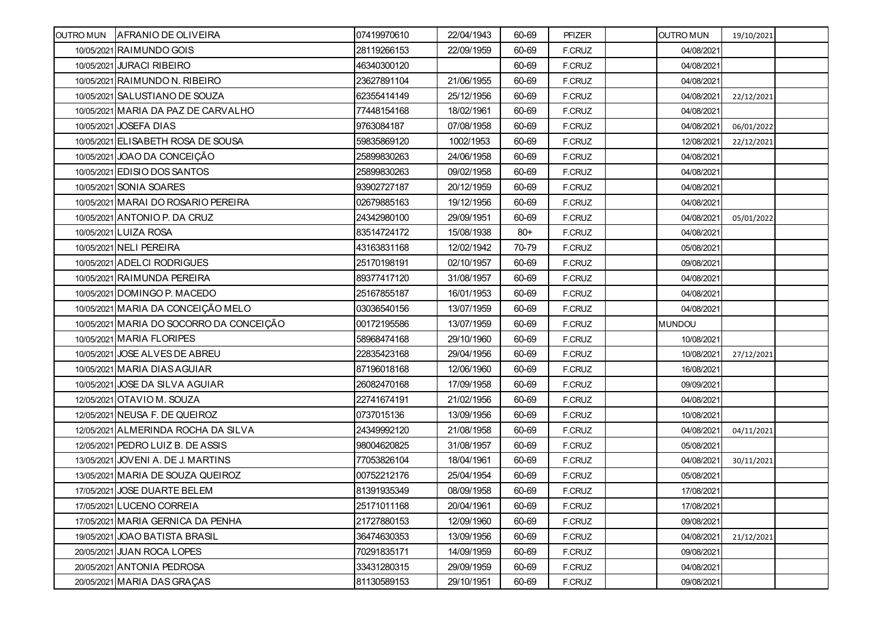| | | | | | | | | | |
|---|---|---|---|---|---|---|---|---|---|
| OUTRO MUN | AFRANIO DE OLIVEIRA | 07419970610 | 22/04/1943 | 60-69 | PFIZER | | OUTRO MUN | 19/10/2021 | |
| 10/05/2021 | RAIMUNDO GOIS | 28119266153 | 22/09/1959 | 60-69 | F.CRUZ | | 04/08/2021 | | |
| 10/05/2021 | JURACI RIBEIRO | 46340300120 | | 60-69 | F.CRUZ | | 04/08/2021 | | |
| 10/05/2021 | RAIMUNDO N. RIBEIRO | 23627891104 | 21/06/1955 | 60-69 | F.CRUZ | | 04/08/2021 | | |
| 10/05/2021 | SALUSTIANO DE SOUZA | 62355414149 | 25/12/1956 | 60-69 | F.CRUZ | | 04/08/2021 | 22/12/2021 | |
| 10/05/2021 | MARIA DA PAZ DE CARVALHO | 77448154168 | 18/02/1961 | 60-69 | F.CRUZ | | 04/08/2021 | | |
| 10/05/2021 | JOSEFA DIAS | 9763084187 | 07/08/1958 | 60-69 | F.CRUZ | | 04/08/2021 | 06/01/2022 | |
| 10/05/2021 | ELISABETH ROSA DE SOUSA | 59835869120 | 1002/1953 | 60-69 | F.CRUZ | | 12/08/2021 | 22/12/2021 | |
| 10/05/2021 | JOAO DA CONCEIÇÃO | 25899830263 | 24/06/1958 | 60-69 | F.CRUZ | | 04/08/2021 | | |
| 10/05/2021 | EDISIO DOS SANTOS | 25899830263 | 09/02/1958 | 60-69 | F.CRUZ | | 04/08/2021 | | |
| 10/05/2021 | SONIA SOARES | 93902727187 | 20/12/1959 | 60-69 | F.CRUZ | | 04/08/2021 | | |
| 10/05/2021 | MARAI DO ROSARIO PEREIRA | 02679885163 | 19/12/1956 | 60-69 | F.CRUZ | | 04/08/2021 | | |
| 10/05/2021 | ANTONIO P. DA CRUZ | 24342980100 | 29/09/1951 | 60-69 | F.CRUZ | | 04/08/2021 | 05/01/2022 | |
| 10/05/2021 | LUIZA ROSA | 83514724172 | 15/08/1938 | 80+ | F.CRUZ | | 04/08/2021 | | |
| 10/05/2021 | NELI PEREIRA | 43163831168 | 12/02/1942 | 70-79 | F.CRUZ | | 05/08/2021 | | |
| 10/05/2021 | ADELCI RODRIGUES | 25170198191 | 02/10/1957 | 60-69 | F.CRUZ | | 09/08/2021 | | |
| 10/05/2021 | RAIMUNDA PEREIRA | 89377417120 | 31/08/1957 | 60-69 | F.CRUZ | | 04/08/2021 | | |
| 10/05/2021 | DOMINGO P. MACEDO | 25167855187 | 16/01/1953 | 60-69 | F.CRUZ | | 04/08/2021 | | |
| 10/05/2021 | MARIA DA CONCEIÇÃO MELO | 03036540156 | 13/07/1959 | 60-69 | F.CRUZ | | 04/08/2021 | | |
| 10/05/2021 | MARIA DO SOCORRO DA CONCEIÇÃO | 00172195586 | 13/07/1959 | 60-69 | F.CRUZ | | MUNDOU | | |
| 10/05/2021 | MARIA FLORIPES | 58968474168 | 29/10/1960 | 60-69 | F.CRUZ | | 10/08/2021 | | |
| 10/05/2021 | JOSE ALVES DE ABREU | 22835423168 | 29/04/1956 | 60-69 | F.CRUZ | | 10/08/2021 | 27/12/2021 | |
| 10/05/2021 | MARIA DIAS AGUIAR | 87196018168 | 12/06/1960 | 60-69 | F.CRUZ | | 16/08/2021 | | |
| 10/05/2021 | JOSE DA SILVA AGUIAR | 26082470168 | 17/09/1958 | 60-69 | F.CRUZ | | 09/09/2021 | | |
| 12/05/2021 | OTAVIO M. SOUZA | 22741674191 | 21/02/1956 | 60-69 | F.CRUZ | | 04/08/2021 | | |
| 12/05/2021 | NEUSA F. DE QUEIROZ | 0737015136 | 13/09/1956 | 60-69 | F.CRUZ | | 10/08/2021 | | |
| 12/05/2021 | ALMERINDA ROCHA DA SILVA | 24349992120 | 21/08/1958 | 60-69 | F.CRUZ | | 04/08/2021 | 04/11/2021 | |
| 12/05/2021 | PEDRO LUIZ B. DE ASSIS | 98004620825 | 31/08/1957 | 60-69 | F.CRUZ | | 05/08/2021 | | |
| 13/05/2021 | JOVENI A. DE J. MARTINS | 77053826104 | 18/04/1961 | 60-69 | F.CRUZ | | 04/08/2021 | 30/11/2021 | |
| 13/05/2021 | MARIA DE SOUZA QUEIROZ | 00752212176 | 25/04/1954 | 60-69 | F.CRUZ | | 05/08/2021 | | |
| 17/05/2021 | JOSE DUARTE BELEM | 81391935349 | 08/09/1958 | 60-69 | F.CRUZ | | 17/08/2021 | | |
| 17/05/2021 | LUCENO CORREIA | 25171011168 | 20/04/1961 | 60-69 | F.CRUZ | | 17/08/2021 | | |
| 17/05/2021 | MARIA GERNICA DA PENHA | 21727880153 | 12/09/1960 | 60-69 | F.CRUZ | | 09/08/2021 | | |
| 19/05/2021 | JOAO BATISTA BRASIL | 36474630353 | 13/09/1956 | 60-69 | F.CRUZ | | 04/08/2021 | 21/12/2021 | |
| 20/05/2021 | JUAN ROCA LOPES | 70291835171 | 14/09/1959 | 60-69 | F.CRUZ | | 09/08/2021 | | |
| 20/05/2021 | ANTONIA PEDROSA | 33431280315 | 29/09/1959 | 60-69 | F.CRUZ | | 04/08/2021 | | |
| 20/05/2021 | MARIA DAS GRAÇAS | 81130589153 | 29/10/1951 | 60-69 | F.CRUZ | | 09/08/2021 | | |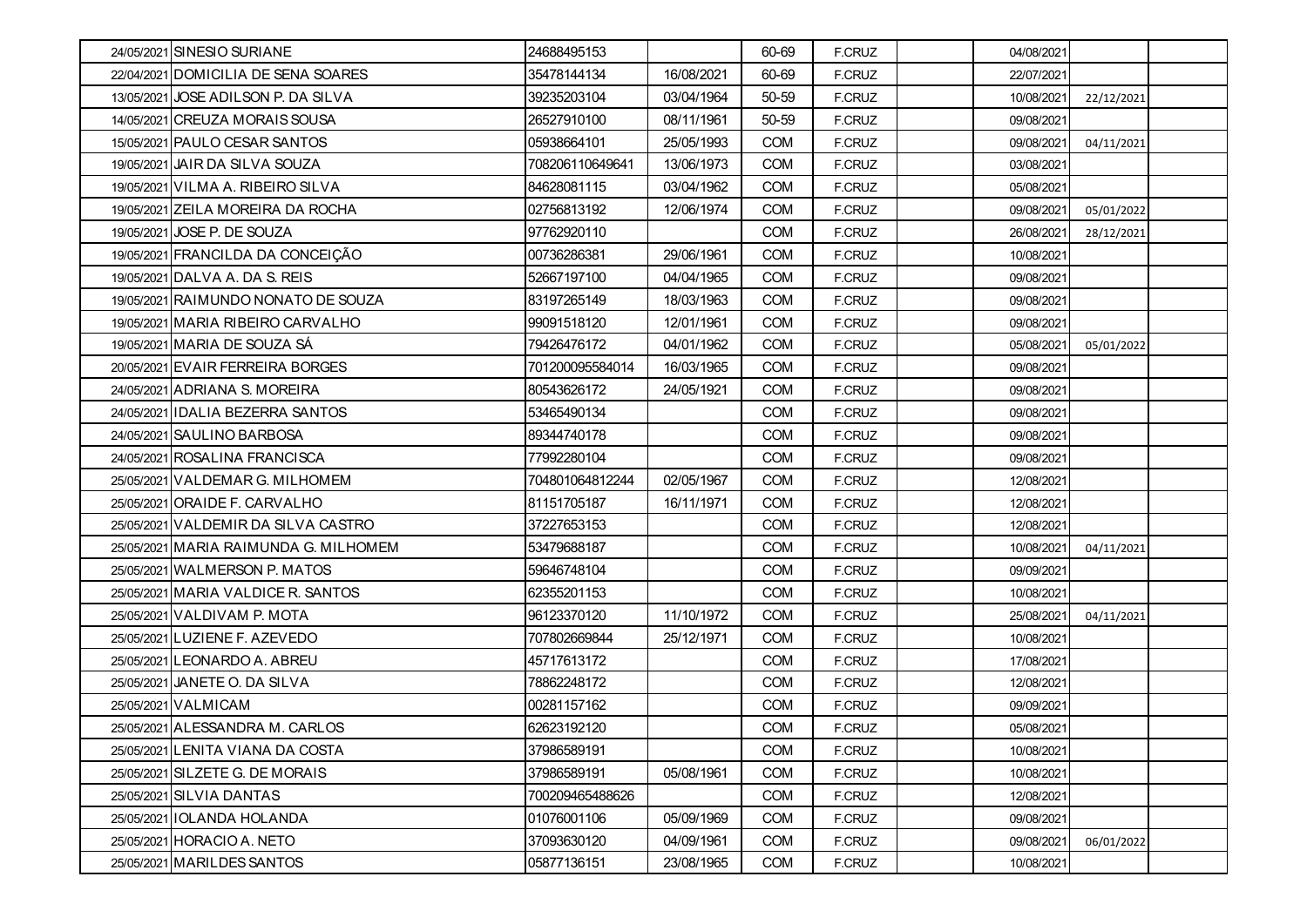| | | | | | | | | | |
|---|---|---|---|---|---|---|---|---|---|
| 24/05/2021 | SINESIO SURIANE | 24688495153 | | 60-69 | F.CRUZ | | 04/08/2021 | | |
| 22/04/2021 | DOMICILIA DE SENA SOARES | 35478144134 | 16/08/2021 | 60-69 | F.CRUZ | | 22/07/2021 | | |
| 13/05/2021 | JOSE ADILSON P. DA SILVA | 39235203104 | 03/04/1964 | 50-59 | F.CRUZ | | 10/08/2021 | 22/12/2021 | |
| 14/05/2021 | CREUZA MORAIS SOUSA | 26527910100 | 08/11/1961 | 50-59 | F.CRUZ | | 09/08/2021 | | |
| 15/05/2021 | PAULO CESAR SANTOS | 05938664101 | 25/05/1993 | COM | F.CRUZ | | 09/08/2021 | 04/11/2021 | |
| 19/05/2021 | JAIR DA SILVA SOUZA | 708206110649641 | 13/06/1973 | COM | F.CRUZ | | 03/08/2021 | | |
| 19/05/2021 | VILMA A. RIBEIRO SILVA | 84628081115 | 03/04/1962 | COM | F.CRUZ | | 05/08/2021 | | |
| 19/05/2021 | ZEILA MOREIRA DA ROCHA | 02756813192 | 12/06/1974 | COM | F.CRUZ | | 09/08/2021 | 05/01/2022 | |
| 19/05/2021 | JOSE P. DE SOUZA | 97762920110 | | COM | F.CRUZ | | 26/08/2021 | 28/12/2021 | |
| 19/05/2021 | FRANCILDA DA CONCEIÇÃO | 00736286381 | 29/06/1961 | COM | F.CRUZ | | 10/08/2021 | | |
| 19/05/2021 | DALVA A. DA S. REIS | 52667197100 | 04/04/1965 | COM | F.CRUZ | | 09/08/2021 | | |
| 19/05/2021 | RAIMUNDO NONATO DE SOUZA | 83197265149 | 18/03/1963 | COM | F.CRUZ | | 09/08/2021 | | |
| 19/05/2021 | MARIA RIBEIRO CARVALHO | 99091518120 | 12/01/1961 | COM | F.CRUZ | | 09/08/2021 | | |
| 19/05/2021 | MARIA DE SOUZA SÁ | 79426476172 | 04/01/1962 | COM | F.CRUZ | | 05/08/2021 | 05/01/2022 | |
| 20/05/2021 | EVAIR FERREIRA BORGES | 701200095584014 | 16/03/1965 | COM | F.CRUZ | | 09/08/2021 | | |
| 24/05/2021 | ADRIANA S. MOREIRA | 80543626172 | 24/05/1921 | COM | F.CRUZ | | 09/08/2021 | | |
| 24/05/2021 | IDALIA BEZERRA SANTOS | 53465490134 | | COM | F.CRUZ | | 09/08/2021 | | |
| 24/05/2021 | SAULINO BARBOSA | 89344740178 | | COM | F.CRUZ | | 09/08/2021 | | |
| 24/05/2021 | ROSALINA FRANCISCA | 77992280104 | | COM | F.CRUZ | | 09/08/2021 | | |
| 25/05/2021 | VALDEMAR G. MILHOMEM | 704801064812244 | 02/05/1967 | COM | F.CRUZ | | 12/08/2021 | | |
| 25/05/2021 | ORAIDE F. CARVALHO | 81151705187 | 16/11/1971 | COM | F.CRUZ | | 12/08/2021 | | |
| 25/05/2021 | VALDEMIR DA SILVA CASTRO | 37227653153 | | COM | F.CRUZ | | 12/08/2021 | | |
| 25/05/2021 | MARIA RAIMUNDA G. MILHOMEM | 53479688187 | | COM | F.CRUZ | | 10/08/2021 | 04/11/2021 | |
| 25/05/2021 | WALMERSON P. MATOS | 59646748104 | | COM | F.CRUZ | | 09/09/2021 | | |
| 25/05/2021 | MARIA VALDICE R. SANTOS | 62355201153 | | COM | F.CRUZ | | 10/08/2021 | | |
| 25/05/2021 | VALDIVAM P. MOTA | 96123370120 | 11/10/1972 | COM | F.CRUZ | | 25/08/2021 | 04/11/2021 | |
| 25/05/2021 | LUZIENE F. AZEVEDO | 707802669844 | 25/12/1971 | COM | F.CRUZ | | 10/08/2021 | | |
| 25/05/2021 | LEONARDO A. ABREU | 45717613172 | | COM | F.CRUZ | | 17/08/2021 | | |
| 25/05/2021 | JANETE O. DA SILVA | 78862248172 | | COM | F.CRUZ | | 12/08/2021 | | |
| 25/05/2021 | VALMICAM | 00281157162 | | COM | F.CRUZ | | 09/09/2021 | | |
| 25/05/2021 | ALESSANDRA M. CARLOS | 62623192120 | | COM | F.CRUZ | | 05/08/2021 | | |
| 25/05/2021 | LENITA VIANA DA COSTA | 37986589191 | | COM | F.CRUZ | | 10/08/2021 | | |
| 25/05/2021 | SILZETE G. DE MORAIS | 37986589191 | 05/08/1961 | COM | F.CRUZ | | 10/08/2021 | | |
| 25/05/2021 | SILVIA DANTAS | 700209465488626 | | COM | F.CRUZ | | 12/08/2021 | | |
| 25/05/2021 | IOLANDA HOLANDA | 01076001106 | 05/09/1969 | COM | F.CRUZ | | 09/08/2021 | | |
| 25/05/2021 | HORACIO A. NETO | 37093630120 | 04/09/1961 | COM | F.CRUZ | | 09/08/2021 | 06/01/2022 | |
| 25/05/2021 | MARILDES SANTOS | 05877136151 | 23/08/1965 | COM | F.CRUZ | | 10/08/2021 | | |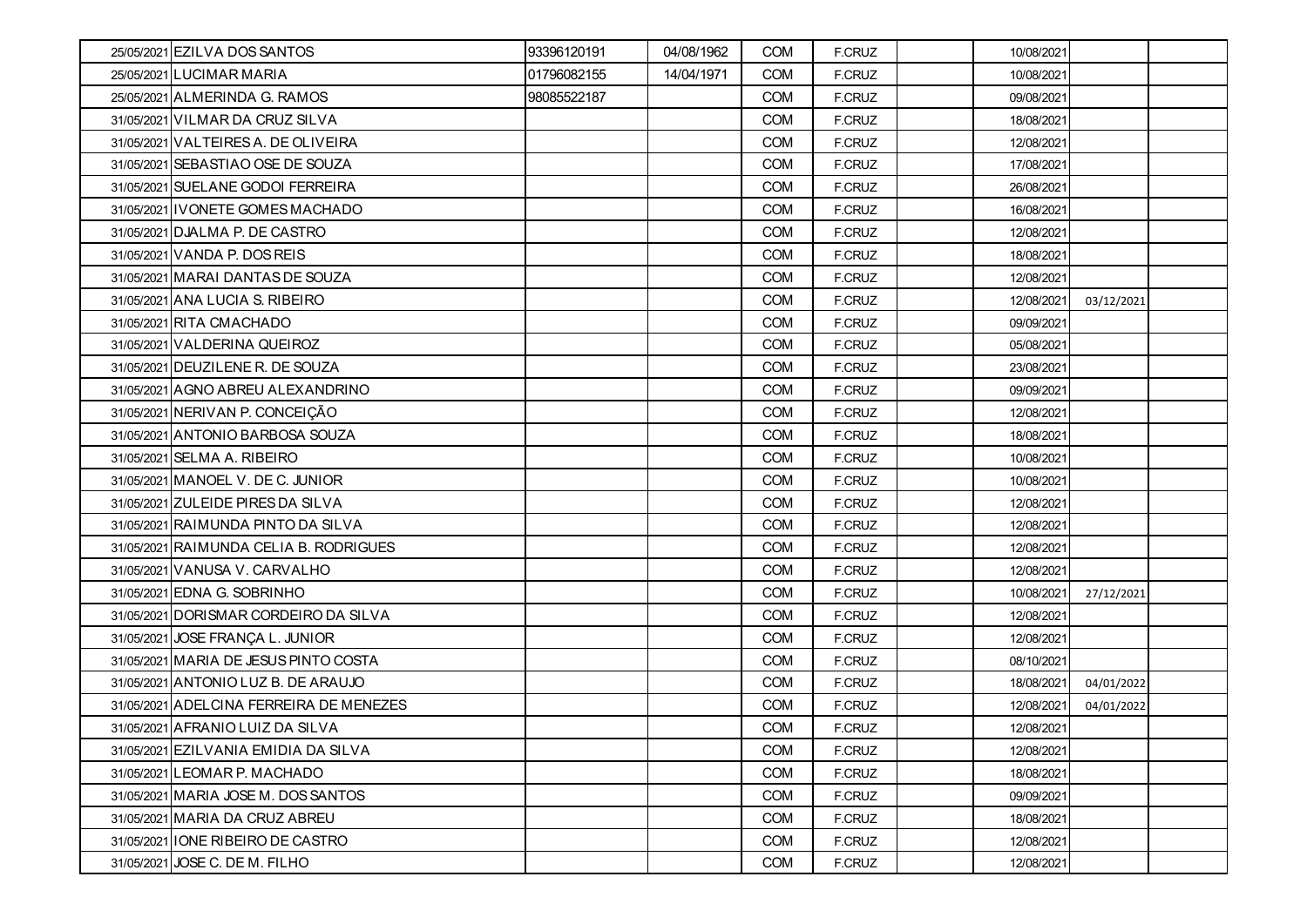| | | | | | | | | | |
|---|---|---|---|---|---|---|---|---|---|
| 25/05/2021 | EZILVA DOS SANTOS | 93396120191 | 04/08/1962 | COM | F.CRUZ | | 10/08/2021 | | |
| 25/05/2021 | LUCIMAR MARIA | 01796082155 | 14/04/1971 | COM | F.CRUZ | | 10/08/2021 | | |
| 25/05/2021 | ALMERINDA G. RAMOS | 98085522187 | | COM | F.CRUZ | | 09/08/2021 | | |
| 31/05/2021 | VILMAR DA CRUZ SILVA | | | COM | F.CRUZ | | 18/08/2021 | | |
| 31/05/2021 | VALTEIRES A. DE OLIVEIRA | | | COM | F.CRUZ | | 12/08/2021 | | |
| 31/05/2021 | SEBASTIAO OSE DE SOUZA | | | COM | F.CRUZ | | 17/08/2021 | | |
| 31/05/2021 | SUELANE GODOI FERREIRA | | | COM | F.CRUZ | | 26/08/2021 | | |
| 31/05/2021 | IVONETE GOMES MACHADO | | | COM | F.CRUZ | | 16/08/2021 | | |
| 31/05/2021 | DJALMA P. DE CASTRO | | | COM | F.CRUZ | | 12/08/2021 | | |
| 31/05/2021 | VANDA P. DOS REIS | | | COM | F.CRUZ | | 18/08/2021 | | |
| 31/05/2021 | MARAI DANTAS DE SOUZA | | | COM | F.CRUZ | | 12/08/2021 | | |
| 31/05/2021 | ANA LUCIA S. RIBEIRO | | | COM | F.CRUZ | | 12/08/2021 | 03/12/2021 | |
| 31/05/2021 | RITA CMACHADO | | | COM | F.CRUZ | | 09/09/2021 | | |
| 31/05/2021 | VALDERINA QUEIROZ | | | COM | F.CRUZ | | 05/08/2021 | | |
| 31/05/2021 | DEUZILENE R. DE SOUZA | | | COM | F.CRUZ | | 23/08/2021 | | |
| 31/05/2021 | AGNO ABREU ALEXANDRINO | | | COM | F.CRUZ | | 09/09/2021 | | |
| 31/05/2021 | NERIVAN P. CONCEIÇÃO | | | COM | F.CRUZ | | 12/08/2021 | | |
| 31/05/2021 | ANTONIO BARBOSA SOUZA | | | COM | F.CRUZ | | 18/08/2021 | | |
| 31/05/2021 | SELMA A. RIBEIRO | | | COM | F.CRUZ | | 10/08/2021 | | |
| 31/05/2021 | MANOEL V. DE C. JUNIOR | | | COM | F.CRUZ | | 10/08/2021 | | |
| 31/05/2021 | ZULEIDE PIRES DA SILVA | | | COM | F.CRUZ | | 12/08/2021 | | |
| 31/05/2021 | RAIMUNDA PINTO DA SILVA | | | COM | F.CRUZ | | 12/08/2021 | | |
| 31/05/2021 | RAIMUNDA CELIA B. RODRIGUES | | | COM | F.CRUZ | | 12/08/2021 | | |
| 31/05/2021 | VANUSA V. CARVALHO | | | COM | F.CRUZ | | 12/08/2021 | | |
| 31/05/2021 | EDNA G. SOBRINHO | | | COM | F.CRUZ | | 10/08/2021 | 27/12/2021 | |
| 31/05/2021 | DORISMAR CORDEIRO DA SILVA | | | COM | F.CRUZ | | 12/08/2021 | | |
| 31/05/2021 | JOSE FRANÇA L. JUNIOR | | | COM | F.CRUZ | | 12/08/2021 | | |
| 31/05/2021 | MARIA DE JESUS PINTO COSTA | | | COM | F.CRUZ | | 08/10/2021 | | |
| 31/05/2021 | ANTONIO LUZ B. DE ARAUJO | | | COM | F.CRUZ | | 18/08/2021 | 04/01/2022 | |
| 31/05/2021 | ADELCINA FERREIRA DE MENEZES | | | COM | F.CRUZ | | 12/08/2021 | 04/01/2022 | |
| 31/05/2021 | AFRANIO LUIZ DA SILVA | | | COM | F.CRUZ | | 12/08/2021 | | |
| 31/05/2021 | EZILVANIA EMIDIA DA SILVA | | | COM | F.CRUZ | | 12/08/2021 | | |
| 31/05/2021 | LEOMAR P. MACHADO | | | COM | F.CRUZ | | 18/08/2021 | | |
| 31/05/2021 | MARIA JOSE M. DOS SANTOS | | | COM | F.CRUZ | | 09/09/2021 | | |
| 31/05/2021 | MARIA DA CRUZ ABREU | | | COM | F.CRUZ | | 18/08/2021 | | |
| 31/05/2021 | IONE RIBEIRO DE CASTRO | | | COM | F.CRUZ | | 12/08/2021 | | |
| 31/05/2021 | JOSE C. DE M. FILHO | | | COM | F.CRUZ | | 12/08/2021 | | |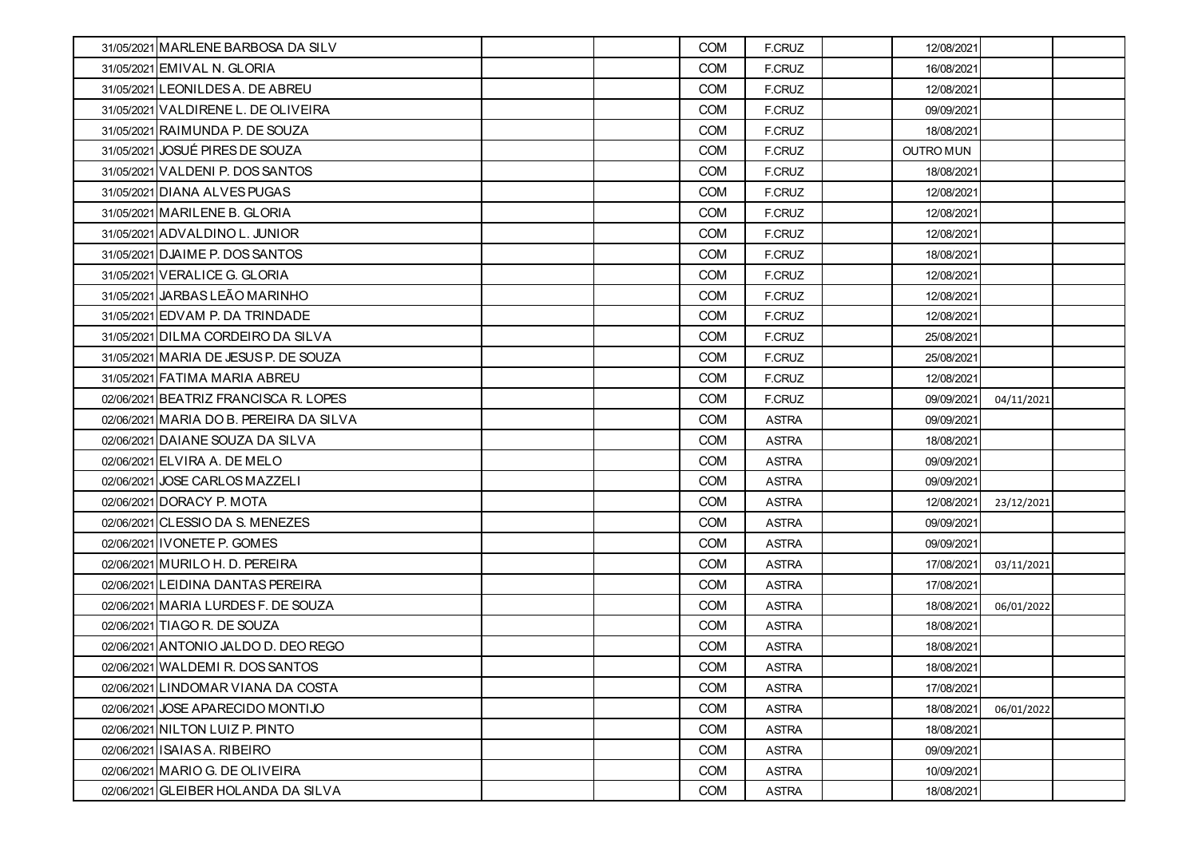| | | | | | | | | | |
|---|---|---|---|---|---|---|---|---|---|
| 31/05/2021 | MARLENE BARBOSA DA SILV | | | COM | F.CRUZ | | 12/08/2021 | | |
| 31/05/2021 | EMIVAL N. GLORIA | | | COM | F.CRUZ | | 16/08/2021 | | |
| 31/05/2021 | LEONILDES A. DE ABREU | | | COM | F.CRUZ | | 12/08/2021 | | |
| 31/05/2021 | VALDIRENE L. DE OLIVEIRA | | | COM | F.CRUZ | | 09/09/2021 | | |
| 31/05/2021 | RAIMUNDA P. DE SOUZA | | | COM | F.CRUZ | | 18/08/2021 | | |
| 31/05/2021 | JOSUÉ PIRES DE SOUZA | | | COM | F.CRUZ | | OUTRO MUN | | |
| 31/05/2021 | VALDENI P. DOS SANTOS | | | COM | F.CRUZ | | 18/08/2021 | | |
| 31/05/2021 | DIANA ALVES PUGAS | | | COM | F.CRUZ | | 12/08/2021 | | |
| 31/05/2021 | MARILENE B. GLORIA | | | COM | F.CRUZ | | 12/08/2021 | | |
| 31/05/2021 | ADVALDINO L. JUNIOR | | | COM | F.CRUZ | | 12/08/2021 | | |
| 31/05/2021 | DJAIME P. DOS SANTOS | | | COM | F.CRUZ | | 18/08/2021 | | |
| 31/05/2021 | VERALICE G. GLORIA | | | COM | F.CRUZ | | 12/08/2021 | | |
| 31/05/2021 | JARBAS LEÃO MARINHO | | | COM | F.CRUZ | | 12/08/2021 | | |
| 31/05/2021 | EDVAM P. DA TRINDADE | | | COM | F.CRUZ | | 12/08/2021 | | |
| 31/05/2021 | DILMA CORDEIRO DA SILVA | | | COM | F.CRUZ | | 25/08/2021 | | |
| 31/05/2021 | MARIA DE JESUS P. DE SOUZA | | | COM | F.CRUZ | | 25/08/2021 | | |
| 31/05/2021 | FATIMA MARIA ABREU | | | COM | F.CRUZ | | 12/08/2021 | | |
| 02/06/2021 | BEATRIZ FRANCISCA R. LOPES | | | COM | F.CRUZ | | 09/09/2021 | 04/11/2021 | |
| 02/06/2021 | MARIA DO B. PEREIRA DA SILVA | | | COM | ASTRA | | 09/09/2021 | | |
| 02/06/2021 | DAIANE SOUZA DA SILVA | | | COM | ASTRA | | 18/08/2021 | | |
| 02/06/2021 | ELVIRA A. DE MELO | | | COM | ASTRA | | 09/09/2021 | | |
| 02/06/2021 | JOSE CARLOS MAZZELI | | | COM | ASTRA | | 09/09/2021 | | |
| 02/06/2021 | DORACY P. MOTA | | | COM | ASTRA | | 12/08/2021 | 23/12/2021 | |
| 02/06/2021 | CLESSIO DA S. MENEZES | | | COM | ASTRA | | 09/09/2021 | | |
| 02/06/2021 | IVONETE P. GOMES | | | COM | ASTRA | | 09/09/2021 | | |
| 02/06/2021 | MURILO H. D. PEREIRA | | | COM | ASTRA | | 17/08/2021 | 03/11/2021 | |
| 02/06/2021 | LEIDINA DANTAS PEREIRA | | | COM | ASTRA | | 17/08/2021 | | |
| 02/06/2021 | MARIA LURDES F. DE SOUZA | | | COM | ASTRA | | 18/08/2021 | 06/01/2022 | |
| 02/06/2021 | TIAGO R. DE SOUZA | | | COM | ASTRA | | 18/08/2021 | | |
| 02/06/2021 | ANTONIO JALDO D. DEO REGO | | | COM | ASTRA | | 18/08/2021 | | |
| 02/06/2021 | WALDEMI R. DOS SANTOS | | | COM | ASTRA | | 18/08/2021 | | |
| 02/06/2021 | LINDOMAR VIANA DA COSTA | | | COM | ASTRA | | 17/08/2021 | | |
| 02/06/2021 | JOSE APARECIDO MONTIJO | | | COM | ASTRA | | 18/08/2021 | 06/01/2022 | |
| 02/06/2021 | NILTON LUIZ P. PINTO | | | COM | ASTRA | | 18/08/2021 | | |
| 02/06/2021 | ISAIAS A. RIBEIRO | | | COM | ASTRA | | 09/09/2021 | | |
| 02/06/2021 | MARIO G. DE OLIVEIRA | | | COM | ASTRA | | 10/09/2021 | | |
| 02/06/2021 | GLEIBER HOLANDA DA SILVA | | | COM | ASTRA | | 18/08/2021 | | |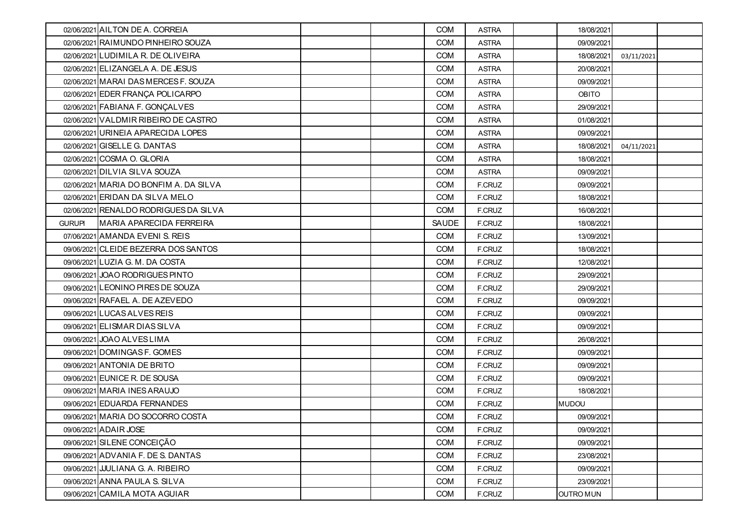| | | | | | | | | | |
|---|---|---|---|---|---|---|---|---|---|
| 02/06/2021 | AILTON DE A. CORREIA | | | COM | ASTRA | | 18/08/2021 | | |
| 02/06/2021 | RAIMUNDO PINHEIRO SOUZA | | | COM | ASTRA | | 09/09/2021 | | |
| 02/06/2021 | LUDIMILA R. DE OLIVEIRA | | | COM | ASTRA | | 18/08/2021 | 03/11/2021 | |
| 02/06/2021 | ELIZANGELA A. DE JESUS | | | COM | ASTRA | | 20/08/2021 | | |
| 02/06/2021 | MARAI DAS MERCES F. SOUZA | | | COM | ASTRA | | 09/09/2021 | | |
| 02/06/2021 | EDER FRANÇA POLICARPO | | | COM | ASTRA | | OBITO | | |
| 02/06/2021 | FABIANA F. GONÇALVES | | | COM | ASTRA | | 29/09/2021 | | |
| 02/06/2021 | VALDMIR RIBEIRO DE CASTRO | | | COM | ASTRA | | 01/08/2021 | | |
| 02/06/2021 | URINEIA APARECIDA LOPES | | | COM | ASTRA | | 09/09/2021 | | |
| 02/06/2021 | GISELLE G. DANTAS | | | COM | ASTRA | | 18/08/2021 | 04/11/2021 | |
| 02/06/2021 | COSMA O. GLORIA | | | COM | ASTRA | | 18/08/2021 | | |
| 02/06/2021 | DILVIA SILVA SOUZA | | | COM | ASTRA | | 09/09/2021 | | |
| 02/06/2021 | MARIA DO BONFIM A. DA SILVA | | | COM | F.CRUZ | | 09/09/2021 | | |
| 02/06/2021 | ERIDAN DA SILVA MELO | | | COM | F.CRUZ | | 18/08/2021 | | |
| 02/06/2021 | RENALDO RODRIGUES DA SILVA | | | COM | F.CRUZ | | 16/08/2021 | | |
| GURUPI | MARIA APARECIDA FERREIRA | | | SAUDE | F.CRUZ | | 18/08/2021 | | |
| 07/06/2021 | AMANDA EVENI S. REIS | | | COM | F.CRUZ | | 13/09/2021 | | |
| 09/06/2021 | CLEIDE BEZERRA DOS SANTOS | | | COM | F.CRUZ | | 18/08/2021 | | |
| 09/06/2021 | LUZIA G. M. DA COSTA | | | COM | F.CRUZ | | 12/08/2021 | | |
| 09/06/2021 | JOAO RODRIGUES PINTO | | | COM | F.CRUZ | | 29/09/2021 | | |
| 09/06/2021 | LEONINO PIRES DE SOUZA | | | COM | F.CRUZ | | 29/09/2021 | | |
| 09/06/2021 | RAFAEL A. DE AZEVEDO | | | COM | F.CRUZ | | 09/09/2021 | | |
| 09/06/2021 | LUCAS ALVES REIS | | | COM | F.CRUZ | | 09/09/2021 | | |
| 09/06/2021 | ELISMAR DIAS SILVA | | | COM | F.CRUZ | | 09/09/2021 | | |
| 09/06/2021 | JOAO ALVES LIMA | | | COM | F.CRUZ | | 26/08/2021 | | |
| 09/06/2021 | DOMINGAS F. GOMES | | | COM | F.CRUZ | | 09/09/2021 | | |
| 09/06/2021 | ANTONIA DE BRITO | | | COM | F.CRUZ | | 09/09/2021 | | |
| 09/06/2021 | EUNICE R. DE SOUSA | | | COM | F.CRUZ | | 09/09/2021 | | |
| 09/06/2021 | MARIA INES ARAUJO | | | COM | F.CRUZ | | 18/08/2021 | | |
| 09/06/2021 | EDUARDA FERNANDES | | | COM | F.CRUZ | | MUDOU | | |
| 09/06/2021 | MARIA DO SOCORRO COSTA | | | COM | F.CRUZ | | 09/09/2021 | | |
| 09/06/2021 | ADAIR JOSE | | | COM | F.CRUZ | | 09/09/2021 | | |
| 09/06/2021 | SILENE CONCEIÇÃO | | | COM | F.CRUZ | | 09/09/2021 | | |
| 09/06/2021 | ADVANIA F. DE S. DANTAS | | | COM | F.CRUZ | | 23/08/2021 | | |
| 09/06/2021 | JJULIANA G. A. RIBEIRO | | | COM | F.CRUZ | | 09/09/2021 | | |
| 09/06/2021 | ANNA PAULA S. SILVA | | | COM | F.CRUZ | | 23/09/2021 | | |
| 09/06/2021 | CAMILA MOTA AGUIAR | | | COM | F.CRUZ | | OUTRO MUN | | |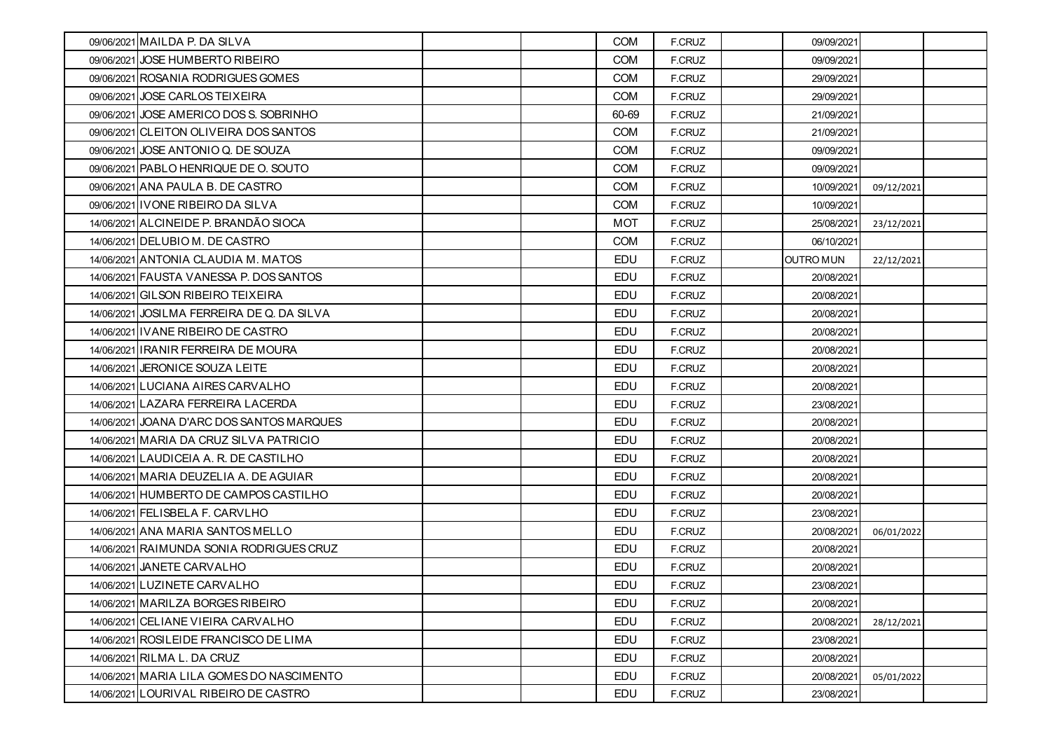| | | | | | | | | | |
|---|---|---|---|---|---|---|---|---|---|
| 09/06/2021 | MAILDA P. DA SILVA | | | COM | F.CRUZ | | 09/09/2021 | | |
| 09/06/2021 | JOSE HUMBERTO RIBEIRO | | | COM | F.CRUZ | | 09/09/2021 | | |
| 09/06/2021 | ROSANIA RODRIGUES GOMES | | | COM | F.CRUZ | | 29/09/2021 | | |
| 09/06/2021 | JOSE CARLOS TEIXEIRA | | | COM | F.CRUZ | | 29/09/2021 | | |
| 09/06/2021 | JOSE AMERICO DOS S. SOBRINHO | | | 60-69 | F.CRUZ | | 21/09/2021 | | |
| 09/06/2021 | CLEITON OLIVEIRA DOS SANTOS | | | COM | F.CRUZ | | 21/09/2021 | | |
| 09/06/2021 | JOSE ANTONIO Q. DE SOUZA | | | COM | F.CRUZ | | 09/09/2021 | | |
| 09/06/2021 | PABLO HENRIQUE DE O. SOUTO | | | COM | F.CRUZ | | 09/09/2021 | | |
| 09/06/2021 | ANA PAULA B. DE CASTRO | | | COM | F.CRUZ | | 10/09/2021 | 09/12/2021 | |
| 09/06/2021 | IVONE RIBEIRO DA SILVA | | | COM | F.CRUZ | | 10/09/2021 | | |
| 14/06/2021 | ALCINEIDE P. BRANDÃO SIOCA | | | MOT | F.CRUZ | | 25/08/2021 | 23/12/2021 | |
| 14/06/2021 | DELUBIO M. DE CASTRO | | | COM | F.CRUZ | | 06/10/2021 | | |
| 14/06/2021 | ANTONIA CLAUDIA M. MATOS | | | EDU | F.CRUZ | | OUTRO MUN | 22/12/2021 | |
| 14/06/2021 | FAUSTA VANESSA P. DOS SANTOS | | | EDU | F.CRUZ | | 20/08/2021 | | |
| 14/06/2021 | GILSON RIBEIRO TEIXEIRA | | | EDU | F.CRUZ | | 20/08/2021 | | |
| 14/06/2021 | JOSILMA FERREIRA DE Q. DA SILVA | | | EDU | F.CRUZ | | 20/08/2021 | | |
| 14/06/2021 | IVANE RIBEIRO DE CASTRO | | | EDU | F.CRUZ | | 20/08/2021 | | |
| 14/06/2021 | IRANIR FERREIRA DE MOURA | | | EDU | F.CRUZ | | 20/08/2021 | | |
| 14/06/2021 | JERONICE SOUZA LEITE | | | EDU | F.CRUZ | | 20/08/2021 | | |
| 14/06/2021 | LUCIANA AIRES CARVALHO | | | EDU | F.CRUZ | | 20/08/2021 | | |
| 14/06/2021 | LAZARA FERREIRA LACERDA | | | EDU | F.CRUZ | | 23/08/2021 | | |
| 14/06/2021 | JOANA D'ARC DOS SANTOS MARQUES | | | EDU | F.CRUZ | | 20/08/2021 | | |
| 14/06/2021 | MARIA DA CRUZ SILVA PATRICIO | | | EDU | F.CRUZ | | 20/08/2021 | | |
| 14/06/2021 | LAUDICEIA A. R. DE CASTILHO | | | EDU | F.CRUZ | | 20/08/2021 | | |
| 14/06/2021 | MARIA DEUZELIA A. DE AGUIAR | | | EDU | F.CRUZ | | 20/08/2021 | | |
| 14/06/2021 | HUMBERTO DE CAMPOS CASTILHO | | | EDU | F.CRUZ | | 20/08/2021 | | |
| 14/06/2021 | FELISBELA F. CARVLHO | | | EDU | F.CRUZ | | 23/08/2021 | | |
| 14/06/2021 | ANA MARIA SANTOS MELLO | | | EDU | F.CRUZ | | 20/08/2021 | 06/01/2022 | |
| 14/06/2021 | RAIMUNDA SONIA RODRIGUES CRUZ | | | EDU | F.CRUZ | | 20/08/2021 | | |
| 14/06/2021 | JANETE CARVALHO | | | EDU | F.CRUZ | | 20/08/2021 | | |
| 14/06/2021 | LUZINETE CARVALHO | | | EDU | F.CRUZ | | 23/08/2021 | | |
| 14/06/2021 | MARILZA BORGES RIBEIRO | | | EDU | F.CRUZ | | 20/08/2021 | | |
| 14/06/2021 | CELIANE VIEIRA CARVALHO | | | EDU | F.CRUZ | | 20/08/2021 | 28/12/2021 | |
| 14/06/2021 | ROSILEIDE FRANCISCO DE LIMA | | | EDU | F.CRUZ | | 23/08/2021 | | |
| 14/06/2021 | RILMA L. DA CRUZ | | | EDU | F.CRUZ | | 20/08/2021 | | |
| 14/06/2021 | MARIA LILA GOMES DO NASCIMENTO | | | EDU | F.CRUZ | | 20/08/2021 | 05/01/2022 | |
| 14/06/2021 | LOURIVAL RIBEIRO DE CASTRO | | | EDU | F.CRUZ | | 23/08/2021 | | |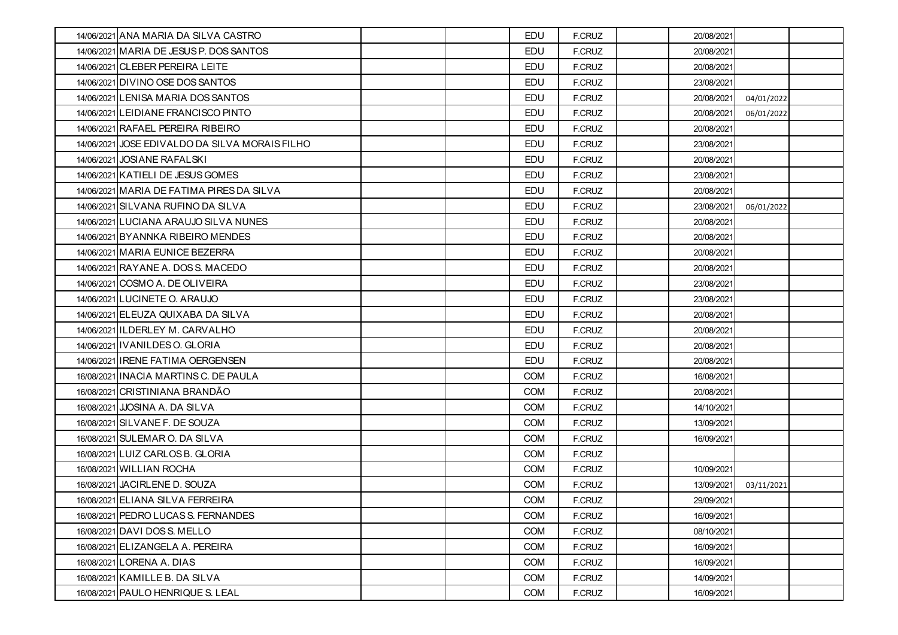| | | | | | | | | | |
|---|---|---|---|---|---|---|---|---|---|
| 14/06/2021 | ANA MARIA DA SILVA CASTRO | | | EDU | F.CRUZ | | 20/08/2021 | | |
| 14/06/2021 | MARIA DE JESUS P. DOS SANTOS | | | EDU | F.CRUZ | | 20/08/2021 | | |
| 14/06/2021 | CLEBER PEREIRA LEITE | | | EDU | F.CRUZ | | 20/08/2021 | | |
| 14/06/2021 | DIVINO OSE DOS SANTOS | | | EDU | F.CRUZ | | 23/08/2021 | | |
| 14/06/2021 | LENISA MARIA DOS SANTOS | | | EDU | F.CRUZ | | 20/08/2021 | 04/01/2022 | |
| 14/06/2021 | LEIDIANE FRANCISCO PINTO | | | EDU | F.CRUZ | | 20/08/2021 | 06/01/2022 | |
| 14/06/2021 | RAFAEL PEREIRA RIBEIRO | | | EDU | F.CRUZ | | 20/08/2021 | | |
| 14/06/2021 | JOSE EDIVALDO DA SILVA MORAIS FILHO | | | EDU | F.CRUZ | | 23/08/2021 | | |
| 14/06/2021 | JOSIANE RAFALSKI | | | EDU | F.CRUZ | | 20/08/2021 | | |
| 14/06/2021 | KATIELI DE JESUS GOMES | | | EDU | F.CRUZ | | 23/08/2021 | | |
| 14/06/2021 | MARIA DE FATIMA PIRES DA SILVA | | | EDU | F.CRUZ | | 20/08/2021 | | |
| 14/06/2021 | SILVANA RUFINO DA SILVA | | | EDU | F.CRUZ | | 23/08/2021 | 06/01/2022 | |
| 14/06/2021 | LUCIANA ARAUJO SILVA NUNES | | | EDU | F.CRUZ | | 20/08/2021 | | |
| 14/06/2021 | BYANNKA RIBEIRO MENDES | | | EDU | F.CRUZ | | 20/08/2021 | | |
| 14/06/2021 | MARIA EUNICE BEZERRA | | | EDU | F.CRUZ | | 20/08/2021 | | |
| 14/06/2021 | RAYANE A. DOS S. MACEDO | | | EDU | F.CRUZ | | 20/08/2021 | | |
| 14/06/2021 | COSMO A. DE OLIVEIRA | | | EDU | F.CRUZ | | 23/08/2021 | | |
| 14/06/2021 | LUCINETE O. ARAUJO | | | EDU | F.CRUZ | | 23/08/2021 | | |
| 14/06/2021 | ELEUZA QUIXABA DA SILVA | | | EDU | F.CRUZ | | 20/08/2021 | | |
| 14/06/2021 | ILDERLEY M. CARVALHO | | | EDU | F.CRUZ | | 20/08/2021 | | |
| 14/06/2021 | IVANILDES O. GLORIA | | | EDU | F.CRUZ | | 20/08/2021 | | |
| 14/06/2021 | IRENE FATIMA OERGENSEN | | | EDU | F.CRUZ | | 20/08/2021 | | |
| 16/08/2021 | INACIA MARTINS C. DE PAULA | | | COM | F.CRUZ | | 16/08/2021 | | |
| 16/08/2021 | CRISTINIANA BRANDÃO | | | COM | F.CRUZ | | 20/08/2021 | | |
| 16/08/2021 | JJOSINA A. DA SILVA | | | COM | F.CRUZ | | 14/10/2021 | | |
| 16/08/2021 | SILVANE F. DE SOUZA | | | COM | F.CRUZ | | 13/09/2021 | | |
| 16/08/2021 | SULEMAR O. DA SILVA | | | COM | F.CRUZ | | 16/09/2021 | | |
| 16/08/2021 | LUIZ CARLOS B. GLORIA | | | COM | F.CRUZ | | | | |
| 16/08/2021 | WILLIAN ROCHA | | | COM | F.CRUZ | | 10/09/2021 | | |
| 16/08/2021 | JACIRLENE D. SOUZA | | | COM | F.CRUZ | | 13/09/2021 | 03/11/2021 | |
| 16/08/2021 | ELIANA SILVA FERREIRA | | | COM | F.CRUZ | | 29/09/2021 | | |
| 16/08/2021 | PEDRO LUCAS S. FERNANDES | | | COM | F.CRUZ | | 16/09/2021 | | |
| 16/08/2021 | DAVI DOS S. MELLO | | | COM | F.CRUZ | | 08/10/2021 | | |
| 16/08/2021 | ELIZANGELA A. PEREIRA | | | COM | F.CRUZ | | 16/09/2021 | | |
| 16/08/2021 | LORENA A. DIAS | | | COM | F.CRUZ | | 16/09/2021 | | |
| 16/08/2021 | KAMILLE B. DA SILVA | | | COM | F.CRUZ | | 14/09/2021 | | |
| 16/08/2021 | PAULO HENRIQUE S. LEAL | | | COM | F.CRUZ | | 16/09/2021 | | |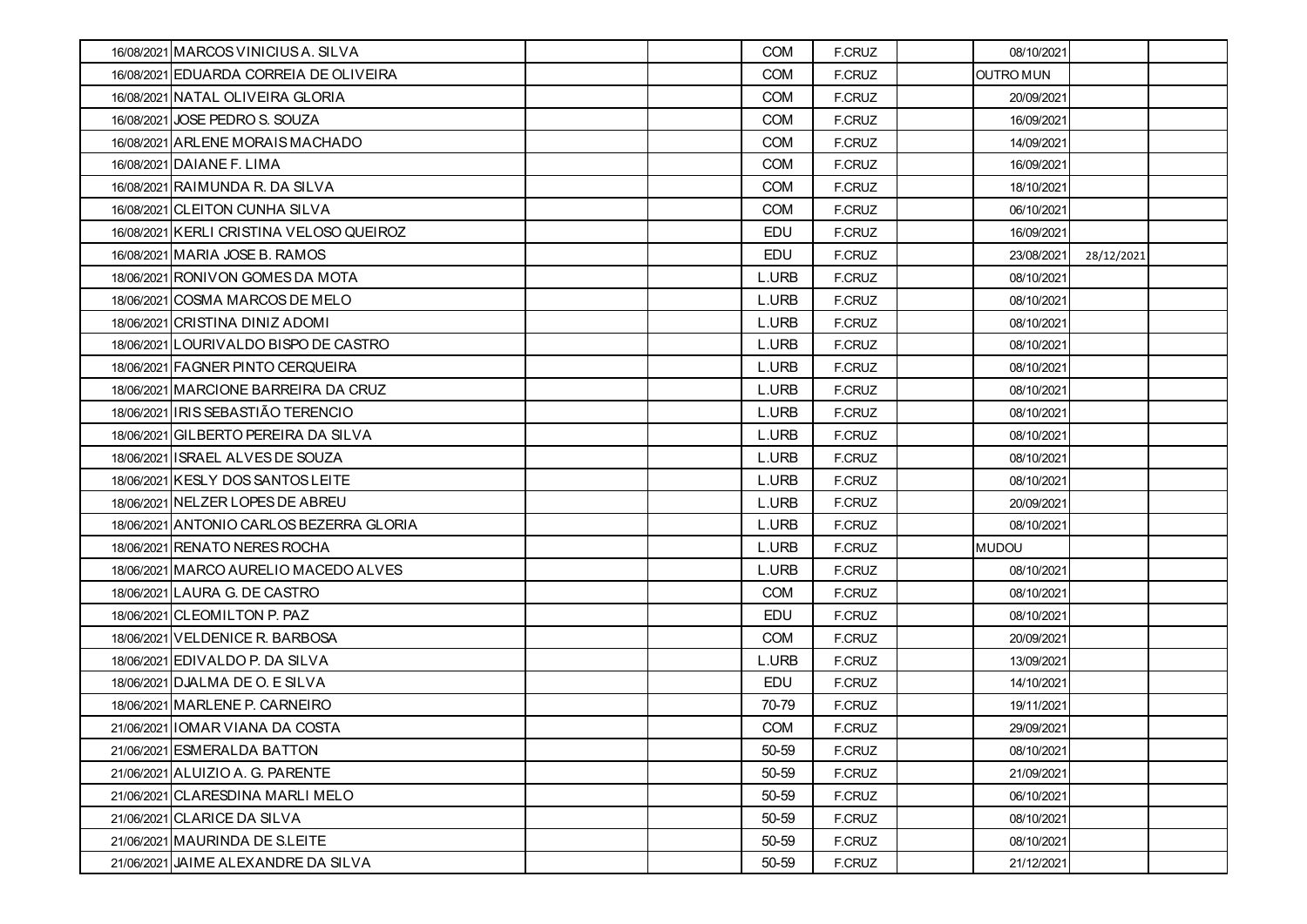| | | | | | | | | | |
|---|---|---|---|---|---|---|---|---|---|
| 16/08/2021 | MARCOS VINICIUS A. SILVA | | | COM | F.CRUZ | | 08/10/2021 | | |
| 16/08/2021 | EDUARDA CORREIA DE OLIVEIRA | | | COM | F.CRUZ | | OUTRO MUN | | |
| 16/08/2021 | NATAL OLIVEIRA GLORIA | | | COM | F.CRUZ | | 20/09/2021 | | |
| 16/08/2021 | JOSE PEDRO S. SOUZA | | | COM | F.CRUZ | | 16/09/2021 | | |
| 16/08/2021 | ARLENE MORAIS MACHADO | | | COM | F.CRUZ | | 14/09/2021 | | |
| 16/08/2021 | DAIANE F. LIMA | | | COM | F.CRUZ | | 16/09/2021 | | |
| 16/08/2021 | RAIMUNDA R. DA SILVA | | | COM | F.CRUZ | | 18/10/2021 | | |
| 16/08/2021 | CLEITON CUNHA SILVA | | | COM | F.CRUZ | | 06/10/2021 | | |
| 16/08/2021 | KERLI CRISTINA VELOSO QUEIROZ | | | EDU | F.CRUZ | | 16/09/2021 | | |
| 16/08/2021 | MARIA JOSE B. RAMOS | | | EDU | F.CRUZ | | 23/08/2021 | 28/12/2021 | |
| 18/06/2021 | RONIVON GOMES DA MOTA | | | L.URB | F.CRUZ | | 08/10/2021 | | |
| 18/06/2021 | COSMA MARCOS DE MELO | | | L.URB | F.CRUZ | | 08/10/2021 | | |
| 18/06/2021 | CRISTINA DINIZ ADOMI | | | L.URB | F.CRUZ | | 08/10/2021 | | |
| 18/06/2021 | LOURIVALDO BISPO DE CASTRO | | | L.URB | F.CRUZ | | 08/10/2021 | | |
| 18/06/2021 | FAGNER PINTO CERQUEIRA | | | L.URB | F.CRUZ | | 08/10/2021 | | |
| 18/06/2021 | MARCIONE BARREIRA DA CRUZ | | | L.URB | F.CRUZ | | 08/10/2021 | | |
| 18/06/2021 | IRIS SEBASTIÃO TERENCIO | | | L.URB | F.CRUZ | | 08/10/2021 | | |
| 18/06/2021 | GILBERTO PEREIRA DA SILVA | | | L.URB | F.CRUZ | | 08/10/2021 | | |
| 18/06/2021 | ISRAEL ALVES DE SOUZA | | | L.URB | F.CRUZ | | 08/10/2021 | | |
| 18/06/2021 | KESLY DOS SANTOS LEITE | | | L.URB | F.CRUZ | | 08/10/2021 | | |
| 18/06/2021 | NELZER LOPES DE ABREU | | | L.URB | F.CRUZ | | 20/09/2021 | | |
| 18/06/2021 | ANTONIO CARLOS BEZERRA GLORIA | | | L.URB | F.CRUZ | | 08/10/2021 | | |
| 18/06/2021 | RENATO NERES ROCHA | | | L.URB | F.CRUZ | | MUDOU | | |
| 18/06/2021 | MARCO AURELIO MACEDO ALVES | | | L.URB | F.CRUZ | | 08/10/2021 | | |
| 18/06/2021 | LAURA G. DE CASTRO | | | COM | F.CRUZ | | 08/10/2021 | | |
| 18/06/2021 | CLEOMILTON P. PAZ | | | EDU | F.CRUZ | | 08/10/2021 | | |
| 18/06/2021 | VELDENICE R. BARBOSA | | | COM | F.CRUZ | | 20/09/2021 | | |
| 18/06/2021 | EDIVALDO P. DA SILVA | | | L.URB | F.CRUZ | | 13/09/2021 | | |
| 18/06/2021 | DJALMA DE O. E SILVA | | | EDU | F.CRUZ | | 14/10/2021 | | |
| 18/06/2021 | MARLENE P. CARNEIRO | | | 70-79 | F.CRUZ | | 19/11/2021 | | |
| 21/06/2021 | IOMAR VIANA DA COSTA | | | COM | F.CRUZ | | 29/09/2021 | | |
| 21/06/2021 | ESMERALDA BATTON | | | 50-59 | F.CRUZ | | 08/10/2021 | | |
| 21/06/2021 | ALUIZIO A. G. PARENTE | | | 50-59 | F.CRUZ | | 21/09/2021 | | |
| 21/06/2021 | CLARESDINA MARLI MELO | | | 50-59 | F.CRUZ | | 06/10/2021 | | |
| 21/06/2021 | CLARICE DA SILVA | | | 50-59 | F.CRUZ | | 08/10/2021 | | |
| 21/06/2021 | MAURINDA DE S.LEITE | | | 50-59 | F.CRUZ | | 08/10/2021 | | |
| 21/06/2021 | JAIME ALEXANDRE DA SILVA | | | 50-59 | F.CRUZ | | 21/12/2021 | | |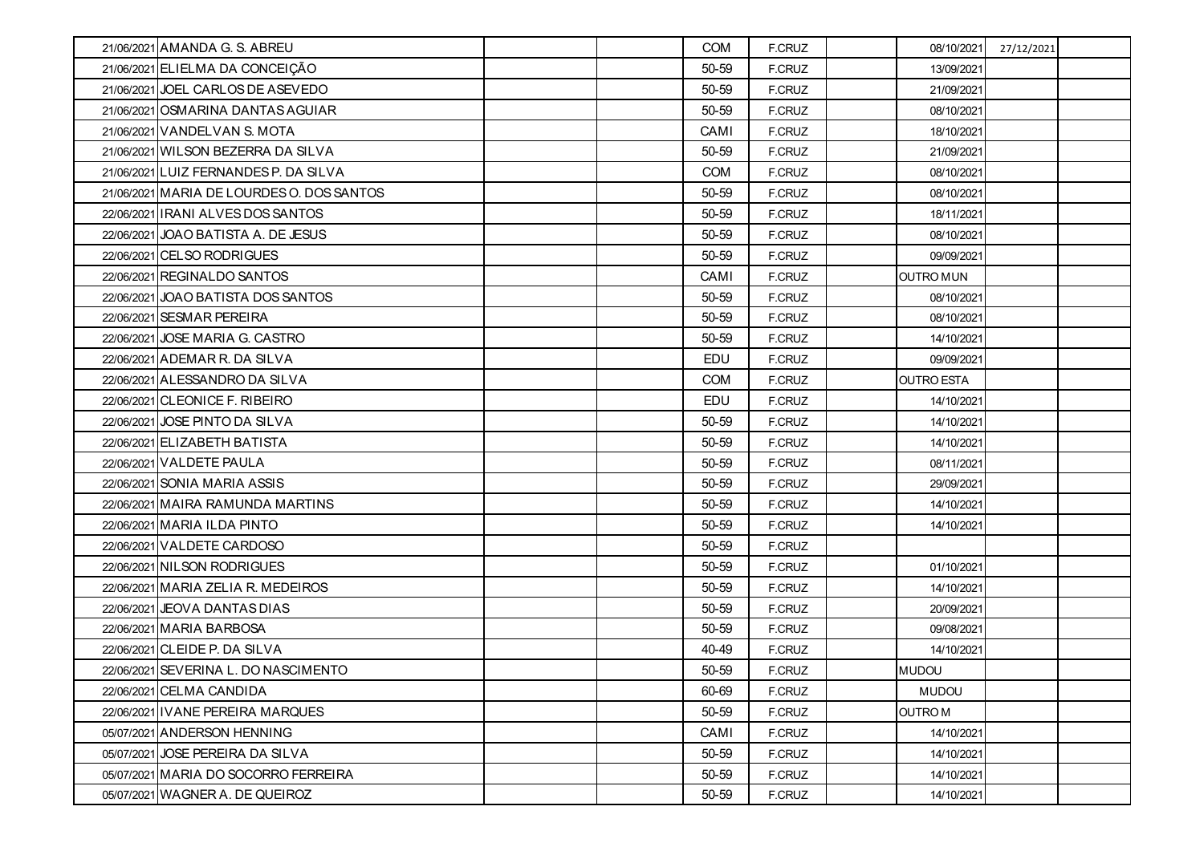| | | | | | | | | | |
|---|---|---|---|---|---|---|---|---|---|
| 21/06/2021 | AMANDA G. S. ABREU | | | COM | F.CRUZ | | 08/10/2021 | 27/12/2021 | |
| 21/06/2021 | ELIELMA DA CONCEIÇÃO | | | 50-59 | F.CRUZ | | 13/09/2021 | | |
| 21/06/2021 | JOEL CARLOS DE ASEVEDO | | | 50-59 | F.CRUZ | | 21/09/2021 | | |
| 21/06/2021 | OSMARINA DANTAS AGUIAR | | | 50-59 | F.CRUZ | | 08/10/2021 | | |
| 21/06/2021 | VANDELVAN S. MOTA | | | CAMI | F.CRUZ | | 18/10/2021 | | |
| 21/06/2021 | WILSON BEZERRA DA SILVA | | | 50-59 | F.CRUZ | | 21/09/2021 | | |
| 21/06/2021 | LUIZ FERNANDES P. DA SILVA | | | COM | F.CRUZ | | 08/10/2021 | | |
| 21/06/2021 | MARIA DE LOURDES O. DOS SANTOS | | | 50-59 | F.CRUZ | | 08/10/2021 | | |
| 22/06/2021 | IRANI ALVES DOS SANTOS | | | 50-59 | F.CRUZ | | 18/11/2021 | | |
| 22/06/2021 | JOAO BATISTA A. DE JESUS | | | 50-59 | F.CRUZ | | 08/10/2021 | | |
| 22/06/2021 | CELSO RODRIGUES | | | 50-59 | F.CRUZ | | 09/09/2021 | | |
| 22/06/2021 | REGINALDO SANTOS | | | CAMI | F.CRUZ | | OUTRO MUN | | |
| 22/06/2021 | JOAO BATISTA DOS SANTOS | | | 50-59 | F.CRUZ | | 08/10/2021 | | |
| 22/06/2021 | SESMAR PEREIRA | | | 50-59 | F.CRUZ | | 08/10/2021 | | |
| 22/06/2021 | JOSE MARIA G. CASTRO | | | 50-59 | F.CRUZ | | 14/10/2021 | | |
| 22/06/2021 | ADEMAR R. DA SILVA | | | EDU | F.CRUZ | | 09/09/2021 | | |
| 22/06/2021 | ALESSANDRO DA SILVA | | | COM | F.CRUZ | | OUTRO ESTA | | |
| 22/06/2021 | CLEONICE F. RIBEIRO | | | EDU | F.CRUZ | | 14/10/2021 | | |
| 22/06/2021 | JOSE PINTO DA SILVA | | | 50-59 | F.CRUZ | | 14/10/2021 | | |
| 22/06/2021 | ELIZABETH BATISTA | | | 50-59 | F.CRUZ | | 14/10/2021 | | |
| 22/06/2021 | VALDETE PAULA | | | 50-59 | F.CRUZ | | 08/11/2021 | | |
| 22/06/2021 | SONIA MARIA ASSIS | | | 50-59 | F.CRUZ | | 29/09/2021 | | |
| 22/06/2021 | MAIRA RAMUNDA MARTINS | | | 50-59 | F.CRUZ | | 14/10/2021 | | |
| 22/06/2021 | MARIA ILDA PINTO | | | 50-59 | F.CRUZ | | 14/10/2021 | | |
| 22/06/2021 | VALDETE CARDOSO | | | 50-59 | F.CRUZ | | | | |
| 22/06/2021 | NILSON RODRIGUES | | | 50-59 | F.CRUZ | | 01/10/2021 | | |
| 22/06/2021 | MARIA ZELIA R. MEDEIROS | | | 50-59 | F.CRUZ | | 14/10/2021 | | |
| 22/06/2021 | JEOVA DANTAS DIAS | | | 50-59 | F.CRUZ | | 20/09/2021 | | |
| 22/06/2021 | MARIA BARBOSA | | | 50-59 | F.CRUZ | | 09/08/2021 | | |
| 22/06/2021 | CLEIDE P. DA SILVA | | | 40-49 | F.CRUZ | | 14/10/2021 | | |
| 22/06/2021 | SEVERINA L. DO NASCIMENTO | | | 50-59 | F.CRUZ | | MUDOU | | |
| 22/06/2021 | CELMA CANDIDA | | | 60-69 | F.CRUZ | | MUDOU | | |
| 22/06/2021 | IVANE PEREIRA MARQUES | | | 50-59 | F.CRUZ | | OUTRO M | | |
| 05/07/2021 | ANDERSON HENNING | | | CAMI | F.CRUZ | | 14/10/2021 | | |
| 05/07/2021 | JOSE PEREIRA DA SILVA | | | 50-59 | F.CRUZ | | 14/10/2021 | | |
| 05/07/2021 | MARIA DO SOCORRO FERREIRA | | | 50-59 | F.CRUZ | | 14/10/2021 | | |
| 05/07/2021 | WAGNER A. DE QUEIROZ | | | 50-59 | F.CRUZ | | 14/10/2021 | | |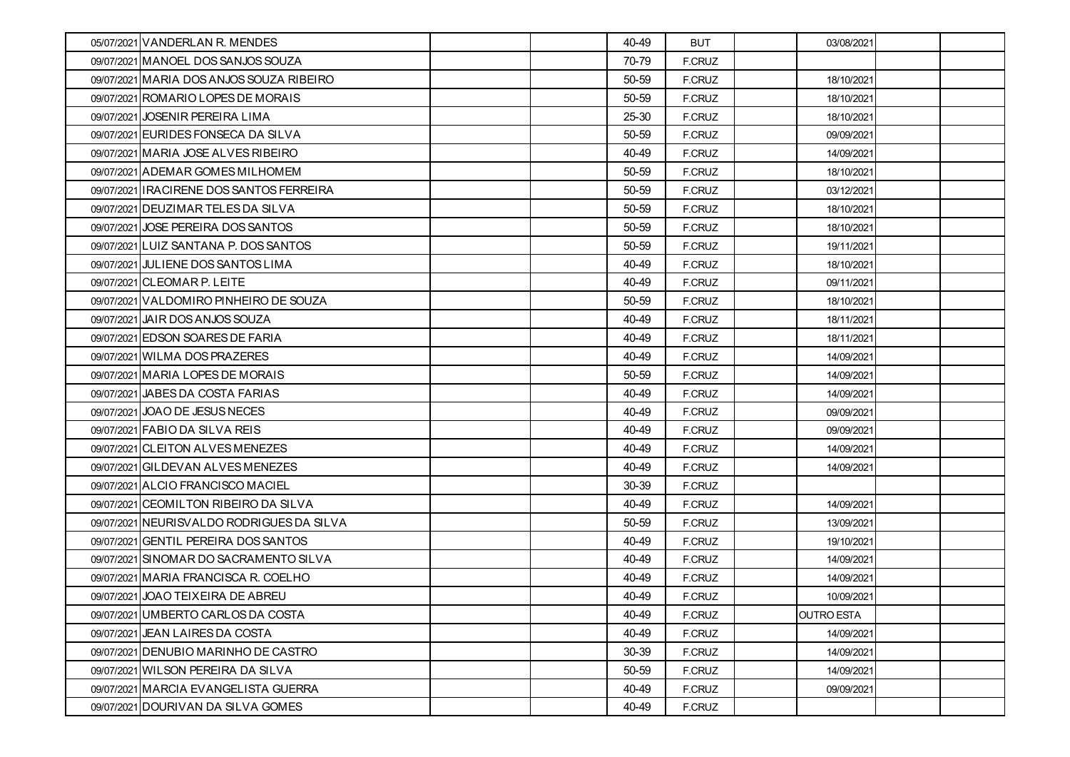| | | | | | | | | | |
|---|---|---|---|---|---|---|---|---|---|
| 05/07/2021 | VANDERLAN R. MENDES | | | 40-49 | BUT | | 03/08/2021 | | |
| 09/07/2021 | MANOEL DOS SANJOS SOUZA | | | 70-79 | F.CRUZ | | | | |
| 09/07/2021 | MARIA DOS ANJOS SOUZA RIBEIRO | | | 50-59 | F.CRUZ | | 18/10/2021 | | |
| 09/07/2021 | ROMARIO LOPES DE MORAIS | | | 50-59 | F.CRUZ | | 18/10/2021 | | |
| 09/07/2021 | JOSENIR PEREIRA LIMA | | | 25-30 | F.CRUZ | | 18/10/2021 | | |
| 09/07/2021 | EURIDES FONSECA DA SILVA | | | 50-59 | F.CRUZ | | 09/09/2021 | | |
| 09/07/2021 | MARIA JOSE ALVES RIBEIRO | | | 40-49 | F.CRUZ | | 14/09/2021 | | |
| 09/07/2021 | ADEMAR GOMES MILHOMEM | | | 50-59 | F.CRUZ | | 18/10/2021 | | |
| 09/07/2021 | IRACIRENE DOS SANTOS FERREIRA | | | 50-59 | F.CRUZ | | 03/12/2021 | | |
| 09/07/2021 | DEUZIMAR TELES DA SILVA | | | 50-59 | F.CRUZ | | 18/10/2021 | | |
| 09/07/2021 | JOSE PEREIRA DOS SANTOS | | | 50-59 | F.CRUZ | | 18/10/2021 | | |
| 09/07/2021 | LUIZ SANTANA P. DOS SANTOS | | | 50-59 | F.CRUZ | | 19/11/2021 | | |
| 09/07/2021 | JULIENE DOS SANTOS LIMA | | | 40-49 | F.CRUZ | | 18/10/2021 | | |
| 09/07/2021 | CLEOMAR P. LEITE | | | 40-49 | F.CRUZ | | 09/11/2021 | | |
| 09/07/2021 | VALDOMIRO PINHEIRO DE SOUZA | | | 50-59 | F.CRUZ | | 18/10/2021 | | |
| 09/07/2021 | JAIR DOS ANJOS SOUZA | | | 40-49 | F.CRUZ | | 18/11/2021 | | |
| 09/07/2021 | EDSON SOARES DE FARIA | | | 40-49 | F.CRUZ | | 18/11/2021 | | |
| 09/07/2021 | WILMA DOS PRAZERES | | | 40-49 | F.CRUZ | | 14/09/2021 | | |
| 09/07/2021 | MARIA LOPES DE MORAIS | | | 50-59 | F.CRUZ | | 14/09/2021 | | |
| 09/07/2021 | JABES DA COSTA FARIAS | | | 40-49 | F.CRUZ | | 14/09/2021 | | |
| 09/07/2021 | JOAO DE JESUS NECES | | | 40-49 | F.CRUZ | | 09/09/2021 | | |
| 09/07/2021 | FABIO DA SILVA REIS | | | 40-49 | F.CRUZ | | 09/09/2021 | | |
| 09/07/2021 | CLEITON ALVES MENEZES | | | 40-49 | F.CRUZ | | 14/09/2021 | | |
| 09/07/2021 | GILDEVAN ALVES MENEZES | | | 40-49 | F.CRUZ | | 14/09/2021 | | |
| 09/07/2021 | ALCIO FRANCISCO MACIEL | | | 30-39 | F.CRUZ | | | | |
| 09/07/2021 | CEOMILTON RIBEIRO DA SILVA | | | 40-49 | F.CRUZ | | 14/09/2021 | | |
| 09/07/2021 | NEURISVALDO RODRIGUES DA SILVA | | | 50-59 | F.CRUZ | | 13/09/2021 | | |
| 09/07/2021 | GENTIL PEREIRA DOS SANTOS | | | 40-49 | F.CRUZ | | 19/10/2021 | | |
| 09/07/2021 | SINOMAR DO SACRAMENTO SILVA | | | 40-49 | F.CRUZ | | 14/09/2021 | | |
| 09/07/2021 | MARIA FRANCISCA R. COELHO | | | 40-49 | F.CRUZ | | 14/09/2021 | | |
| 09/07/2021 | JOAO TEIXEIRA DE ABREU | | | 40-49 | F.CRUZ | | 10/09/2021 | | |
| 09/07/2021 | UMBERTO CARLOS DA COSTA | | | 40-49 | F.CRUZ | | OUTRO ESTA | | |
| 09/07/2021 | JEAN LAIRES DA COSTA | | | 40-49 | F.CRUZ | | 14/09/2021 | | |
| 09/07/2021 | DENUBIO MARINHO DE CASTRO | | | 30-39 | F.CRUZ | | 14/09/2021 | | |
| 09/07/2021 | WILSON PEREIRA DA SILVA | | | 50-59 | F.CRUZ | | 14/09/2021 | | |
| 09/07/2021 | MARCIA EVANGELISTA GUERRA | | | 40-49 | F.CRUZ | | 09/09/2021 | | |
| 09/07/2021 | DOURIVAN DA SILVA GOMES | | | 40-49 | F.CRUZ | | | | |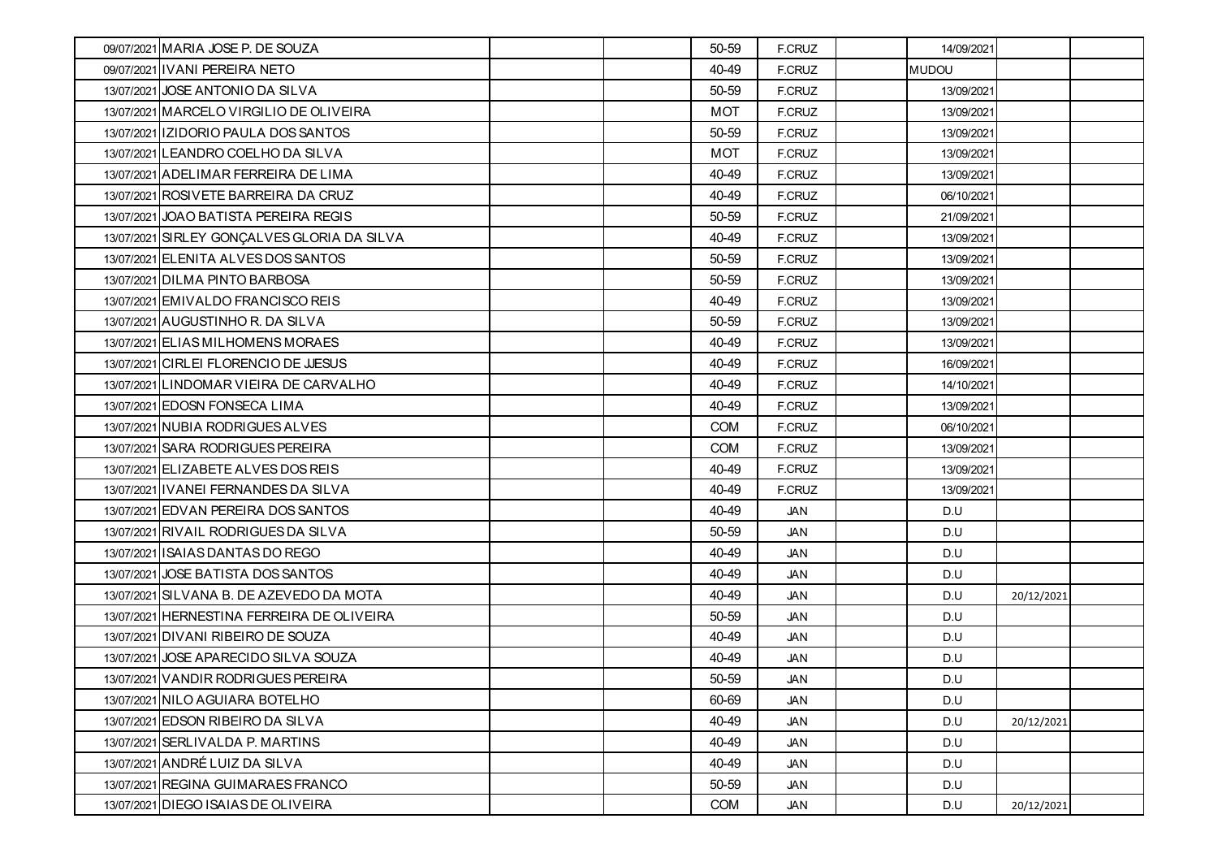| | | | | | | | | | |
|---|---|---|---|---|---|---|---|---|---|
| 09/07/2021 | MARIA JOSE P. DE SOUZA | | | 50-59 | F.CRUZ | | 14/09/2021 | | |
| 09/07/2021 | IVANI PEREIRA NETO | | | 40-49 | F.CRUZ | | MUDOU | | |
| 13/07/2021 | JOSE ANTONIO DA SILVA | | | 50-59 | F.CRUZ | | 13/09/2021 | | |
| 13/07/2021 | MARCELO VIRGILIO DE OLIVEIRA | | | MOT | F.CRUZ | | 13/09/2021 | | |
| 13/07/2021 | IZIDORIO PAULA DOS SANTOS | | | 50-59 | F.CRUZ | | 13/09/2021 | | |
| 13/07/2021 | LEANDRO COELHO DA SILVA | | | MOT | F.CRUZ | | 13/09/2021 | | |
| 13/07/2021 | ADELIMAR FERREIRA DE LIMA | | | 40-49 | F.CRUZ | | 13/09/2021 | | |
| 13/07/2021 | ROSIVETE BARREIRA DA CRUZ | | | 40-49 | F.CRUZ | | 06/10/2021 | | |
| 13/07/2021 | JOAO BATISTA PEREIRA REGIS | | | 50-59 | F.CRUZ | | 21/09/2021 | | |
| 13/07/2021 | SIRLEY GONÇALVES GLORIA DA SILVA | | | 40-49 | F.CRUZ | | 13/09/2021 | | |
| 13/07/2021 | ELENITA ALVES DOS SANTOS | | | 50-59 | F.CRUZ | | 13/09/2021 | | |
| 13/07/2021 | DILMA PINTO BARBOSA | | | 50-59 | F.CRUZ | | 13/09/2021 | | |
| 13/07/2021 | EMIVALDO FRANCISCO REIS | | | 40-49 | F.CRUZ | | 13/09/2021 | | |
| 13/07/2021 | AUGUSTINHO R. DA SILVA | | | 50-59 | F.CRUZ | | 13/09/2021 | | |
| 13/07/2021 | ELIAS MILHOMENS MORAES | | | 40-49 | F.CRUZ | | 13/09/2021 | | |
| 13/07/2021 | CIRLEI FLORENCIO DE JJESUS | | | 40-49 | F.CRUZ | | 16/09/2021 | | |
| 13/07/2021 | LINDOMAR VIEIRA DE CARVALHO | | | 40-49 | F.CRUZ | | 14/10/2021 | | |
| 13/07/2021 | EDOSN FONSECA LIMA | | | 40-49 | F.CRUZ | | 13/09/2021 | | |
| 13/07/2021 | NUBIA RODRIGUES ALVES | | | COM | F.CRUZ | | 06/10/2021 | | |
| 13/07/2021 | SARA RODRIGUES PEREIRA | | | COM | F.CRUZ | | 13/09/2021 | | |
| 13/07/2021 | ELIZABETE ALVES DOS REIS | | | 40-49 | F.CRUZ | | 13/09/2021 | | |
| 13/07/2021 | IVANEI FERNANDES DA SILVA | | | 40-49 | F.CRUZ | | 13/09/2021 | | |
| 13/07/2021 | EDVAN PEREIRA DOS SANTOS | | | 40-49 | JAN | | D.U | | |
| 13/07/2021 | RIVAIL RODRIGUES DA SILVA | | | 50-59 | JAN | | D.U | | |
| 13/07/2021 | ISAIAS DANTAS DO REGO | | | 40-49 | JAN | | D.U | | |
| 13/07/2021 | JOSE BATISTA DOS SANTOS | | | 40-49 | JAN | | D.U | | |
| 13/07/2021 | SILVANA B. DE AZEVEDO DA MOTA | | | 40-49 | JAN | | D.U | 20/12/2021 | |
| 13/07/2021 | HERNESTINA FERREIRA DE OLIVEIRA | | | 50-59 | JAN | | D.U | | |
| 13/07/2021 | DIVANI RIBEIRO DE SOUZA | | | 40-49 | JAN | | D.U | | |
| 13/07/2021 | JOSE APARECIDO SILVA SOUZA | | | 40-49 | JAN | | D.U | | |
| 13/07/2021 | VANDIR RODRIGUES PEREIRA | | | 50-59 | JAN | | D.U | | |
| 13/07/2021 | NILO AGUIARA BOTELHO | | | 60-69 | JAN | | D.U | | |
| 13/07/2021 | EDSON RIBEIRO DA SILVA | | | 40-49 | JAN | | D.U | 20/12/2021 | |
| 13/07/2021 | SERLIVALDA P. MARTINS | | | 40-49 | JAN | | D.U | | |
| 13/07/2021 | ANDRÉ LUIZ DA SILVA | | | 40-49 | JAN | | D.U | | |
| 13/07/2021 | REGINA GUIMARAES FRANCO | | | 50-59 | JAN | | D.U | | |
| 13/07/2021 | DIEGO ISAIAS DE OLIVEIRA | | | COM | JAN | | D.U | 20/12/2021 | |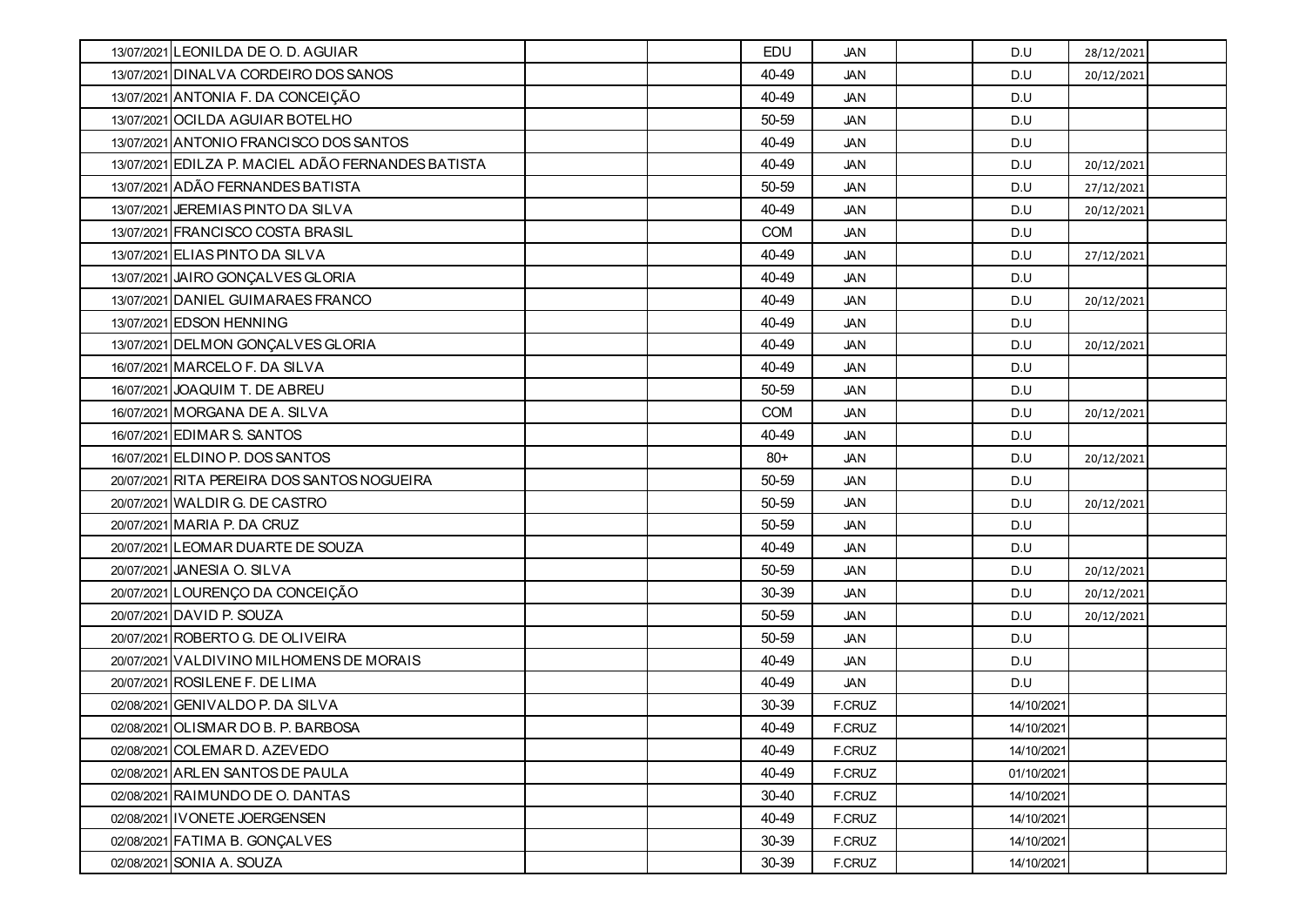| | | | | | | | | | |
|---|---|---|---|---|---|---|---|---|---|
| 13/07/2021 | LEONILDA DE O. D. AGUIAR | | | EDU | JAN | | D.U | 28/12/2021 | |
| 13/07/2021 | DINALVA CORDEIRO DOS SANOS | | | 40-49 | JAN | | D.U | 20/12/2021 | |
| 13/07/2021 | ANTONIA F. DA CONCEIÇÃO | | | 40-49 | JAN | | D.U | | |
| 13/07/2021 | OCILDA AGUIAR BOTELHO | | | 50-59 | JAN | | D.U | | |
| 13/07/2021 | ANTONIO FRANCISCO DOS SANTOS | | | 40-49 | JAN | | D.U | | |
| 13/07/2021 | EDILZA P. MACIEL ADÃO FERNANDES BATISTA | | | 40-49 | JAN | | D.U | 20/12/2021 | |
| 13/07/2021 | ADÃO FERNANDES BATISTA | | | 50-59 | JAN | | D.U | 27/12/2021 | |
| 13/07/2021 | JEREMIAS PINTO DA SILVA | | | 40-49 | JAN | | D.U | 20/12/2021 | |
| 13/07/2021 | FRANCISCO COSTA BRASIL | | | COM | JAN | | D.U | | |
| 13/07/2021 | ELIAS PINTO DA SILVA | | | 40-49 | JAN | | D.U | 27/12/2021 | |
| 13/07/2021 | JAIRO GONÇALVES GLORIA | | | 40-49 | JAN | | D.U | | |
| 13/07/2021 | DANIEL GUIMARAES FRANCO | | | 40-49 | JAN | | D.U | 20/12/2021 | |
| 13/07/2021 | EDSON HENNING | | | 40-49 | JAN | | D.U | | |
| 13/07/2021 | DELMON GONÇALVES GLORIA | | | 40-49 | JAN | | D.U | 20/12/2021 | |
| 16/07/2021 | MARCELO F. DA SILVA | | | 40-49 | JAN | | D.U | | |
| 16/07/2021 | JOAQUIM T. DE ABREU | | | 50-59 | JAN | | D.U | | |
| 16/07/2021 | MORGANA DE A. SILVA | | | COM | JAN | | D.U | 20/12/2021 | |
| 16/07/2021 | EDIMAR S. SANTOS | | | 40-49 | JAN | | D.U | | |
| 16/07/2021 | ELDINO P. DOS SANTOS | | | 80+ | JAN | | D.U | 20/12/2021 | |
| 20/07/2021 | RITA PEREIRA DOS SANTOS NOGUEIRA | | | 50-59 | JAN | | D.U | | |
| 20/07/2021 | WALDIR G. DE CASTRO | | | 50-59 | JAN | | D.U | 20/12/2021 | |
| 20/07/2021 | MARIA P. DA CRUZ | | | 50-59 | JAN | | D.U | | |
| 20/07/2021 | LEOMAR DUARTE DE SOUZA | | | 40-49 | JAN | | D.U | | |
| 20/07/2021 | JANESIA O. SILVA | | | 50-59 | JAN | | D.U | 20/12/2021 | |
| 20/07/2021 | LOURENÇO DA CONCEIÇÃO | | | 30-39 | JAN | | D.U | 20/12/2021 | |
| 20/07/2021 | DAVID P. SOUZA | | | 50-59 | JAN | | D.U | 20/12/2021 | |
| 20/07/2021 | ROBERTO G. DE OLIVEIRA | | | 50-59 | JAN | | D.U | | |
| 20/07/2021 | VALDIVINO MILHOMENS DE MORAIS | | | 40-49 | JAN | | D.U | | |
| 20/07/2021 | ROSILENE F. DE LIMA | | | 40-49 | JAN | | D.U | | |
| 02/08/2021 | GENIVALDO P. DA SILVA | | | 30-39 | F.CRUZ | | 14/10/2021 | | |
| 02/08/2021 | OLISMAR DO B. P. BARBOSA | | | 40-49 | F.CRUZ | | 14/10/2021 | | |
| 02/08/2021 | COLEMAR D. AZEVEDO | | | 40-49 | F.CRUZ | | 14/10/2021 | | |
| 02/08/2021 | ARLEN SANTOS DE PAULA | | | 40-49 | F.CRUZ | | 01/10/2021 | | |
| 02/08/2021 | RAIMUNDO DE O. DANTAS | | | 30-40 | F.CRUZ | | 14/10/2021 | | |
| 02/08/2021 | IVONETE JOERGENSEN | | | 40-49 | F.CRUZ | | 14/10/2021 | | |
| 02/08/2021 | FATIMA B. GONÇALVES | | | 30-39 | F.CRUZ | | 14/10/2021 | | |
| 02/08/2021 | SONIA A. SOUZA | | | 30-39 | F.CRUZ | | 14/10/2021 | | |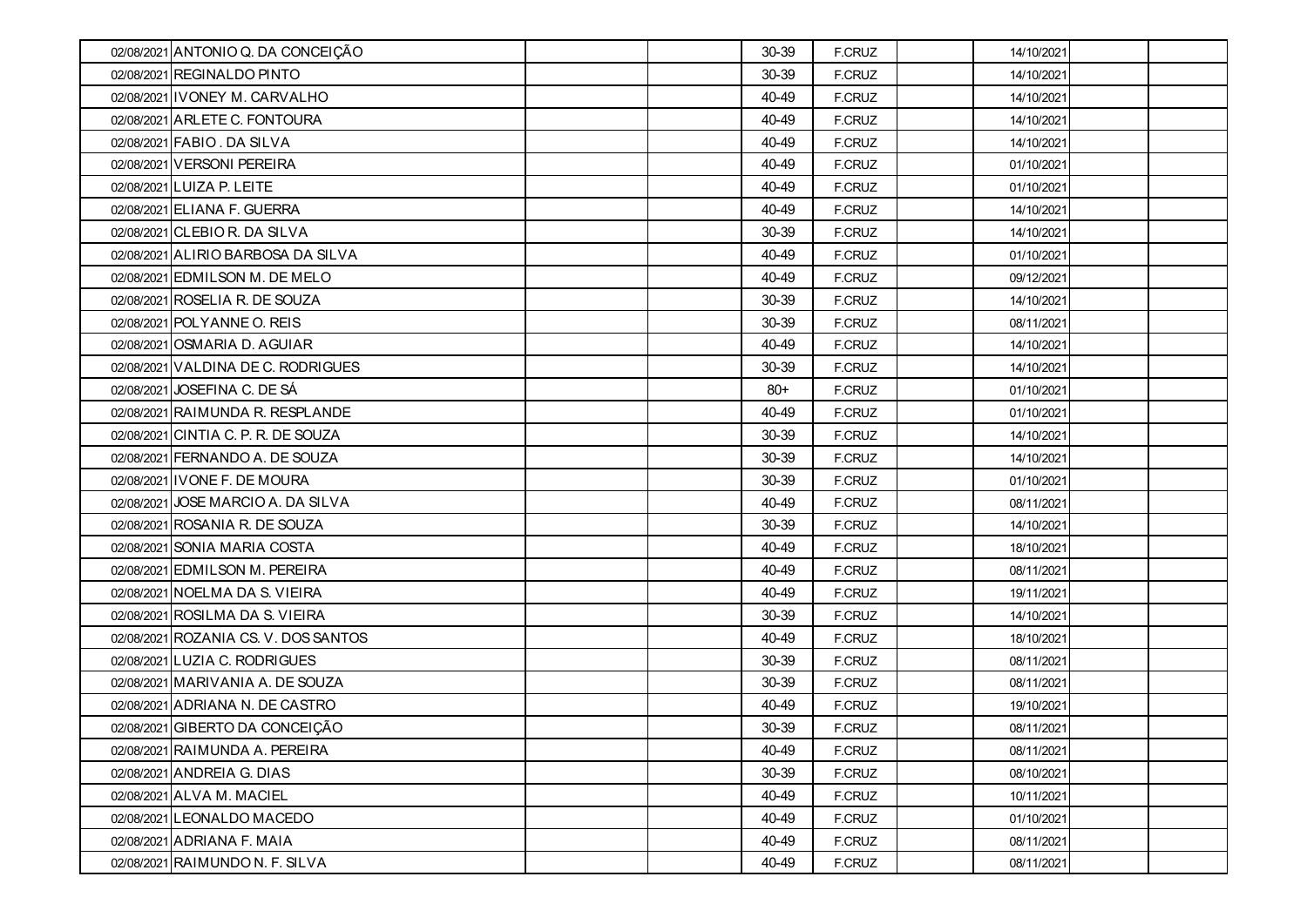| | | | | | | | | | |
|---|---|---|---|---|---|---|---|---|---|
| 02/08/2021 | ANTONIO Q. DA CONCEIÇÃO | | | 30-39 | F.CRUZ | | 14/10/2021 | | |
| 02/08/2021 | REGINALDO PINTO | | | 30-39 | F.CRUZ | | 14/10/2021 | | |
| 02/08/2021 | IVONEY M. CARVALHO | | | 40-49 | F.CRUZ | | 14/10/2021 | | |
| 02/08/2021 | ARLETE C. FONTOURA | | | 40-49 | F.CRUZ | | 14/10/2021 | | |
| 02/08/2021 | FABIO . DA SILVA | | | 40-49 | F.CRUZ | | 14/10/2021 | | |
| 02/08/2021 | VERSONI PEREIRA | | | 40-49 | F.CRUZ | | 01/10/2021 | | |
| 02/08/2021 | LUIZA P. LEITE | | | 40-49 | F.CRUZ | | 01/10/2021 | | |
| 02/08/2021 | ELIANA F. GUERRA | | | 40-49 | F.CRUZ | | 14/10/2021 | | |
| 02/08/2021 | CLEBIO R. DA SILVA | | | 30-39 | F.CRUZ | | 14/10/2021 | | |
| 02/08/2021 | ALIRIO BARBOSA DA SILVA | | | 40-49 | F.CRUZ | | 01/10/2021 | | |
| 02/08/2021 | EDMILSON M. DE MELO | | | 40-49 | F.CRUZ | | 09/12/2021 | | |
| 02/08/2021 | ROSELIA R. DE SOUZA | | | 30-39 | F.CRUZ | | 14/10/2021 | | |
| 02/08/2021 | POLYANNE O. REIS | | | 30-39 | F.CRUZ | | 08/11/2021 | | |
| 02/08/2021 | OSMARIA D. AGUIAR | | | 40-49 | F.CRUZ | | 14/10/2021 | | |
| 02/08/2021 | VALDINA DE C. RODRIGUES | | | 30-39 | F.CRUZ | | 14/10/2021 | | |
| 02/08/2021 | JOSEFINA C. DE SÁ | | | 80+ | F.CRUZ | | 01/10/2021 | | |
| 02/08/2021 | RAIMUNDA R. RESPLANDE | | | 40-49 | F.CRUZ | | 01/10/2021 | | |
| 02/08/2021 | CINTIA C. P. R. DE SOUZA | | | 30-39 | F.CRUZ | | 14/10/2021 | | |
| 02/08/2021 | FERNANDO A. DE SOUZA | | | 30-39 | F.CRUZ | | 14/10/2021 | | |
| 02/08/2021 | IVONE F. DE MOURA | | | 30-39 | F.CRUZ | | 01/10/2021 | | |
| 02/08/2021 | JOSE MARCIO A. DA SILVA | | | 40-49 | F.CRUZ | | 08/11/2021 | | |
| 02/08/2021 | ROSANIA R. DE SOUZA | | | 30-39 | F.CRUZ | | 14/10/2021 | | |
| 02/08/2021 | SONIA MARIA COSTA | | | 40-49 | F.CRUZ | | 18/10/2021 | | |
| 02/08/2021 | EDMILSON M. PEREIRA | | | 40-49 | F.CRUZ | | 08/11/2021 | | |
| 02/08/2021 | NOELMA DA S. VIEIRA | | | 40-49 | F.CRUZ | | 19/11/2021 | | |
| 02/08/2021 | ROSILMA DA S. VIEIRA | | | 30-39 | F.CRUZ | | 14/10/2021 | | |
| 02/08/2021 | ROZANIA CS. V. DOS SANTOS | | | 40-49 | F.CRUZ | | 18/10/2021 | | |
| 02/08/2021 | LUZIA C. RODRIGUES | | | 30-39 | F.CRUZ | | 08/11/2021 | | |
| 02/08/2021 | MARIVANIA A. DE SOUZA | | | 30-39 | F.CRUZ | | 08/11/2021 | | |
| 02/08/2021 | ADRIANA N. DE CASTRO | | | 40-49 | F.CRUZ | | 19/10/2021 | | |
| 02/08/2021 | GIBERTO DA CONCEIÇÃO | | | 30-39 | F.CRUZ | | 08/11/2021 | | |
| 02/08/2021 | RAIMUNDA A. PEREIRA | | | 40-49 | F.CRUZ | | 08/11/2021 | | |
| 02/08/2021 | ANDREIA G. DIAS | | | 30-39 | F.CRUZ | | 08/10/2021 | | |
| 02/08/2021 | ALVA M. MACIEL | | | 40-49 | F.CRUZ | | 10/11/2021 | | |
| 02/08/2021 | LEONALDO MACEDO | | | 40-49 | F.CRUZ | | 01/10/2021 | | |
| 02/08/2021 | ADRIANA F. MAIA | | | 40-49 | F.CRUZ | | 08/11/2021 | | |
| 02/08/2021 | RAIMUNDO N. F. SILVA | | | 40-49 | F.CRUZ | | 08/11/2021 | | |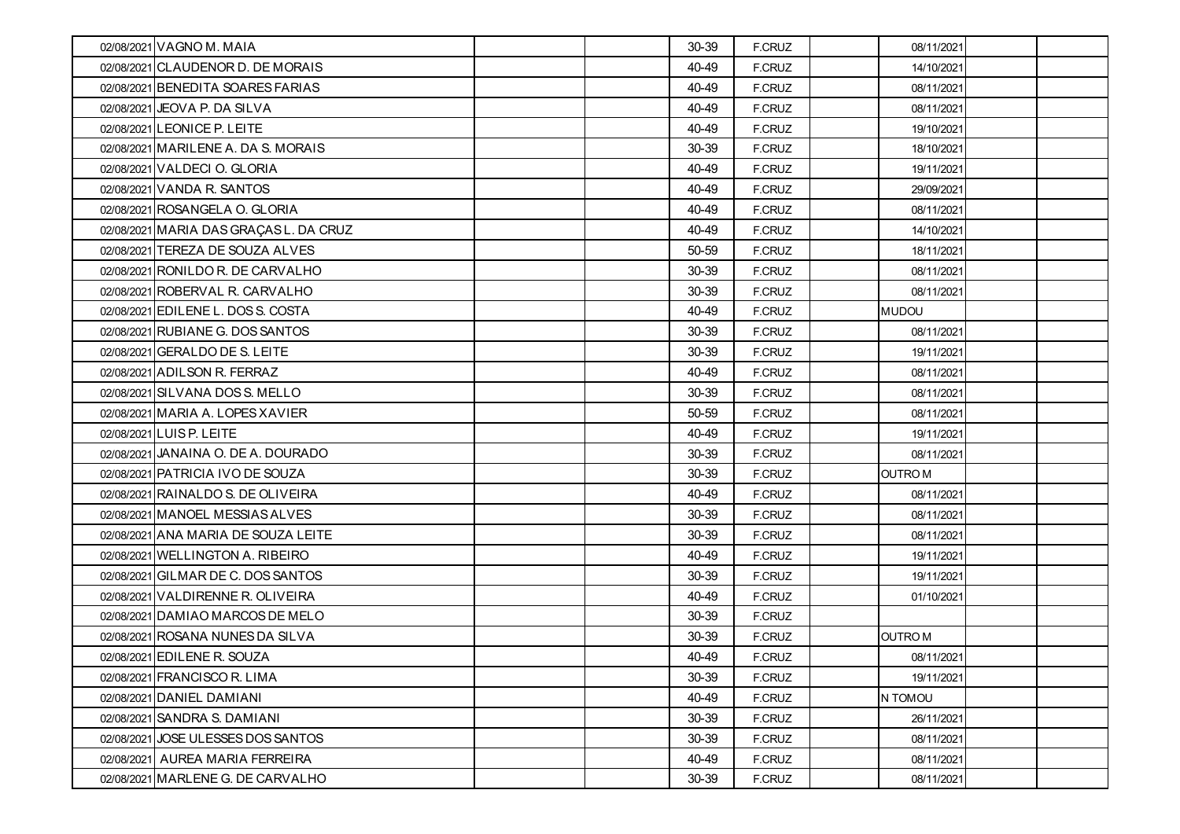| | | | | | | | | | |
|---|---|---|---|---|---|---|---|---|---|
| 02/08/2021 | VAGNO M. MAIA | | | 30-39 | F.CRUZ | | 08/11/2021 | | |
| 02/08/2021 | CLAUDENOR D. DE MORAIS | | | 40-49 | F.CRUZ | | 14/10/2021 | | |
| 02/08/2021 | BENEDITA SOARES FARIAS | | | 40-49 | F.CRUZ | | 08/11/2021 | | |
| 02/08/2021 | JEOVA P. DA SILVA | | | 40-49 | F.CRUZ | | 08/11/2021 | | |
| 02/08/2021 | LEONICE P. LEITE | | | 40-49 | F.CRUZ | | 19/10/2021 | | |
| 02/08/2021 | MARILENE A. DA S. MORAIS | | | 30-39 | F.CRUZ | | 18/10/2021 | | |
| 02/08/2021 | VALDECI O. GLORIA | | | 40-49 | F.CRUZ | | 19/11/2021 | | |
| 02/08/2021 | VANDA R. SANTOS | | | 40-49 | F.CRUZ | | 29/09/2021 | | |
| 02/08/2021 | ROSANGELA O. GLORIA | | | 40-49 | F.CRUZ | | 08/11/2021 | | |
| 02/08/2021 | MARIA DAS GRAÇAS L. DA CRUZ | | | 40-49 | F.CRUZ | | 14/10/2021 | | |
| 02/08/2021 | TEREZA DE SOUZA ALVES | | | 50-59 | F.CRUZ | | 18/11/2021 | | |
| 02/08/2021 | RONILDO R. DE CARVALHO | | | 30-39 | F.CRUZ | | 08/11/2021 | | |
| 02/08/2021 | ROBERVAL R. CARVALHO | | | 30-39 | F.CRUZ | | 08/11/2021 | | |
| 02/08/2021 | EDILENE L. DOS S. COSTA | | | 40-49 | F.CRUZ | | MUDOU | | |
| 02/08/2021 | RUBIANE G. DOS SANTOS | | | 30-39 | F.CRUZ | | 08/11/2021 | | |
| 02/08/2021 | GERALDO DE S. LEITE | | | 30-39 | F.CRUZ | | 19/11/2021 | | |
| 02/08/2021 | ADILSON R. FERRAZ | | | 40-49 | F.CRUZ | | 08/11/2021 | | |
| 02/08/2021 | SILVANA DOS S. MELLO | | | 30-39 | F.CRUZ | | 08/11/2021 | | |
| 02/08/2021 | MARIA A. LOPES XAVIER | | | 50-59 | F.CRUZ | | 08/11/2021 | | |
| 02/08/2021 | LUIS P. LEITE | | | 40-49 | F.CRUZ | | 19/11/2021 | | |
| 02/08/2021 | JANAINA O. DE A. DOURADO | | | 30-39 | F.CRUZ | | 08/11/2021 | | |
| 02/08/2021 | PATRICIA IVO DE SOUZA | | | 30-39 | F.CRUZ | | OUTRO M | | |
| 02/08/2021 | RAINALDO S. DE OLIVEIRA | | | 40-49 | F.CRUZ | | 08/11/2021 | | |
| 02/08/2021 | MANOEL MESSIAS ALVES | | | 30-39 | F.CRUZ | | 08/11/2021 | | |
| 02/08/2021 | ANA MARIA DE SOUZA LEITE | | | 30-39 | F.CRUZ | | 08/11/2021 | | |
| 02/08/2021 | WELLINGTON A. RIBEIRO | | | 40-49 | F.CRUZ | | 19/11/2021 | | |
| 02/08/2021 | GILMAR DE C. DOS SANTOS | | | 30-39 | F.CRUZ | | 19/11/2021 | | |
| 02/08/2021 | VALDIRENNE R. OLIVEIRA | | | 40-49 | F.CRUZ | | 01/10/2021 | | |
| 02/08/2021 | DAMIAO MARCOS DE MELO | | | 30-39 | F.CRUZ | | | | |
| 02/08/2021 | ROSANA NUNES DA SILVA | | | 30-39 | F.CRUZ | | OUTRO M | | |
| 02/08/2021 | EDILENE R. SOUZA | | | 40-49 | F.CRUZ | | 08/11/2021 | | |
| 02/08/2021 | FRANCISCO R. LIMA | | | 30-39 | F.CRUZ | | 19/11/2021 | | |
| 02/08/2021 | DANIEL DAMIANI | | | 40-49 | F.CRUZ | | N TOMOU | | |
| 02/08/2021 | SANDRA S. DAMIANI | | | 30-39 | F.CRUZ | | 26/11/2021 | | |
| 02/08/2021 | JOSE ULESSES DOS SANTOS | | | 30-39 | F.CRUZ | | 08/11/2021 | | |
| 02/08/2021 | AUREA MARIA FERREIRA | | | 40-49 | F.CRUZ | | 08/11/2021 | | |
| 02/08/2021 | MARLENE G. DE CARVALHO | | | 30-39 | F.CRUZ | | 08/11/2021 | | |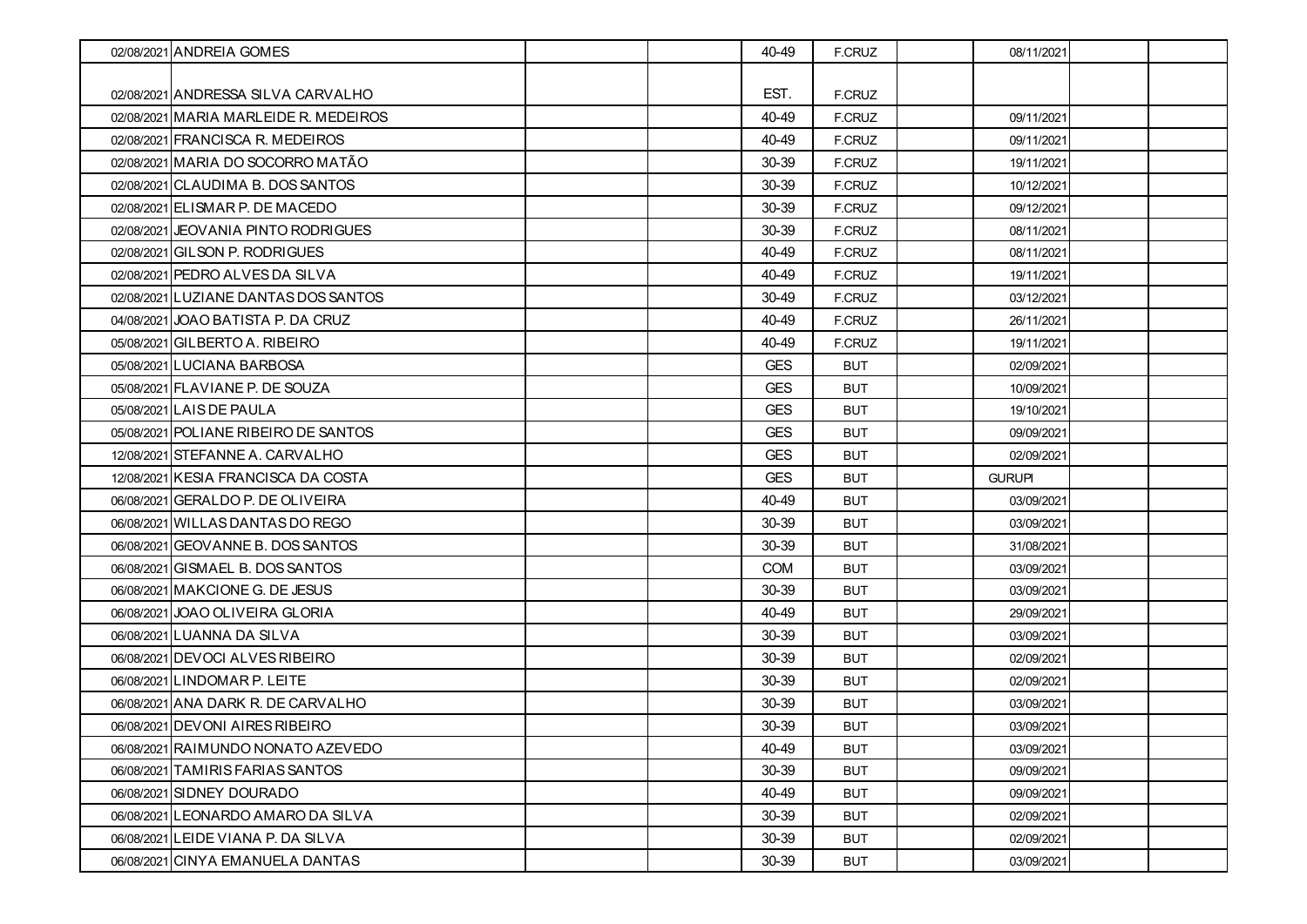| | | | | | | | | | |
|---|---|---|---|---|---|---|---|---|---|
| 02/08/2021 | ANDREIA GOMES | | | 40-49 | F.CRUZ | | 08/11/2021 | | |
| 02/08/2021 | ANDRESSA SILVA CARVALHO | | | EST. | F.CRUZ | | | | |
| 02/08/2021 | MARIA MARLEIDE R. MEDEIROS | | | 40-49 | F.CRUZ | | 09/11/2021 | | |
| 02/08/2021 | FRANCISCA R. MEDEIROS | | | 40-49 | F.CRUZ | | 09/11/2021 | | |
| 02/08/2021 | MARIA DO SOCORRO MATÃO | | | 30-39 | F.CRUZ | | 19/11/2021 | | |
| 02/08/2021 | CLAUDIMA B. DOS SANTOS | | | 30-39 | F.CRUZ | | 10/12/2021 | | |
| 02/08/2021 | ELISMAR P. DE MACEDO | | | 30-39 | F.CRUZ | | 09/12/2021 | | |
| 02/08/2021 | JEOVANIA PINTO RODRIGUES | | | 30-39 | F.CRUZ | | 08/11/2021 | | |
| 02/08/2021 | GILSON P. RODRIGUES | | | 40-49 | F.CRUZ | | 08/11/2021 | | |
| 02/08/2021 | PEDRO ALVES DA SILVA | | | 40-49 | F.CRUZ | | 19/11/2021 | | |
| 02/08/2021 | LUZIANE DANTAS DOS SANTOS | | | 30-49 | F.CRUZ | | 03/12/2021 | | |
| 04/08/2021 | JOAO BATISTA P. DA CRUZ | | | 40-49 | F.CRUZ | | 26/11/2021 | | |
| 05/08/2021 | GILBERTO A. RIBEIRO | | | 40-49 | F.CRUZ | | 19/11/2021 | | |
| 05/08/2021 | LUCIANA BARBOSA | | | GES | BUT | | 02/09/2021 | | |
| 05/08/2021 | FLAVIANE P. DE SOUZA | | | GES | BUT | | 10/09/2021 | | |
| 05/08/2021 | LAIS DE PAULA | | | GES | BUT | | 19/10/2021 | | |
| 05/08/2021 | POLIANE RIBEIRO DE SANTOS | | | GES | BUT | | 09/09/2021 | | |
| 12/08/2021 | STEFANNE A. CARVALHO | | | GES | BUT | | 02/09/2021 | | |
| 12/08/2021 | KESIA FRANCISCA DA COSTA | | | GES | BUT | | GURUPI | | |
| 06/08/2021 | GERALDO P. DE OLIVEIRA | | | 40-49 | BUT | | 03/09/2021 | | |
| 06/08/2021 | WILLAS DANTAS DO REGO | | | 30-39 | BUT | | 03/09/2021 | | |
| 06/08/2021 | GEOVANNE B. DOS SANTOS | | | 30-39 | BUT | | 31/08/2021 | | |
| 06/08/2021 | GISMAEL B. DOS SANTOS | | | COM | BUT | | 03/09/2021 | | |
| 06/08/2021 | MAKCIONE G. DE JESUS | | | 30-39 | BUT | | 03/09/2021 | | |
| 06/08/2021 | JOAO OLIVEIRA GLORIA | | | 40-49 | BUT | | 29/09/2021 | | |
| 06/08/2021 | LUANNA DA SILVA | | | 30-39 | BUT | | 03/09/2021 | | |
| 06/08/2021 | DEVOCI ALVES RIBEIRO | | | 30-39 | BUT | | 02/09/2021 | | |
| 06/08/2021 | LINDOMAR P. LEITE | | | 30-39 | BUT | | 02/09/2021 | | |
| 06/08/2021 | ANA DARK R. DE CARVALHO | | | 30-39 | BUT | | 03/09/2021 | | |
| 06/08/2021 | DEVONI AIRES RIBEIRO | | | 30-39 | BUT | | 03/09/2021 | | |
| 06/08/2021 | RAIMUNDO NONATO AZEVEDO | | | 40-49 | BUT | | 03/09/2021 | | |
| 06/08/2021 | TAMIRIS FARIAS SANTOS | | | 30-39 | BUT | | 09/09/2021 | | |
| 06/08/2021 | SIDNEY DOURADO | | | 40-49 | BUT | | 09/09/2021 | | |
| 06/08/2021 | LEONARDO AMARO DA SILVA | | | 30-39 | BUT | | 02/09/2021 | | |
| 06/08/2021 | LEIDE VIANA P. DA SILVA | | | 30-39 | BUT | | 02/09/2021 | | |
| 06/08/2021 | CINYA EMANUELA DANTAS | | | 30-39 | BUT | | 03/09/2021 | | |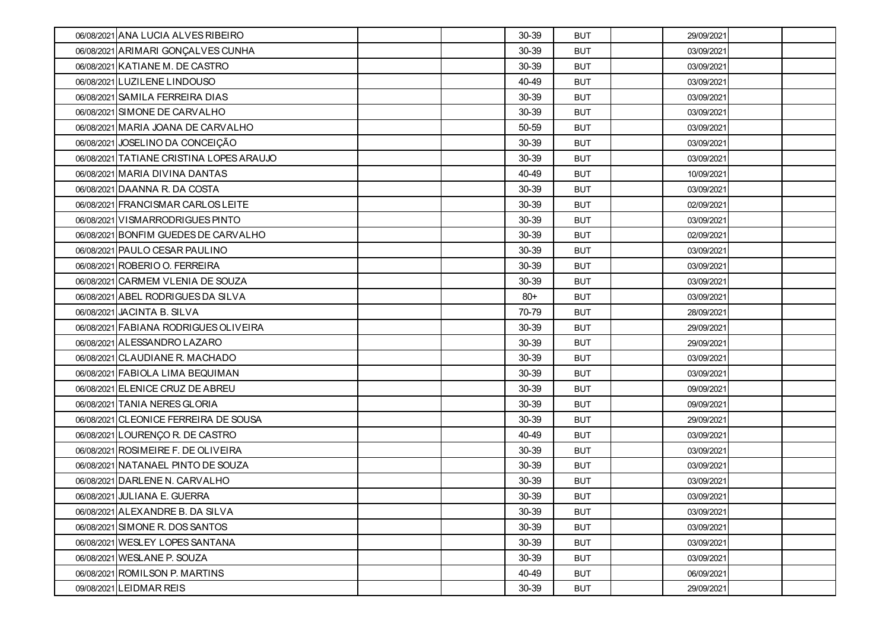| | | | | | | | | | |
|---|---|---|---|---|---|---|---|---|---|
| 06/08/2021 | ANA LUCIA ALVES RIBEIRO | | | 30-39 | BUT | | 29/09/2021 | | |
| 06/08/2021 | ARIMARI GONÇALVES CUNHA | | | 30-39 | BUT | | 03/09/2021 | | |
| 06/08/2021 | KATIANE M. DE CASTRO | | | 30-39 | BUT | | 03/09/2021 | | |
| 06/08/2021 | LUZILENE LINDOUSO | | | 40-49 | BUT | | 03/09/2021 | | |
| 06/08/2021 | SAMILA FERREIRA DIAS | | | 30-39 | BUT | | 03/09/2021 | | |
| 06/08/2021 | SIMONE DE CARVALHO | | | 30-39 | BUT | | 03/09/2021 | | |
| 06/08/2021 | MARIA JOANA DE CARVALHO | | | 50-59 | BUT | | 03/09/2021 | | |
| 06/08/2021 | JOSELINO DA CONCEIÇÃO | | | 30-39 | BUT | | 03/09/2021 | | |
| 06/08/2021 | TATIANE CRISTINA LOPES ARAUJO | | | 30-39 | BUT | | 03/09/2021 | | |
| 06/08/2021 | MARIA DIVINA DANTAS | | | 40-49 | BUT | | 10/09/2021 | | |
| 06/08/2021 | DAANNA R. DA COSTA | | | 30-39 | BUT | | 03/09/2021 | | |
| 06/08/2021 | FRANCISMAR CARLOS LEITE | | | 30-39 | BUT | | 02/09/2021 | | |
| 06/08/2021 | VISMARRODRIGUES PINTO | | | 30-39 | BUT | | 03/09/2021 | | |
| 06/08/2021 | BONFIM GUEDES DE CARVALHO | | | 30-39 | BUT | | 02/09/2021 | | |
| 06/08/2021 | PAULO CESAR PAULINO | | | 30-39 | BUT | | 03/09/2021 | | |
| 06/08/2021 | ROBERIO O. FERREIRA | | | 30-39 | BUT | | 03/09/2021 | | |
| 06/08/2021 | CARMEM VLENIA DE SOUZA | | | 30-39 | BUT | | 03/09/2021 | | |
| 06/08/2021 | ABEL RODRIGUES DA SILVA | | | 80+ | BUT | | 03/09/2021 | | |
| 06/08/2021 | JACINTA B. SILVA | | | 70-79 | BUT | | 28/09/2021 | | |
| 06/08/2021 | FABIANA RODRIGUES OLIVEIRA | | | 30-39 | BUT | | 29/09/2021 | | |
| 06/08/2021 | ALESSANDRO LAZARO | | | 30-39 | BUT | | 29/09/2021 | | |
| 06/08/2021 | CLAUDIANE R. MACHADO | | | 30-39 | BUT | | 03/09/2021 | | |
| 06/08/2021 | FABIOLA LIMA BEQUIMAN | | | 30-39 | BUT | | 03/09/2021 | | |
| 06/08/2021 | ELENICE CRUZ DE ABREU | | | 30-39 | BUT | | 09/09/2021 | | |
| 06/08/2021 | TANIA NERES GLORIA | | | 30-39 | BUT | | 09/09/2021 | | |
| 06/08/2021 | CLEONICE FERREIRA DE SOUSA | | | 30-39 | BUT | | 29/09/2021 | | |
| 06/08/2021 | LOURENÇO R. DE CASTRO | | | 40-49 | BUT | | 03/09/2021 | | |
| 06/08/2021 | ROSIMEIRE F. DE OLIVEIRA | | | 30-39 | BUT | | 03/09/2021 | | |
| 06/08/2021 | NATANAEL PINTO DE SOUZA | | | 30-39 | BUT | | 03/09/2021 | | |
| 06/08/2021 | DARLENE N. CARVALHO | | | 30-39 | BUT | | 03/09/2021 | | |
| 06/08/2021 | JULIANA E. GUERRA | | | 30-39 | BUT | | 03/09/2021 | | |
| 06/08/2021 | ALEXANDRE B. DA SILVA | | | 30-39 | BUT | | 03/09/2021 | | |
| 06/08/2021 | SIMONE R. DOS SANTOS | | | 30-39 | BUT | | 03/09/2021 | | |
| 06/08/2021 | WESLEY LOPES SANTANA | | | 30-39 | BUT | | 03/09/2021 | | |
| 06/08/2021 | WESLANE P. SOUZA | | | 30-39 | BUT | | 03/09/2021 | | |
| 06/08/2021 | ROMILSON P. MARTINS | | | 40-49 | BUT | | 06/09/2021 | | |
| 09/08/2021 | LEIDMAR REIS | | | 30-39 | BUT | | 29/09/2021 | | |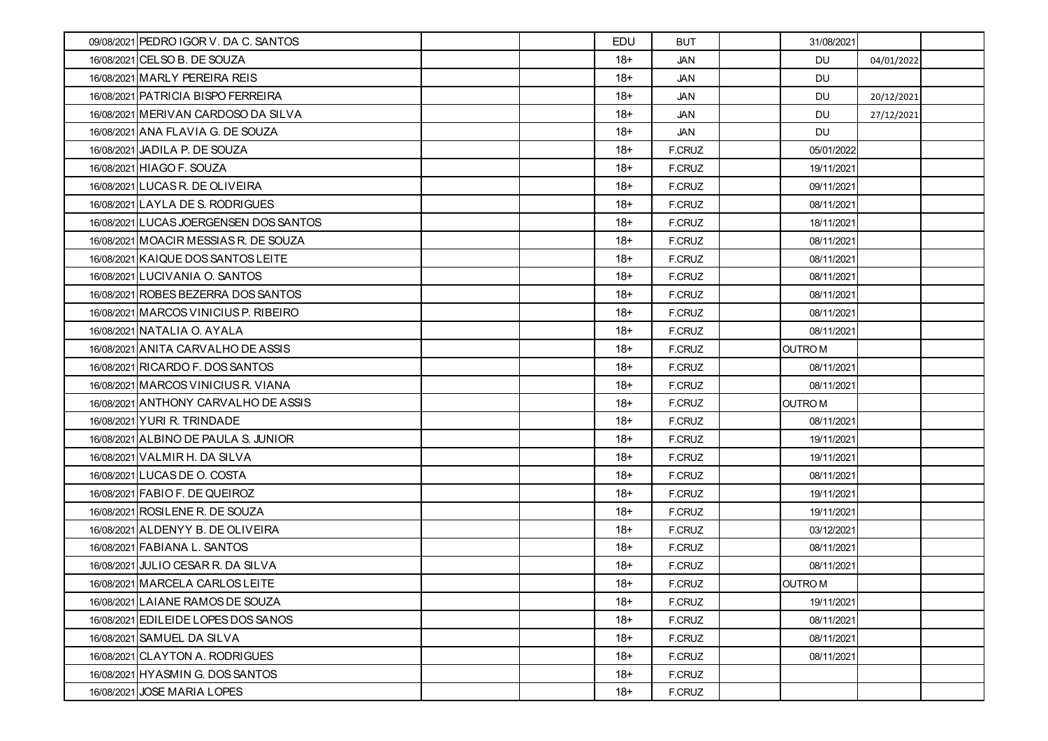| | | | | | | | | | |
|---|---|---|---|---|---|---|---|---|---|
| 09/08/2021 | PEDRO IGOR V. DA C. SANTOS | | | EDU | BUT | | 31/08/2021 | | |
| 16/08/2021 | CELSO B. DE SOUZA | | | 18+ | JAN | | DU | 04/01/2022 | |
| 16/08/2021 | MARLY PEREIRA REIS | | | 18+ | JAN | | DU | | |
| 16/08/2021 | PATRICIA BISPO FERREIRA | | | 18+ | JAN | | DU | 20/12/2021 | |
| 16/08/2021 | MERIVAN CARDOSO DA SILVA | | | 18+ | JAN | | DU | 27/12/2021 | |
| 16/08/2021 | ANA FLAVIA G. DE SOUZA | | | 18+ | JAN | | DU | | |
| 16/08/2021 | JADILA P. DE SOUZA | | | 18+ | F.CRUZ | | 05/01/2022 | | |
| 16/08/2021 | HIAGO F. SOUZA | | | 18+ | F.CRUZ | | 19/11/2021 | | |
| 16/08/2021 | LUCAS R. DE OLIVEIRA | | | 18+ | F.CRUZ | | 09/11/2021 | | |
| 16/08/2021 | LAYLA DE S. RODRIGUES | | | 18+ | F.CRUZ | | 08/11/2021 | | |
| 16/08/2021 | LUCAS JOERGENSEN DOS SANTOS | | | 18+ | F.CRUZ | | 18/11/2021 | | |
| 16/08/2021 | MOACIR MESSIAS R. DE SOUZA | | | 18+ | F.CRUZ | | 08/11/2021 | | |
| 16/08/2021 | KAIQUE DOS SANTOS LEITE | | | 18+ | F.CRUZ | | 08/11/2021 | | |
| 16/08/2021 | LUCIVANIA O. SANTOS | | | 18+ | F.CRUZ | | 08/11/2021 | | |
| 16/08/2021 | ROBES BEZERRA DOS SANTOS | | | 18+ | F.CRUZ | | 08/11/2021 | | |
| 16/08/2021 | MARCOS VINICIUS P. RIBEIRO | | | 18+ | F.CRUZ | | 08/11/2021 | | |
| 16/08/2021 | NATALIA O. AYALA | | | 18+ | F.CRUZ | | 08/11/2021 | | |
| 16/08/2021 | ANITA CARVALHO DE ASSIS | | | 18+ | F.CRUZ | | OUTRO M | | |
| 16/08/2021 | RICARDO F. DOS SANTOS | | | 18+ | F.CRUZ | | 08/11/2021 | | |
| 16/08/2021 | MARCOS VINICIUS R. VIANA | | | 18+ | F.CRUZ | | 08/11/2021 | | |
| 16/08/2021 | ANTHONY CARVALHO DE ASSIS | | | 18+ | F.CRUZ | | OUTRO M | | |
| 16/08/2021 | YURI R. TRINDADE | | | 18+ | F.CRUZ | | 08/11/2021 | | |
| 16/08/2021 | ALBINO DE PAULA S. JUNIOR | | | 18+ | F.CRUZ | | 19/11/2021 | | |
| 16/08/2021 | VALMIR H. DA SILVA | | | 18+ | F.CRUZ | | 19/11/2021 | | |
| 16/08/2021 | LUCAS DE O. COSTA | | | 18+ | F.CRUZ | | 08/11/2021 | | |
| 16/08/2021 | FABIO F. DE QUEIROZ | | | 18+ | F.CRUZ | | 19/11/2021 | | |
| 16/08/2021 | ROSILENE R. DE SOUZA | | | 18+ | F.CRUZ | | 19/11/2021 | | |
| 16/08/2021 | ALDENYY B. DE OLIVEIRA | | | 18+ | F.CRUZ | | 03/12/2021 | | |
| 16/08/2021 | FABIANA L. SANTOS | | | 18+ | F.CRUZ | | 08/11/2021 | | |
| 16/08/2021 | JULIO CESAR R. DA SILVA | | | 18+ | F.CRUZ | | 08/11/2021 | | |
| 16/08/2021 | MARCELA CARLOS LEITE | | | 18+ | F.CRUZ | | OUTRO M | | |
| 16/08/2021 | LAIANE RAMOS DE SOUZA | | | 18+ | F.CRUZ | | 19/11/2021 | | |
| 16/08/2021 | EDILEIDE LOPES DOS SANOS | | | 18+ | F.CRUZ | | 08/11/2021 | | |
| 16/08/2021 | SAMUEL DA SILVA | | | 18+ | F.CRUZ | | 08/11/2021 | | |
| 16/08/2021 | CLAYTON A. RODRIGUES | | | 18+ | F.CRUZ | | 08/11/2021 | | |
| 16/08/2021 | HYASMIN G. DOS SANTOS | | | 18+ | F.CRUZ | | | | |
| 16/08/2021 | JOSE MARIA LOPES | | | 18+ | F.CRUZ | | | | |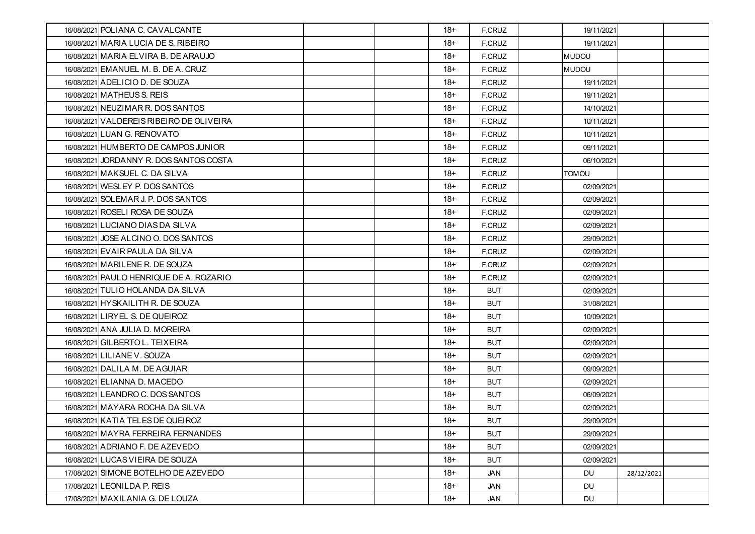| | | | | | | | | | |
|---|---|---|---|---|---|---|---|---|---|
| 16/08/2021 | POLIANA C. CAVALCANTE | | | 18+ | F.CRUZ | | 19/11/2021 | | |
| 16/08/2021 | MARIA LUCIA DE S. RIBEIRO | | | 18+ | F.CRUZ | | 19/11/2021 | | |
| 16/08/2021 | MARIA ELVIRA B. DE ARAUJO | | | 18+ | F.CRUZ | | MUDOU | | |
| 16/08/2021 | EMANUEL M. B. DE A. CRUZ | | | 18+ | F.CRUZ | | MUDOU | | |
| 16/08/2021 | ADELICIO D. DE SOUZA | | | 18+ | F.CRUZ | | 19/11/2021 | | |
| 16/08/2021 | MATHEUS S. REIS | | | 18+ | F.CRUZ | | 19/11/2021 | | |
| 16/08/2021 | NEUZIMAR R. DOS SANTOS | | | 18+ | F.CRUZ | | 14/10/2021 | | |
| 16/08/2021 | VALDEREIS RIBEIRO DE OLIVEIRA | | | 18+ | F.CRUZ | | 10/11/2021 | | |
| 16/08/2021 | LUAN G. RENOVATO | | | 18+ | F.CRUZ | | 10/11/2021 | | |
| 16/08/2021 | HUMBERTO DE CAMPOS JUNIOR | | | 18+ | F.CRUZ | | 09/11/2021 | | |
| 16/08/2021 | JORDANNY R. DOS SANTOS COSTA | | | 18+ | F.CRUZ | | 06/10/2021 | | |
| 16/08/2021 | MAKSUEL C. DA SILVA | | | 18+ | F.CRUZ | | TOMOU | | |
| 16/08/2021 | WESLEY P. DOS SANTOS | | | 18+ | F.CRUZ | | 02/09/2021 | | |
| 16/08/2021 | SOLEMAR J. P. DOS SANTOS | | | 18+ | F.CRUZ | | 02/09/2021 | | |
| 16/08/2021 | ROSELI ROSA DE SOUZA | | | 18+ | F.CRUZ | | 02/09/2021 | | |
| 16/08/2021 | LUCIANO DIAS DA SILVA | | | 18+ | F.CRUZ | | 02/09/2021 | | |
| 16/08/2021 | JOSE ALCINO O. DOS SANTOS | | | 18+ | F.CRUZ | | 29/09/2021 | | |
| 16/08/2021 | EVAIR PAULA DA SILVA | | | 18+ | F.CRUZ | | 02/09/2021 | | |
| 16/08/2021 | MARILENE R. DE SOUZA | | | 18+ | F.CRUZ | | 02/09/2021 | | |
| 16/08/2021 | PAULO HENRIQUE DE A. ROZARIO | | | 18+ | F.CRUZ | | 02/09/2021 | | |
| 16/08/2021 | TULIO HOLANDA DA SILVA | | | 18+ | BUT | | 02/09/2021 | | |
| 16/08/2021 | HYSKAILITH R. DE SOUZA | | | 18+ | BUT | | 31/08/2021 | | |
| 16/08/2021 | LIRYEL S. DE QUEIROZ | | | 18+ | BUT | | 10/09/2021 | | |
| 16/08/2021 | ANA JULIA D. MOREIRA | | | 18+ | BUT | | 02/09/2021 | | |
| 16/08/2021 | GILBERTO L. TEIXEIRA | | | 18+ | BUT | | 02/09/2021 | | |
| 16/08/2021 | LILIANE V. SOUZA | | | 18+ | BUT | | 02/09/2021 | | |
| 16/08/2021 | DALILA M. DE AGUIAR | | | 18+ | BUT | | 09/09/2021 | | |
| 16/08/2021 | ELIANNA D. MACEDO | | | 18+ | BUT | | 02/09/2021 | | |
| 16/08/2021 | LEANDRO C. DOS SANTOS | | | 18+ | BUT | | 06/09/2021 | | |
| 16/08/2021 | MAYARA ROCHA DA SILVA | | | 18+ | BUT | | 02/09/2021 | | |
| 16/08/2021 | KATIA TELES DE QUEIROZ | | | 18+ | BUT | | 29/09/2021 | | |
| 16/08/2021 | MAYRA FERREIRA FERNANDES | | | 18+ | BUT | | 29/09/2021 | | |
| 16/08/2021 | ADRIANO F. DE AZEVEDO | | | 18+ | BUT | | 02/09/2021 | | |
| 16/08/2021 | LUCAS VIEIRA DE SOUZA | | | 18+ | BUT | | 02/09/2021 | | |
| 17/08/2021 | SIMONE BOTELHO DE AZEVEDO | | | 18+ | JAN | | DU | 28/12/2021 | |
| 17/08/2021 | LEONILDA P. REIS | | | 18+ | JAN | | DU | | |
| 17/08/2021 | MAXILANIA G. DE LOUZA | | | 18+ | JAN | | DU | | |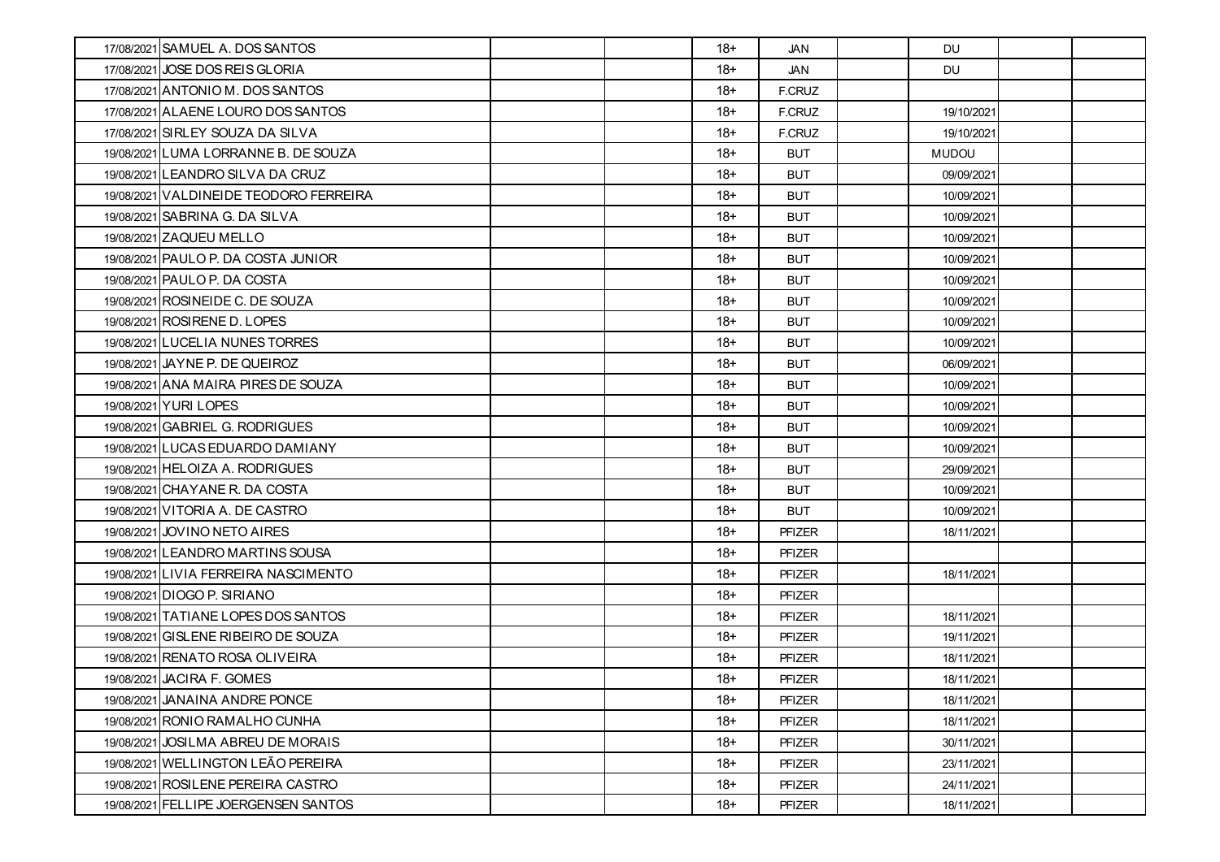| | | | | | | | | | |
|---|---|---|---|---|---|---|---|---|---|
| 17/08/2021 | SAMUEL A. DOS SANTOS | | | 18+ | JAN | | DU | | |
| 17/08/2021 | JOSE DOS REIS GLORIA | | | 18+ | JAN | | DU | | |
| 17/08/2021 | ANTONIO M. DOS SANTOS | | | 18+ | F.CRUZ | | | | |
| 17/08/2021 | ALAENE LOURO DOS SANTOS | | | 18+ | F.CRUZ | | 19/10/2021 | | |
| 17/08/2021 | SIRLEY SOUZA DA SILVA | | | 18+ | F.CRUZ | | 19/10/2021 | | |
| 19/08/2021 | LUMA LORRANNE B. DE SOUZA | | | 18+ | BUT | | MUDOU | | |
| 19/08/2021 | LEANDRO SILVA DA CRUZ | | | 18+ | BUT | | 09/09/2021 | | |
| 19/08/2021 | VALDINEIDE TEODORO FERREIRA | | | 18+ | BUT | | 10/09/2021 | | |
| 19/08/2021 | SABRINA G. DA SILVA | | | 18+ | BUT | | 10/09/2021 | | |
| 19/08/2021 | ZAQUEU MELLO | | | 18+ | BUT | | 10/09/2021 | | |
| 19/08/2021 | PAULO P. DA COSTA JUNIOR | | | 18+ | BUT | | 10/09/2021 | | |
| 19/08/2021 | PAULO P. DA COSTA | | | 18+ | BUT | | 10/09/2021 | | |
| 19/08/2021 | ROSINEIDE C. DE SOUZA | | | 18+ | BUT | | 10/09/2021 | | |
| 19/08/2021 | ROSIRENE D. LOPES | | | 18+ | BUT | | 10/09/2021 | | |
| 19/08/2021 | LUCELIA NUNES TORRES | | | 18+ | BUT | | 10/09/2021 | | |
| 19/08/2021 | JAYNE P. DE QUEIROZ | | | 18+ | BUT | | 06/09/2021 | | |
| 19/08/2021 | ANA MAIRA PIRES DE SOUZA | | | 18+ | BUT | | 10/09/2021 | | |
| 19/08/2021 | YURI LOPES | | | 18+ | BUT | | 10/09/2021 | | |
| 19/08/2021 | GABRIEL G. RODRIGUES | | | 18+ | BUT | | 10/09/2021 | | |
| 19/08/2021 | LUCAS EDUARDO DAMIANY | | | 18+ | BUT | | 10/09/2021 | | |
| 19/08/2021 | HELOIZA A. RODRIGUES | | | 18+ | BUT | | 29/09/2021 | | |
| 19/08/2021 | CHAYANE R. DA COSTA | | | 18+ | BUT | | 10/09/2021 | | |
| 19/08/2021 | VITORIA A. DE CASTRO | | | 18+ | BUT | | 10/09/2021 | | |
| 19/08/2021 | JOVINO NETO AIRES | | | 18+ | PFIZER | | 18/11/2021 | | |
| 19/08/2021 | LEANDRO MARTINS SOUSA | | | 18+ | PFIZER | | | | |
| 19/08/2021 | LIVIA FERREIRA NASCIMENTO | | | 18+ | PFIZER | | 18/11/2021 | | |
| 19/08/2021 | DIOGO P. SIRIANO | | | 18+ | PFIZER | | | | |
| 19/08/2021 | TATIANE LOPES DOS SANTOS | | | 18+ | PFIZER | | 18/11/2021 | | |
| 19/08/2021 | GISLENE RIBEIRO DE SOUZA | | | 18+ | PFIZER | | 19/11/2021 | | |
| 19/08/2021 | RENATO ROSA OLIVEIRA | | | 18+ | PFIZER | | 18/11/2021 | | |
| 19/08/2021 | JACIRA F. GOMES | | | 18+ | PFIZER | | 18/11/2021 | | |
| 19/08/2021 | JANAINA ANDRE PONCE | | | 18+ | PFIZER | | 18/11/2021 | | |
| 19/08/2021 | RONIO RAMALHO CUNHA | | | 18+ | PFIZER | | 18/11/2021 | | |
| 19/08/2021 | JOSILMA ABREU DE MORAIS | | | 18+ | PFIZER | | 30/11/2021 | | |
| 19/08/2021 | WELLINGTON LEÃO PEREIRA | | | 18+ | PFIZER | | 23/11/2021 | | |
| 19/08/2021 | ROSILENE PEREIRA CASTRO | | | 18+ | PFIZER | | 24/11/2021 | | |
| 19/08/2021 | FELLIPE JOERGENSEN SANTOS | | | 18+ | PFIZER | | 18/11/2021 | | |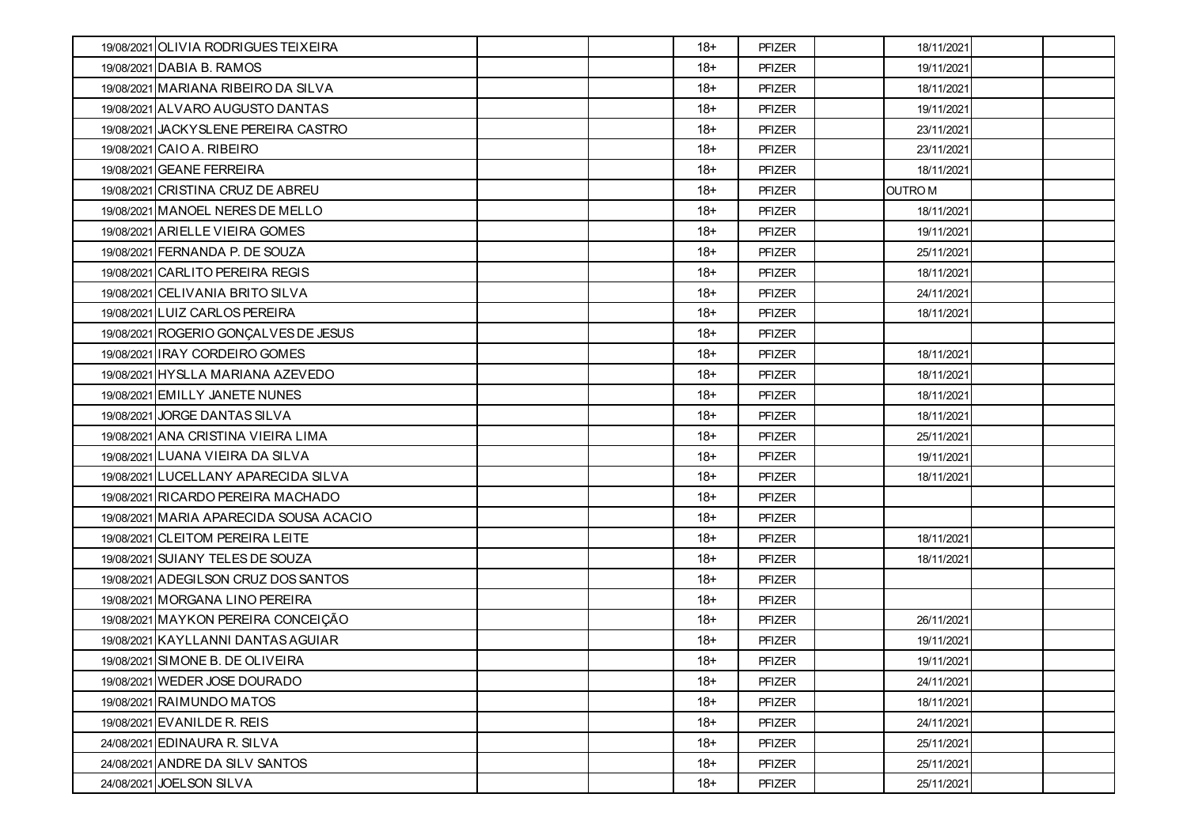| | | | | | | | | | |
|---|---|---|---|---|---|---|---|---|---|
| 19/08/2021 | OLIVIA RODRIGUES TEIXEIRA | | | 18+ | PFIZER | | 18/11/2021 | | |
| 19/08/2021 | DABIA B. RAMOS | | | 18+ | PFIZER | | 19/11/2021 | | |
| 19/08/2021 | MARIANA RIBEIRO DA SILVA | | | 18+ | PFIZER | | 18/11/2021 | | |
| 19/08/2021 | ALVARO AUGUSTO DANTAS | | | 18+ | PFIZER | | 19/11/2021 | | |
| 19/08/2021 | JACKYSLENE PEREIRA CASTRO | | | 18+ | PFIZER | | 23/11/2021 | | |
| 19/08/2021 | CAIO A. RIBEIRO | | | 18+ | PFIZER | | 23/11/2021 | | |
| 19/08/2021 | GEANE FERREIRA | | | 18+ | PFIZER | | 18/11/2021 | | |
| 19/08/2021 | CRISTINA CRUZ DE ABREU | | | 18+ | PFIZER | | OUTRO M | | |
| 19/08/2021 | MANOEL NERES DE MELLO | | | 18+ | PFIZER | | 18/11/2021 | | |
| 19/08/2021 | ARIELLE VIEIRA GOMES | | | 18+ | PFIZER | | 19/11/2021 | | |
| 19/08/2021 | FERNANDA P. DE SOUZA | | | 18+ | PFIZER | | 25/11/2021 | | |
| 19/08/2021 | CARLITO PEREIRA REGIS | | | 18+ | PFIZER | | 18/11/2021 | | |
| 19/08/2021 | CELIVANIA BRITO SILVA | | | 18+ | PFIZER | | 24/11/2021 | | |
| 19/08/2021 | LUIZ CARLOS PEREIRA | | | 18+ | PFIZER | | 18/11/2021 | | |
| 19/08/2021 | ROGERIO GONÇALVES DE JESUS | | | 18+ | PFIZER | | | | |
| 19/08/2021 | IRAY CORDEIRO GOMES | | | 18+ | PFIZER | | 18/11/2021 | | |
| 19/08/2021 | HYSLLA MARIANA AZEVEDO | | | 18+ | PFIZER | | 18/11/2021 | | |
| 19/08/2021 | EMILLY JANETE NUNES | | | 18+ | PFIZER | | 18/11/2021 | | |
| 19/08/2021 | JORGE DANTAS SILVA | | | 18+ | PFIZER | | 18/11/2021 | | |
| 19/08/2021 | ANA CRISTINA VIEIRA LIMA | | | 18+ | PFIZER | | 25/11/2021 | | |
| 19/08/2021 | LUANA VIEIRA DA SILVA | | | 18+ | PFIZER | | 19/11/2021 | | |
| 19/08/2021 | LUCELLANY APARECIDA SILVA | | | 18+ | PFIZER | | 18/11/2021 | | |
| 19/08/2021 | RICARDO PEREIRA MACHADO | | | 18+ | PFIZER | | | | |
| 19/08/2021 | MARIA APARECIDA SOUSA ACACIO | | | 18+ | PFIZER | | | | |
| 19/08/2021 | CLEITOM PEREIRA LEITE | | | 18+ | PFIZER | | 18/11/2021 | | |
| 19/08/2021 | SUIANY TELES DE SOUZA | | | 18+ | PFIZER | | 18/11/2021 | | |
| 19/08/2021 | ADEGILSON CRUZ DOS SANTOS | | | 18+ | PFIZER | | | | |
| 19/08/2021 | MORGANA LINO PEREIRA | | | 18+ | PFIZER | | | | |
| 19/08/2021 | MAYKON PEREIRA CONCEIÇÃO | | | 18+ | PFIZER | | 26/11/2021 | | |
| 19/08/2021 | KAYLLANNI DANTAS AGUIAR | | | 18+ | PFIZER | | 19/11/2021 | | |
| 19/08/2021 | SIMONE B. DE OLIVEIRA | | | 18+ | PFIZER | | 19/11/2021 | | |
| 19/08/2021 | WEDER JOSE DOURADO | | | 18+ | PFIZER | | 24/11/2021 | | |
| 19/08/2021 | RAIMUNDO MATOS | | | 18+ | PFIZER | | 18/11/2021 | | |
| 19/08/2021 | EVANILDE R. REIS | | | 18+ | PFIZER | | 24/11/2021 | | |
| 24/08/2021 | EDINAURA R. SILVA | | | 18+ | PFIZER | | 25/11/2021 | | |
| 24/08/2021 | ANDRE DA SILV SANTOS | | | 18+ | PFIZER | | 25/11/2021 | | |
| 24/08/2021 | JOELSON SILVA | | | 18+ | PFIZER | | 25/11/2021 | | |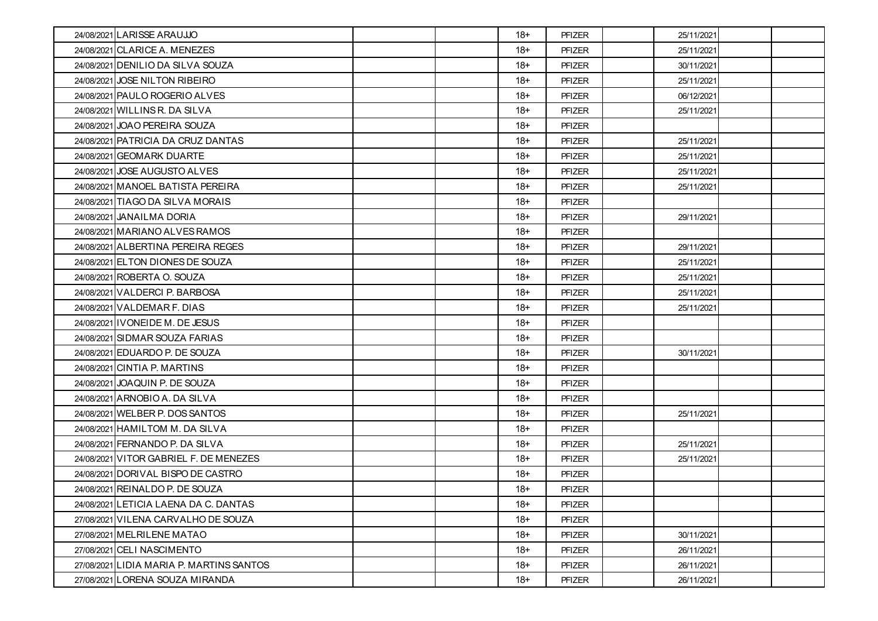| | | | | | | | | | |
|---|---|---|---|---|---|---|---|---|---|
| 24/08/2021 | LARISSE ARAUJO | | | 18+ | PFIZER | | 25/11/2021 | | |
| 24/08/2021 | CLARICE A. MENEZES | | | 18+ | PFIZER | | 25/11/2021 | | |
| 24/08/2021 | DENILIO DA SILVA SOUZA | | | 18+ | PFIZER | | 30/11/2021 | | |
| 24/08/2021 | JOSE NILTON RIBEIRO | | | 18+ | PFIZER | | 25/11/2021 | | |
| 24/08/2021 | PAULO ROGERIO ALVES | | | 18+ | PFIZER | | 06/12/2021 | | |
| 24/08/2021 | WILLINS R. DA SILVA | | | 18+ | PFIZER | | 25/11/2021 | | |
| 24/08/2021 | JOAO PEREIRA SOUZA | | | 18+ | PFIZER | | | | |
| 24/08/2021 | PATRICIA DA CRUZ DANTAS | | | 18+ | PFIZER | | 25/11/2021 | | |
| 24/08/2021 | GEOMARK DUARTE | | | 18+ | PFIZER | | 25/11/2021 | | |
| 24/08/2021 | JOSE AUGUSTO ALVES | | | 18+ | PFIZER | | 25/11/2021 | | |
| 24/08/2021 | MANOEL BATISTA PEREIRA | | | 18+ | PFIZER | | 25/11/2021 | | |
| 24/08/2021 | TIAGO DA SILVA MORAIS | | | 18+ | PFIZER | | | | |
| 24/08/2021 | JANAILMA DORIA | | | 18+ | PFIZER | | 29/11/2021 | | |
| 24/08/2021 | MARIANO ALVES RAMOS | | | 18+ | PFIZER | | | | |
| 24/08/2021 | ALBERTINA PEREIRA REGES | | | 18+ | PFIZER | | 29/11/2021 | | |
| 24/08/2021 | ELTON DIONES DE SOUZA | | | 18+ | PFIZER | | 25/11/2021 | | |
| 24/08/2021 | ROBERTA O. SOUZA | | | 18+ | PFIZER | | 25/11/2021 | | |
| 24/08/2021 | VALDERCI P. BARBOSA | | | 18+ | PFIZER | | 25/11/2021 | | |
| 24/08/2021 | VALDEMAR F. DIAS | | | 18+ | PFIZER | | 25/11/2021 | | |
| 24/08/2021 | IVONEIDE M. DE JESUS | | | 18+ | PFIZER | | | | |
| 24/08/2021 | SIDMAR SOUZA FARIAS | | | 18+ | PFIZER | | | | |
| 24/08/2021 | EDUARDO P. DE SOUZA | | | 18+ | PFIZER | | 30/11/2021 | | |
| 24/08/2021 | CINTIA P. MARTINS | | | 18+ | PFIZER | | | | |
| 24/08/2021 | JOAQUIN P. DE SOUZA | | | 18+ | PFIZER | | | | |
| 24/08/2021 | ARNOBIO A. DA SILVA | | | 18+ | PFIZER | | | | |
| 24/08/2021 | WELBER P. DOS SANTOS | | | 18+ | PFIZER | | 25/11/2021 | | |
| 24/08/2021 | HAMILTOM M. DA SILVA | | | 18+ | PFIZER | | | | |
| 24/08/2021 | FERNANDO P. DA SILVA | | | 18+ | PFIZER | | 25/11/2021 | | |
| 24/08/2021 | VITOR GABRIEL F. DE MENEZES | | | 18+ | PFIZER | | 25/11/2021 | | |
| 24/08/2021 | DORIVAL BISPO DE CASTRO | | | 18+ | PFIZER | | | | |
| 24/08/2021 | REINALDO P. DE SOUZA | | | 18+ | PFIZER | | | | |
| 24/08/2021 | LETICIA LAENA DA C. DANTAS | | | 18+ | PFIZER | | | | |
| 27/08/2021 | VILENA CARVALHO DE SOUZA | | | 18+ | PFIZER | | | | |
| 27/08/2021 | MELRILENE MATAO | | | 18+ | PFIZER | | 30/11/2021 | | |
| 27/08/2021 | CELI NASCIMENTO | | | 18+ | PFIZER | | 26/11/2021 | | |
| 27/08/2021 | LIDIA MARIA P. MARTINS SANTOS | | | 18+ | PFIZER | | 26/11/2021 | | |
| 27/08/2021 | LORENA SOUZA MIRANDA | | | 18+ | PFIZER | | 26/11/2021 | | |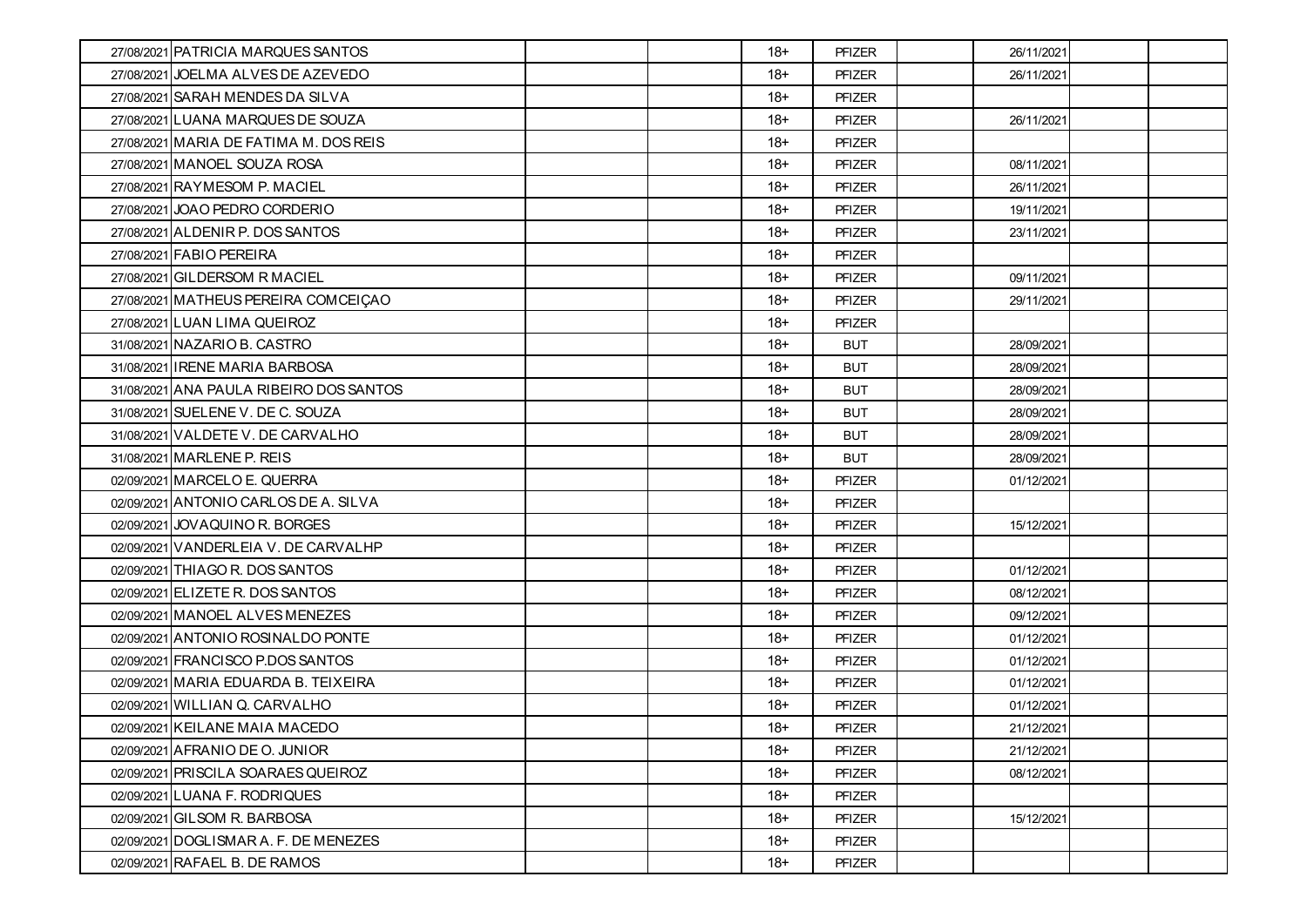| | | | | | | | | | |
|---|---|---|---|---|---|---|---|---|---|
| 27/08/2021 | PATRICIA MARQUES SANTOS | | | 18+ | PFIZER | | 26/11/2021 | | |
| 27/08/2021 | JOELMA ALVES DE AZEVEDO | | | 18+ | PFIZER | | 26/11/2021 | | |
| 27/08/2021 | SARAH MENDES DA SILVA | | | 18+ | PFIZER | | | | |
| 27/08/2021 | LUANA MARQUES DE SOUZA | | | 18+ | PFIZER | | 26/11/2021 | | |
| 27/08/2021 | MARIA DE FATIMA M. DOS REIS | | | 18+ | PFIZER | | | | |
| 27/08/2021 | MANOEL SOUZA ROSA | | | 18+ | PFIZER | | 08/11/2021 | | |
| 27/08/2021 | RAYMESOM P. MACIEL | | | 18+ | PFIZER | | 26/11/2021 | | |
| 27/08/2021 | JOAO PEDRO CORDERIO | | | 18+ | PFIZER | | 19/11/2021 | | |
| 27/08/2021 | ALDENIR P. DOS SANTOS | | | 18+ | PFIZER | | 23/11/2021 | | |
| 27/08/2021 | FABIO PEREIRA | | | 18+ | PFIZER | | | | |
| 27/08/2021 | GILDERSOM R MACIEL | | | 18+ | PFIZER | | 09/11/2021 | | |
| 27/08/2021 | MATHEUS PEREIRA COMCEIÇAO | | | 18+ | PFIZER | | 29/11/2021 | | |
| 27/08/2021 | LUAN LIMA QUEIROZ | | | 18+ | PFIZER | | | | |
| 31/08/2021 | NAZARIO B. CASTRO | | | 18+ | BUT | | 28/09/2021 | | |
| 31/08/2021 | IRENE MARIA BARBOSA | | | 18+ | BUT | | 28/09/2021 | | |
| 31/08/2021 | ANA PAULA RIBEIRO DOS SANTOS | | | 18+ | BUT | | 28/09/2021 | | |
| 31/08/2021 | SUELENE V. DE C. SOUZA | | | 18+ | BUT | | 28/09/2021 | | |
| 31/08/2021 | VALDETE V. DE CARVALHO | | | 18+ | BUT | | 28/09/2021 | | |
| 31/08/2021 | MARLENE P. REIS | | | 18+ | BUT | | 28/09/2021 | | |
| 02/09/2021 | MARCELO E. QUERRA | | | 18+ | PFIZER | | 01/12/2021 | | |
| 02/09/2021 | ANTONIO CARLOS DE A. SILVA | | | 18+ | PFIZER | | | | |
| 02/09/2021 | JOVAQUINO R. BORGES | | | 18+ | PFIZER | | 15/12/2021 | | |
| 02/09/2021 | VANDERLEIA V. DE CARVALHP | | | 18+ | PFIZER | | | | |
| 02/09/2021 | THIAGO R. DOS SANTOS | | | 18+ | PFIZER | | 01/12/2021 | | |
| 02/09/2021 | ELIZETE R. DOS SANTOS | | | 18+ | PFIZER | | 08/12/2021 | | |
| 02/09/2021 | MANOEL ALVES MENEZES | | | 18+ | PFIZER | | 09/12/2021 | | |
| 02/09/2021 | ANTONIO ROSINALDO PONTE | | | 18+ | PFIZER | | 01/12/2021 | | |
| 02/09/2021 | FRANCISCO P.DOS SANTOS | | | 18+ | PFIZER | | 01/12/2021 | | |
| 02/09/2021 | MARIA EDUARDA B. TEIXEIRA | | | 18+ | PFIZER | | 01/12/2021 | | |
| 02/09/2021 | WILLIAN Q. CARVALHO | | | 18+ | PFIZER | | 01/12/2021 | | |
| 02/09/2021 | KEILANE MAIA MACEDO | | | 18+ | PFIZER | | 21/12/2021 | | |
| 02/09/2021 | AFRANIO DE O. JUNIOR | | | 18+ | PFIZER | | 21/12/2021 | | |
| 02/09/2021 | PRISCILA SOARAES QUEIROZ | | | 18+ | PFIZER | | 08/12/2021 | | |
| 02/09/2021 | LUANA F. RODRIQUES | | | 18+ | PFIZER | | | | |
| 02/09/2021 | GILSOM R. BARBOSA | | | 18+ | PFIZER | | 15/12/2021 | | |
| 02/09/2021 | DOGLISMAR A. F. DE MENEZES | | | 18+ | PFIZER | | | | |
| 02/09/2021 | RAFAEL B. DE RAMOS | | | 18+ | PFIZER | | | | |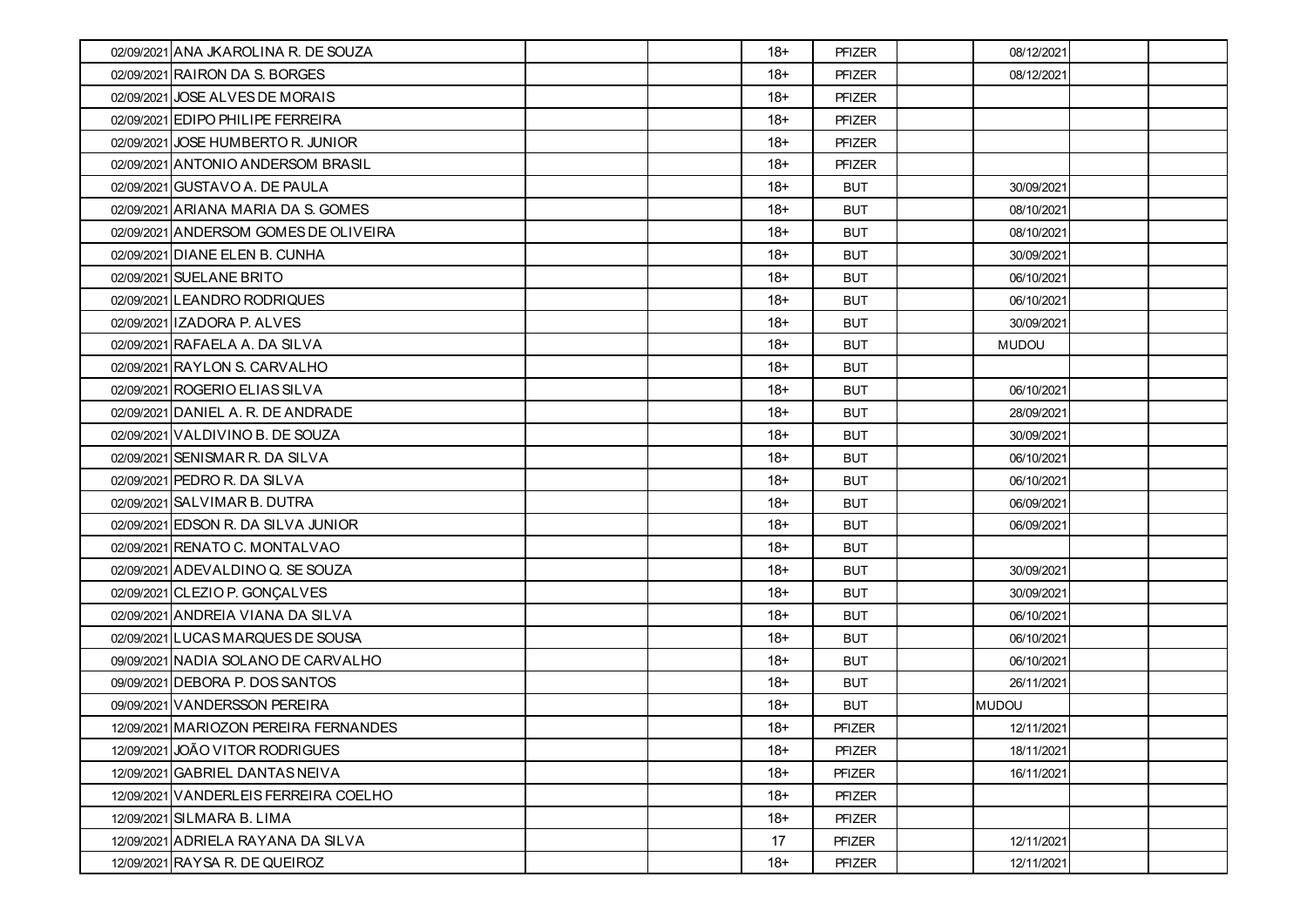| | | | | | | | | | |
|---|---|---|---|---|---|---|---|---|---|
| 02/09/2021 | ANA JKAROLINA R. DE SOUZA | | | 18+ | PFIZER | | 08/12/2021 | | |
| 02/09/2021 | RAIRON DA S. BORGES | | | 18+ | PFIZER | | 08/12/2021 | | |
| 02/09/2021 | JOSE ALVES DE MORAIS | | | 18+ | PFIZER | | | | |
| 02/09/2021 | EDIPO PHILIPE FERREIRA | | | 18+ | PFIZER | | | | |
| 02/09/2021 | JOSE HUMBERTO R. JUNIOR | | | 18+ | PFIZER | | | | |
| 02/09/2021 | ANTONIO ANDERSOM BRASIL | | | 18+ | PFIZER | | | | |
| 02/09/2021 | GUSTAVO A. DE PAULA | | | 18+ | BUT | | 30/09/2021 | | |
| 02/09/2021 | ARIANA MARIA DA S. GOMES | | | 18+ | BUT | | 08/10/2021 | | |
| 02/09/2021 | ANDERSOM GOMES DE OLIVEIRA | | | 18+ | BUT | | 08/10/2021 | | |
| 02/09/2021 | DIANE ELEN B. CUNHA | | | 18+ | BUT | | 30/09/2021 | | |
| 02/09/2021 | SUELANE BRITO | | | 18+ | BUT | | 06/10/2021 | | |
| 02/09/2021 | LEANDRO RODRIQUES | | | 18+ | BUT | | 06/10/2021 | | |
| 02/09/2021 | IZADORA P. ALVES | | | 18+ | BUT | | 30/09/2021 | | |
| 02/09/2021 | RAFAELA A. DA SILVA | | | 18+ | BUT | | MUDOU | | |
| 02/09/2021 | RAYLON S. CARVALHO | | | 18+ | BUT | | | | |
| 02/09/2021 | ROGERIO ELIAS SILVA | | | 18+ | BUT | | 06/10/2021 | | |
| 02/09/2021 | DANIEL A. R. DE ANDRADE | | | 18+ | BUT | | 28/09/2021 | | |
| 02/09/2021 | VALDIVINO B. DE SOUZA | | | 18+ | BUT | | 30/09/2021 | | |
| 02/09/2021 | SENISMAR R. DA SILVA | | | 18+ | BUT | | 06/10/2021 | | |
| 02/09/2021 | PEDRO R. DA SILVA | | | 18+ | BUT | | 06/10/2021 | | |
| 02/09/2021 | SALVIMAR B. DUTRA | | | 18+ | BUT | | 06/09/2021 | | |
| 02/09/2021 | EDSON R. DA SILVA JUNIOR | | | 18+ | BUT | | 06/09/2021 | | |
| 02/09/2021 | RENATO C. MONTALVAO | | | 18+ | BUT | | | | |
| 02/09/2021 | ADEVALDINO Q. SE SOUZA | | | 18+ | BUT | | 30/09/2021 | | |
| 02/09/2021 | CLEZIO P. GONÇALVES | | | 18+ | BUT | | 30/09/2021 | | |
| 02/09/2021 | ANDREIA VIANA DA SILVA | | | 18+ | BUT | | 06/10/2021 | | |
| 02/09/2021 | LUCAS MARQUES DE SOUSA | | | 18+ | BUT | | 06/10/2021 | | |
| 09/09/2021 | NADIA SOLANO DE CARVALHO | | | 18+ | BUT | | 06/10/2021 | | |
| 09/09/2021 | DEBORA P. DOS SANTOS | | | 18+ | BUT | | 26/11/2021 | | |
| 09/09/2021 | VANDERSSON PEREIRA | | | 18+ | BUT | | MUDOU | | |
| 12/09/2021 | MARIOZON PEREIRA FERNANDES | | | 18+ | PFIZER | | 12/11/2021 | | |
| 12/09/2021 | JOÃO VITOR RODRIGUES | | | 18+ | PFIZER | | 18/11/2021 | | |
| 12/09/2021 | GABRIEL DANTAS NEIVA | | | 18+ | PFIZER | | 16/11/2021 | | |
| 12/09/2021 | VANDERLEIS FERREIRA COELHO | | | 18+ | PFIZER | | | | |
| 12/09/2021 | SILMARA B. LIMA | | | 18+ | PFIZER | | | | |
| 12/09/2021 | ADRIELA RAYANA DA SILVA | | | 17 | PFIZER | | 12/11/2021 | | |
| 12/09/2021 | RAYSA R. DE QUEIROZ | | | 18+ | PFIZER | | 12/11/2021 | | |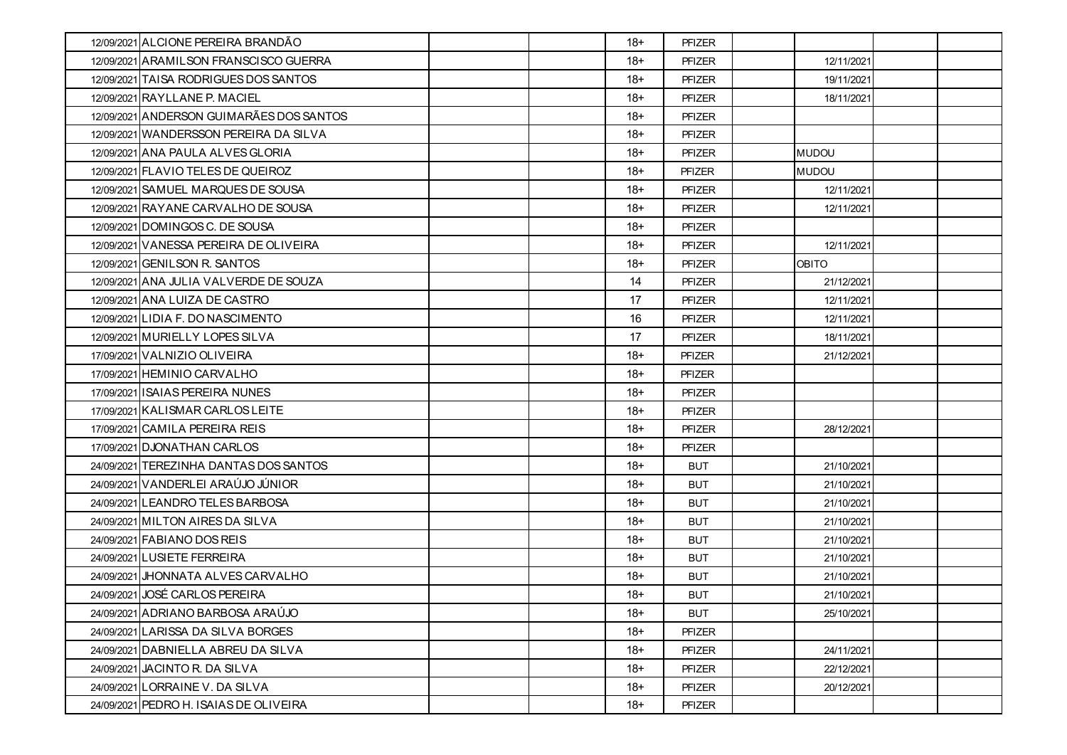| | | | | | | | | | |
|---|---|---|---|---|---|---|---|---|---|
| 12/09/2021 | ALCIONE PEREIRA BRANDÃO | | | 18+ | PFIZER | | | | |
| 12/09/2021 | ARAMILSON FRANSCISCO GUERRA | | | 18+ | PFIZER | | 12/11/2021 | | |
| 12/09/2021 | TAISA RODRIGUES DOS SANTOS | | | 18+ | PFIZER | | 19/11/2021 | | |
| 12/09/2021 | RAYLLANE P. MACIEL | | | 18+ | PFIZER | | 18/11/2021 | | |
| 12/09/2021 | ANDERSON GUIMARÃES DOS SANTOS | | | 18+ | PFIZER | | | | |
| 12/09/2021 | WANDERSSON PEREIRA DA SILVA | | | 18+ | PFIZER | | | | |
| 12/09/2021 | ANA PAULA ALVES GLORIA | | | 18+ | PFIZER | | MUDOU | | |
| 12/09/2021 | FLAVIO TELES DE QUEIROZ | | | 18+ | PFIZER | | MUDOU | | |
| 12/09/2021 | SAMUEL MARQUES DE SOUSA | | | 18+ | PFIZER | | 12/11/2021 | | |
| 12/09/2021 | RAYANE CARVALHO DE SOUSA | | | 18+ | PFIZER | | 12/11/2021 | | |
| 12/09/2021 | DOMINGOS C. DE SOUSA | | | 18+ | PFIZER | | | | |
| 12/09/2021 | VANESSA PEREIRA DE OLIVEIRA | | | 18+ | PFIZER | | 12/11/2021 | | |
| 12/09/2021 | GENILSON R. SANTOS | | | 18+ | PFIZER | | OBITO | | |
| 12/09/2021 | ANA JULIA VALVERDE DE SOUZA | | | 14 | PFIZER | | 21/12/2021 | | |
| 12/09/2021 | ANA LUIZA DE CASTRO | | | 17 | PFIZER | | 12/11/2021 | | |
| 12/09/2021 | LIDIA F. DO NASCIMENTO | | | 16 | PFIZER | | 12/11/2021 | | |
| 12/09/2021 | MURIELLY LOPES SILVA | | | 17 | PFIZER | | 18/11/2021 | | |
| 17/09/2021 | VALNIZIO OLIVEIRA | | | 18+ | PFIZER | | 21/12/2021 | | |
| 17/09/2021 | HEMINIO CARVALHO | | | 18+ | PFIZER | | | | |
| 17/09/2021 | ISAIAS PEREIRA NUNES | | | 18+ | PFIZER | | | | |
| 17/09/2021 | KALISMAR CARLOS LEITE | | | 18+ | PFIZER | | | | |
| 17/09/2021 | CAMILA PEREIRA REIS | | | 18+ | PFIZER | | 28/12/2021 | | |
| 17/09/2021 | DJONATHAN CARLOS | | | 18+ | PFIZER | | | | |
| 24/09/2021 | TEREZINHA DANTAS DOS SANTOS | | | 18+ | BUT | | 21/10/2021 | | |
| 24/09/2021 | VANDERLEI ARAÚJO JÚNIOR | | | 18+ | BUT | | 21/10/2021 | | |
| 24/09/2021 | LEANDRO TELES BARBOSA | | | 18+ | BUT | | 21/10/2021 | | |
| 24/09/2021 | MILTON AIRES DA SILVA | | | 18+ | BUT | | 21/10/2021 | | |
| 24/09/2021 | FABIANO DOS REIS | | | 18+ | BUT | | 21/10/2021 | | |
| 24/09/2021 | LUSIETE FERREIRA | | | 18+ | BUT | | 21/10/2021 | | |
| 24/09/2021 | JHONNATA ALVES CARVALHO | | | 18+ | BUT | | 21/10/2021 | | |
| 24/09/2021 | JOSÉ CARLOS PEREIRA | | | 18+ | BUT | | 21/10/2021 | | |
| 24/09/2021 | ADRIANO BARBOSA ARAÚJO | | | 18+ | BUT | | 25/10/2021 | | |
| 24/09/2021 | LARISSA DA SILVA BORGES | | | 18+ | PFIZER | | | | |
| 24/09/2021 | DABNIELLA ABREU DA SILVA | | | 18+ | PFIZER | | 24/11/2021 | | |
| 24/09/2021 | JACINTO R. DA SILVA | | | 18+ | PFIZER | | 22/12/2021 | | |
| 24/09/2021 | LORRAINE V. DA SILVA | | | 18+ | PFIZER | | 20/12/2021 | | |
| 24/09/2021 | PEDRO H. ISAIAS DE OLIVEIRA | | | 18+ | PFIZER | | | | |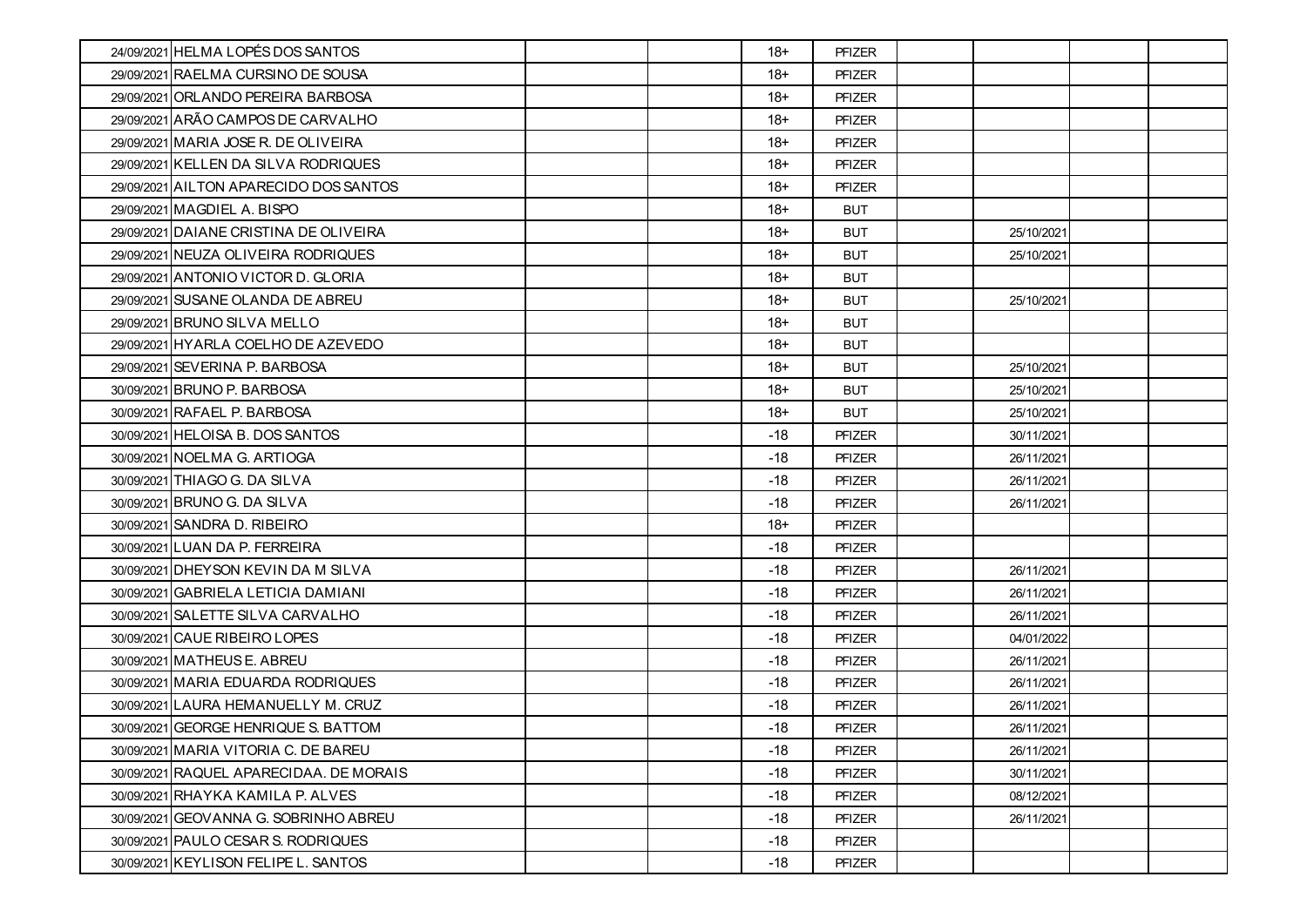| | | | | | | | | | |
|---|---|---|---|---|---|---|---|---|---|
| 24/09/2021 | HELMA LOPÉS DOS SANTOS | | | 18+ | PFIZER | | | | |
| 29/09/2021 | RAELMA CURSINO DE SOUSA | | | 18+ | PFIZER | | | | |
| 29/09/2021 | ORLANDO PEREIRA BARBOSA | | | 18+ | PFIZER | | | | |
| 29/09/2021 | ARÃO CAMPOS DE CARVALHO | | | 18+ | PFIZER | | | | |
| 29/09/2021 | MARIA JOSE R. DE OLIVEIRA | | | 18+ | PFIZER | | | | |
| 29/09/2021 | KELLEN DA SILVA RODRIQUES | | | 18+ | PFIZER | | | | |
| 29/09/2021 | AILTON APARECIDO DOS SANTOS | | | 18+ | PFIZER | | | | |
| 29/09/2021 | MAGDIEL A. BISPO | | | 18+ | BUT | | | | |
| 29/09/2021 | DAIANE CRISTINA DE OLIVEIRA | | | 18+ | BUT | | 25/10/2021 | | |
| 29/09/2021 | NEUZA OLIVEIRA RODRIQUES | | | 18+ | BUT | | 25/10/2021 | | |
| 29/09/2021 | ANTONIO VICTOR D. GLORIA | | | 18+ | BUT | | | | |
| 29/09/2021 | SUSANE OLANDA DE ABREU | | | 18+ | BUT | | 25/10/2021 | | |
| 29/09/2021 | BRUNO SILVA MELLO | | | 18+ | BUT | | | | |
| 29/09/2021 | HYARLA COELHO DE AZEVEDO | | | 18+ | BUT | | | | |
| 29/09/2021 | SEVERINA P. BARBOSA | | | 18+ | BUT | | 25/10/2021 | | |
| 30/09/2021 | BRUNO P. BARBOSA | | | 18+ | BUT | | 25/10/2021 | | |
| 30/09/2021 | RAFAEL P. BARBOSA | | | 18+ | BUT | | 25/10/2021 | | |
| 30/09/2021 | HELOISA B. DOS SANTOS | | | -18 | PFIZER | | 30/11/2021 | | |
| 30/09/2021 | NOELMA G. ARTIOGA | | | -18 | PFIZER | | 26/11/2021 | | |
| 30/09/2021 | THIAGO G. DA SILVA | | | -18 | PFIZER | | 26/11/2021 | | |
| 30/09/2021 | BRUNO G. DA SILVA | | | -18 | PFIZER | | 26/11/2021 | | |
| 30/09/2021 | SANDRA D. RIBEIRO | | | 18+ | PFIZER | | | | |
| 30/09/2021 | LUAN DA P. FERREIRA | | | -18 | PFIZER | | | | |
| 30/09/2021 | DHEYSON KEVIN DA M SILVA | | | -18 | PFIZER | | 26/11/2021 | | |
| 30/09/2021 | GABRIELA LETICIA DAMIANI | | | -18 | PFIZER | | 26/11/2021 | | |
| 30/09/2021 | SALETTE SILVA CARVALHO | | | -18 | PFIZER | | 26/11/2021 | | |
| 30/09/2021 | CAUE RIBEIRO LOPES | | | -18 | PFIZER | | 04/01/2022 | | |
| 30/09/2021 | MATHEUS E. ABREU | | | -18 | PFIZER | | 26/11/2021 | | |
| 30/09/2021 | MARIA EDUARDA RODRIQUES | | | -18 | PFIZER | | 26/11/2021 | | |
| 30/09/2021 | LAURA HEMANUELLY M. CRUZ | | | -18 | PFIZER | | 26/11/2021 | | |
| 30/09/2021 | GEORGE HENRIQUE S. BATTOM | | | -18 | PFIZER | | 26/11/2021 | | |
| 30/09/2021 | MARIA VITORIA C. DE BAREU | | | -18 | PFIZER | | 26/11/2021 | | |
| 30/09/2021 | RAQUEL APARECIDAA. DE MORAIS | | | -18 | PFIZER | | 30/11/2021 | | |
| 30/09/2021 | RHAYKA KAMILA P. ALVES | | | -18 | PFIZER | | 08/12/2021 | | |
| 30/09/2021 | GEOVANNA G. SOBRINHO ABREU | | | -18 | PFIZER | | 26/11/2021 | | |
| 30/09/2021 | PAULO CESAR S. RODRIQUES | | | -18 | PFIZER | | | | |
| 30/09/2021 | KEYLISON FELIPE L. SANTOS | | | -18 | PFIZER | | | | |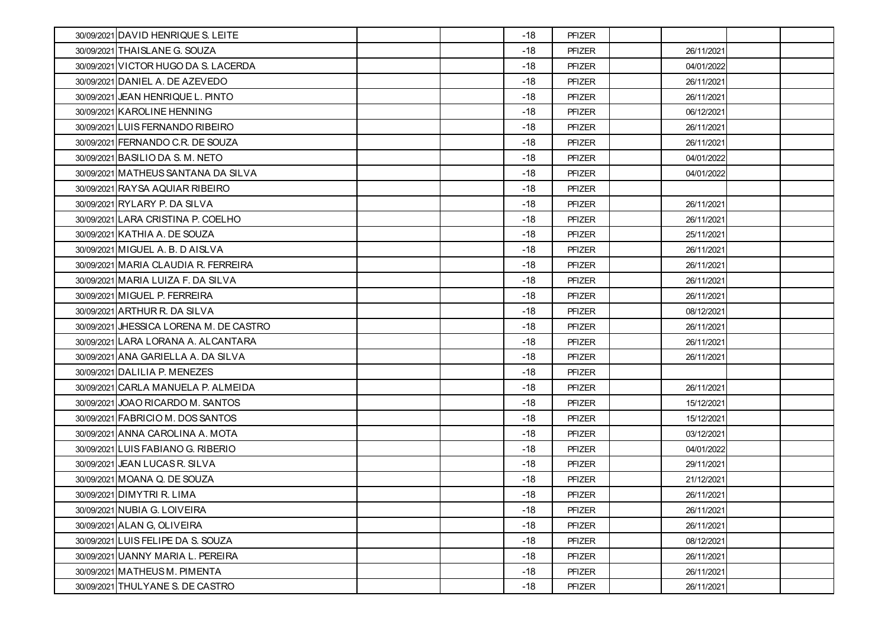| | | | | | | | | | |
|---|---|---|---|---|---|---|---|---|---|
| 30/09/2021 | DAVID HENRIQUE S. LEITE | | | -18 | PFIZER | | | | |
| 30/09/2021 | THAISLANE G. SOUZA | | | -18 | PFIZER | | 26/11/2021 | | |
| 30/09/2021 | VICTOR HUGO DA S. LACERDA | | | -18 | PFIZER | | 04/01/2022 | | |
| 30/09/2021 | DANIEL A. DE AZEVEDO | | | -18 | PFIZER | | 26/11/2021 | | |
| 30/09/2021 | JEAN HENRIQUE L. PINTO | | | -18 | PFIZER | | 26/11/2021 | | |
| 30/09/2021 | KAROLINE HENNING | | | -18 | PFIZER | | 06/12/2021 | | |
| 30/09/2021 | LUIS FERNANDO RIBEIRO | | | -18 | PFIZER | | 26/11/2021 | | |
| 30/09/2021 | FERNANDO C.R. DE SOUZA | | | -18 | PFIZER | | 26/11/2021 | | |
| 30/09/2021 | BASILIO DA S. M. NETO | | | -18 | PFIZER | | 04/01/2022 | | |
| 30/09/2021 | MATHEUS SANTANA DA SILVA | | | -18 | PFIZER | | 04/01/2022 | | |
| 30/09/2021 | RAYSA AQUIAR RIBEIRO | | | -18 | PFIZER | | | | |
| 30/09/2021 | RYLARY P. DA SILVA | | | -18 | PFIZER | | 26/11/2021 | | |
| 30/09/2021 | LARA CRISTINA P. COELHO | | | -18 | PFIZER | | 26/11/2021 | | |
| 30/09/2021 | KATHIA A. DE SOUZA | | | -18 | PFIZER | | 25/11/2021 | | |
| 30/09/2021 | MIGUEL A. B. D AISLVA | | | -18 | PFIZER | | 26/11/2021 | | |
| 30/09/2021 | MARIA CLAUDIA R. FERREIRA | | | -18 | PFIZER | | 26/11/2021 | | |
| 30/09/2021 | MARIA LUIZA F. DA SILVA | | | -18 | PFIZER | | 26/11/2021 | | |
| 30/09/2021 | MIGUEL P. FERREIRA | | | -18 | PFIZER | | 26/11/2021 | | |
| 30/09/2021 | ARTHUR R. DA SILVA | | | -18 | PFIZER | | 08/12/2021 | | |
| 30/09/2021 | JHESSICA LORENA M. DE CASTRO | | | -18 | PFIZER | | 26/11/2021 | | |
| 30/09/2021 | LARA LORANA A. ALCANTARA | | | -18 | PFIZER | | 26/11/2021 | | |
| 30/09/2021 | ANA GARIELLA A. DA SILVA | | | -18 | PFIZER | | 26/11/2021 | | |
| 30/09/2021 | DALILIA P. MENEZES | | | -18 | PFIZER | | | | |
| 30/09/2021 | CARLA MANUELA P. ALMEIDA | | | -18 | PFIZER | | 26/11/2021 | | |
| 30/09/2021 | JOAO RICARDO M. SANTOS | | | -18 | PFIZER | | 15/12/2021 | | |
| 30/09/2021 | FABRICIO M. DOS SANTOS | | | -18 | PFIZER | | 15/12/2021 | | |
| 30/09/2021 | ANNA CAROLINA A. MOTA | | | -18 | PFIZER | | 03/12/2021 | | |
| 30/09/2021 | LUIS FABIANO G. RIBERIO | | | -18 | PFIZER | | 04/01/2022 | | |
| 30/09/2021 | JEAN LUCAS R. SILVA | | | -18 | PFIZER | | 29/11/2021 | | |
| 30/09/2021 | MOANA Q. DE SOUZA | | | -18 | PFIZER | | 21/12/2021 | | |
| 30/09/2021 | DIMYTRI R. LIMA | | | -18 | PFIZER | | 26/11/2021 | | |
| 30/09/2021 | NUBIA G. LOIVEIRA | | | -18 | PFIZER | | 26/11/2021 | | |
| 30/09/2021 | ALAN G, OLIVEIRA | | | -18 | PFIZER | | 26/11/2021 | | |
| 30/09/2021 | LUIS FELIPE DA S. SOUZA | | | -18 | PFIZER | | 08/12/2021 | | |
| 30/09/2021 | UANNY MARIA L. PEREIRA | | | -18 | PFIZER | | 26/11/2021 | | |
| 30/09/2021 | MATHEUS M. PIMENTA | | | -18 | PFIZER | | 26/11/2021 | | |
| 30/09/2021 | THULYANE S. DE CASTRO | | | -18 | PFIZER | | 26/11/2021 | | |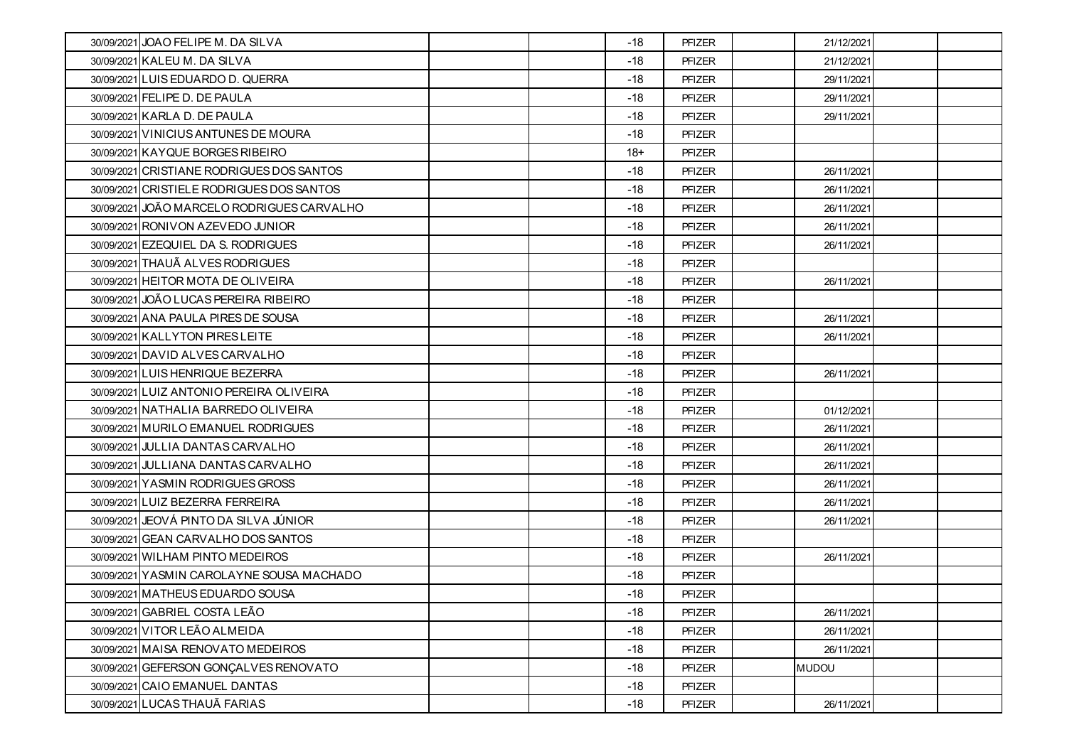| | | | | | | | | | |
|---|---|---|---|---|---|---|---|---|---|
| 30/09/2021 | JOAO FELIPE M. DA SILVA | | | -18 | PFIZER | | 21/12/2021 | | |
| 30/09/2021 | KALEU M. DA SILVA | | | -18 | PFIZER | | 21/12/2021 | | |
| 30/09/2021 | LUIS EDUARDO D. QUERRA | | | -18 | PFIZER | | 29/11/2021 | | |
| 30/09/2021 | FELIPE D. DE PAULA | | | -18 | PFIZER | | 29/11/2021 | | |
| 30/09/2021 | KARLA D. DE PAULA | | | -18 | PFIZER | | 29/11/2021 | | |
| 30/09/2021 | VINICIUS ANTUNES DE MOURA | | | -18 | PFIZER | | | | |
| 30/09/2021 | KAYQUE BORGES RIBEIRO | | | 18+ | PFIZER | | | | |
| 30/09/2021 | CRISTIANE RODRIGUES DOS SANTOS | | | -18 | PFIZER | | 26/11/2021 | | |
| 30/09/2021 | CRISTIELE RODRIGUES DOS SANTOS | | | -18 | PFIZER | | 26/11/2021 | | |
| 30/09/2021 | JOÃO MARCELO RODRIGUES CARVALHO | | | -18 | PFIZER | | 26/11/2021 | | |
| 30/09/2021 | RONIVON AZEVEDO JUNIOR | | | -18 | PFIZER | | 26/11/2021 | | |
| 30/09/2021 | EZEQUIEL DA S. RODRIGUES | | | -18 | PFIZER | | 26/11/2021 | | |
| 30/09/2021 | THAUÃ ALVES RODRIGUES | | | -18 | PFIZER | | | | |
| 30/09/2021 | HEITOR MOTA DE OLIVEIRA | | | -18 | PFIZER | | 26/11/2021 | | |
| 30/09/2021 | JOÃO LUCAS PEREIRA RIBEIRO | | | -18 | PFIZER | | | | |
| 30/09/2021 | ANA PAULA PIRES DE SOUSA | | | -18 | PFIZER | | 26/11/2021 | | |
| 30/09/2021 | KALLYTON PIRES LEITE | | | -18 | PFIZER | | 26/11/2021 | | |
| 30/09/2021 | DAVID ALVES CARVALHO | | | -18 | PFIZER | | | | |
| 30/09/2021 | LUIS HENRIQUE BEZERRA | | | -18 | PFIZER | | 26/11/2021 | | |
| 30/09/2021 | LUIZ ANTONIO PEREIRA OLIVEIRA | | | -18 | PFIZER | | | | |
| 30/09/2021 | NATHALIA BARREDO OLIVEIRA | | | -18 | PFIZER | | 01/12/2021 | | |
| 30/09/2021 | MURILO EMANUEL RODRIGUES | | | -18 | PFIZER | | 26/11/2021 | | |
| 30/09/2021 | JULLIA DANTAS CARVALHO | | | -18 | PFIZER | | 26/11/2021 | | |
| 30/09/2021 | JULLIANA DANTAS CARVALHO | | | -18 | PFIZER | | 26/11/2021 | | |
| 30/09/2021 | YASMIN RODRIGUES GROSS | | | -18 | PFIZER | | 26/11/2021 | | |
| 30/09/2021 | LUIZ BEZERRA FERREIRA | | | -18 | PFIZER | | 26/11/2021 | | |
| 30/09/2021 | JEOVÁ PINTO DA SILVA JÚNIOR | | | -18 | PFIZER | | 26/11/2021 | | |
| 30/09/2021 | GEAN CARVALHO DOS SANTOS | | | -18 | PFIZER | | | | |
| 30/09/2021 | WILHAM PINTO MEDEIROS | | | -18 | PFIZER | | 26/11/2021 | | |
| 30/09/2021 | YASMIN CAROLAYNE SOUSA MACHADO | | | -18 | PFIZER | | | | |
| 30/09/2021 | MATHEUS EDUARDO SOUSA | | | -18 | PFIZER | | | | |
| 30/09/2021 | GABRIEL COSTA LEÃO | | | -18 | PFIZER | | 26/11/2021 | | |
| 30/09/2021 | VITOR LEÃO ALMEIDA | | | -18 | PFIZER | | 26/11/2021 | | |
| 30/09/2021 | MAISA RENOVATO MEDEIROS | | | -18 | PFIZER | | 26/11/2021 | | |
| 30/09/2021 | GEFERSON GONÇALVES RENOVATO | | | -18 | PFIZER | | MUDOU | | |
| 30/09/2021 | CAIO EMANUEL DANTAS | | | -18 | PFIZER | | | | |
| 30/09/2021 | LUCAS THAUÃ FARIAS | | | -18 | PFIZER | | 26/11/2021 | | |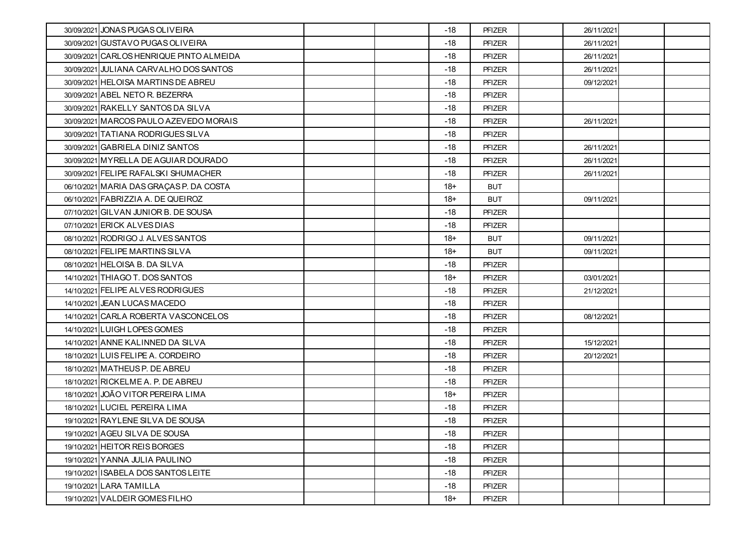| | | | | | | | | | |
|---|---|---|---|---|---|---|---|---|---|
| 30/09/2021 | JONAS PUGAS OLIVEIRA | | | -18 | PFIZER | | 26/11/2021 | | |
| 30/09/2021 | GUSTAVO PUGAS OLIVEIRA | | | -18 | PFIZER | | 26/11/2021 | | |
| 30/09/2021 | CARLOS HENRIQUE PINTO ALMEIDA | | | -18 | PFIZER | | 26/11/2021 | | |
| 30/09/2021 | JULIANA CARVALHO DOS SANTOS | | | -18 | PFIZER | | 26/11/2021 | | |
| 30/09/2021 | HELOISA MARTINS DE ABREU | | | -18 | PFIZER | | 09/12/2021 | | |
| 30/09/2021 | ABEL NETO R. BEZERRA | | | -18 | PFIZER | | | | |
| 30/09/2021 | RAKELLY SANTOS DA SILVA | | | -18 | PFIZER | | | | |
| 30/09/2021 | MARCOS PAULO AZEVEDO MORAIS | | | -18 | PFIZER | | 26/11/2021 | | |
| 30/09/2021 | TATIANA RODRIGUES SILVA | | | -18 | PFIZER | | | | |
| 30/09/2021 | GABRIELA DINIZ SANTOS | | | -18 | PFIZER | | 26/11/2021 | | |
| 30/09/2021 | MYRELLA DE AGUIAR DOURADO | | | -18 | PFIZER | | 26/11/2021 | | |
| 30/09/2021 | FELIPE RAFALSKI SHUMACHER | | | -18 | PFIZER | | 26/11/2021 | | |
| 06/10/2021 | MARIA DAS GRAÇAS P. DA COSTA | | | 18+ | BUT | | | | |
| 06/10/2021 | FABRIZZIA A. DE QUEIROZ | | | 18+ | BUT | | 09/11/2021 | | |
| 07/10/2021 | GILVAN JUNIOR B. DE SOUSA | | | -18 | PFIZER | | | | |
| 07/10/2021 | ERICK ALVES DIAS | | | -18 | PFIZER | | | | |
| 08/10/2021 | RODRIGO J. ALVES SANTOS | | | 18+ | BUT | | 09/11/2021 | | |
| 08/10/2021 | FELIPE MARTINS SILVA | | | 18+ | BUT | | 09/11/2021 | | |
| 08/10/2021 | HELOISA B. DA SILVA | | | -18 | PFIZER | | | | |
| 14/10/2021 | THIAGO T. DOS SANTOS | | | 18+ | PFIZER | | 03/01/2021 | | |
| 14/10/2021 | FELIPE ALVES RODRIGUES | | | -18 | PFIZER | | 21/12/2021 | | |
| 14/10/2021 | JEAN LUCAS MACEDO | | | -18 | PFIZER | | | | |
| 14/10/2021 | CARLA ROBERTA VASCONCELOS | | | -18 | PFIZER | | 08/12/2021 | | |
| 14/10/2021 | LUIGH LOPES GOMES | | | -18 | PFIZER | | | | |
| 14/10/2021 | ANNE KALINNED DA SILVA | | | -18 | PFIZER | | 15/12/2021 | | |
| 18/10/2021 | LUIS FELIPE A. CORDEIRO | | | -18 | PFIZER | | 20/12/2021 | | |
| 18/10/2021 | MATHEUS P. DE ABREU | | | -18 | PFIZER | | | | |
| 18/10/2021 | RICKELME A. P. DE ABREU | | | -18 | PFIZER | | | | |
| 18/10/2021 | JOÃO VITOR PEREIRA LIMA | | | 18+ | PFIZER | | | | |
| 18/10/2021 | LUCIEL PEREIRA LIMA | | | -18 | PFIZER | | | | |
| 19/10/2021 | RAYLENE SILVA DE SOUSA | | | -18 | PFIZER | | | | |
| 19/10/2021 | AGEU SILVA DE SOUSA | | | -18 | PFIZER | | | | |
| 19/10/2021 | HEITOR REIS BORGES | | | -18 | PFIZER | | | | |
| 19/10/2021 | YANNA JULIA PAULINO | | | -18 | PFIZER | | | | |
| 19/10/2021 | ISABELA DOS SANTOS LEITE | | | -18 | PFIZER | | | | |
| 19/10/2021 | LARA TAMILLA | | | -18 | PFIZER | | | | |
| 19/10/2021 | VALDEIR GOMES FILHO | | | 18+ | PFIZER | | | | |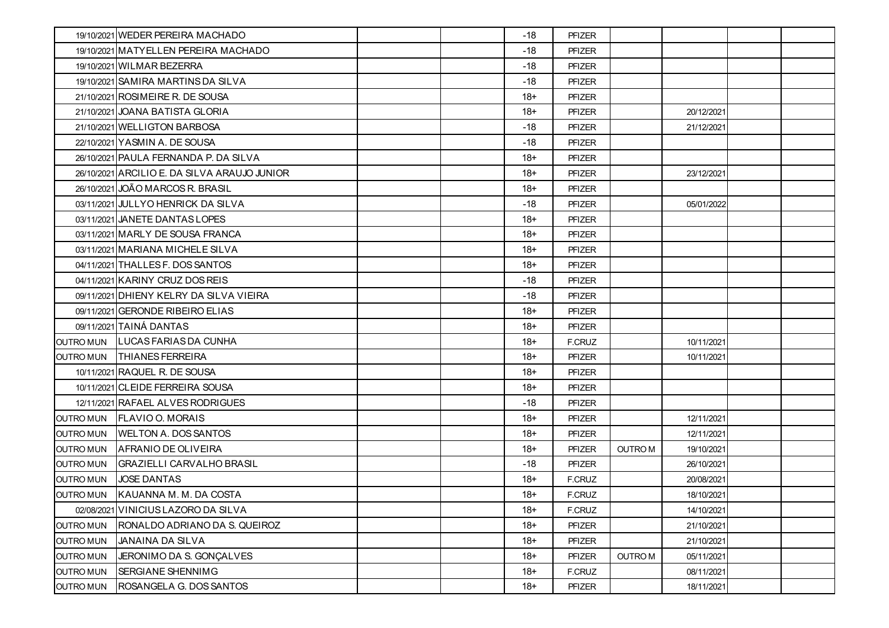| | | | | | | | | | | |
|---|---|---|---|---|---|---|---|---|---|---|
| 19/10/2021 | WEDER PEREIRA MACHADO | | | -18 | PFIZER | | | | |
| 19/10/2021 | MATYELLEN PEREIRA MACHADO | | | -18 | PFIZER | | | | |
| 19/10/2021 | WILMAR BEZERRA | | | -18 | PFIZER | | | | |
| 19/10/2021 | SAMIRA MARTINS DA SILVA | | | -18 | PFIZER | | | | |
| 21/10/2021 | ROSIMEIRE R. DE SOUSA | | | 18+ | PFIZER | | | | |
| 21/10/2021 | JOANA BATISTA GLORIA | | | 18+ | PFIZER | | 20/12/2021 | | |
| 21/10/2021 | WELLIGTON BARBOSA | | | -18 | PFIZER | | 21/12/2021 | | |
| 22/10/2021 | YASMIN A. DE SOUSA | | | -18 | PFIZER | | | | |
| 26/10/2021 | PAULA FERNANDA P. DA SILVA | | | 18+ | PFIZER | | | | |
| 26/10/2021 | ARCILIO E. DA SILVA ARAUJO JUNIOR | | | 18+ | PFIZER | | 23/12/2021 | | |
| 26/10/2021 | JOÃO MARCOS R. BRASIL | | | 18+ | PFIZER | | | | |
| 03/11/2021 | JULLYO HENRICK DA SILVA | | | -18 | PFIZER | | 05/01/2022 | | |
| 03/11/2021 | JANETE DANTAS LOPES | | | 18+ | PFIZER | | | | |
| 03/11/2021 | MARLY DE SOUSA FRANCA | | | 18+ | PFIZER | | | | |
| 03/11/2021 | MARIANA MICHELE SILVA | | | 18+ | PFIZER | | | | |
| 04/11/2021 | THALLES F. DOS SANTOS | | | 18+ | PFIZER | | | | |
| 04/11/2021 | KARINY CRUZ DOS REIS | | | -18 | PFIZER | | | | |
| 09/11/2021 | DHIENY KELRY DA SILVA VIEIRA | | | -18 | PFIZER | | | | |
| 09/11/2021 | GERONDE RIBEIRO ELIAS | | | 18+ | PFIZER | | | | |
| 09/11/2021 | TAINÁ DANTAS | | | 18+ | PFIZER | | | | |
| OUTRO MUN | LUCAS FARIAS DA CUNHA | | | 18+ | F.CRUZ | | 10/11/2021 | | |
| OUTRO MUN | THIANES FERREIRA | | | 18+ | PFIZER | | 10/11/2021 | | |
| 10/11/2021 | RAQUEL R. DE SOUSA | | | 18+ | PFIZER | | | | |
| 10/11/2021 | CLEIDE FERREIRA SOUSA | | | 18+ | PFIZER | | | | |
| 12/11/2021 | RAFAEL ALVES RODRIGUES | | | -18 | PFIZER | | | | |
| OUTRO MUN | FLAVIO O. MORAIS | | | 18+ | PFIZER | | 12/11/2021 | | |
| OUTRO MUN | WELTON A. DOS SANTOS | | | 18+ | PFIZER | | 12/11/2021 | | |
| OUTRO MUN | AFRANIO DE OLIVEIRA | | | 18+ | PFIZER | OUTRO M | 19/10/2021 | | |
| OUTRO MUN | GRAZIELLI CARVALHO BRASIL | | | -18 | PFIZER | | 26/10/2021 | | |
| OUTRO MUN | JOSE DANTAS | | | 18+ | F.CRUZ | | 20/08/2021 | | |
| OUTRO MUN | KAUANNA M. M. DA COSTA | | | 18+ | F.CRUZ | | 18/10/2021 | | |
| 02/08/2021 | VINICIUS LAZORO DA SILVA | | | 18+ | F.CRUZ | | 14/10/2021 | | |
| OUTRO MUN | RONALDO ADRIANO DA S. QUEIROZ | | | 18+ | PFIZER | | 21/10/2021 | | |
| OUTRO MUN | JANAINA DA SILVA | | | 18+ | PFIZER | | 21/10/2021 | | |
| OUTRO MUN | JERONIMO DA S. GONÇALVES | | | 18+ | PFIZER | OUTRO M | 05/11/2021 | | |
| OUTRO MUN | SERGIANE SHENNIMG | | | 18+ | F.CRUZ | | 08/11/2021 | | |
| OUTRO MUN | ROSANGELA G. DOS SANTOS | | | 18+ | PFIZER | | 18/11/2021 | | |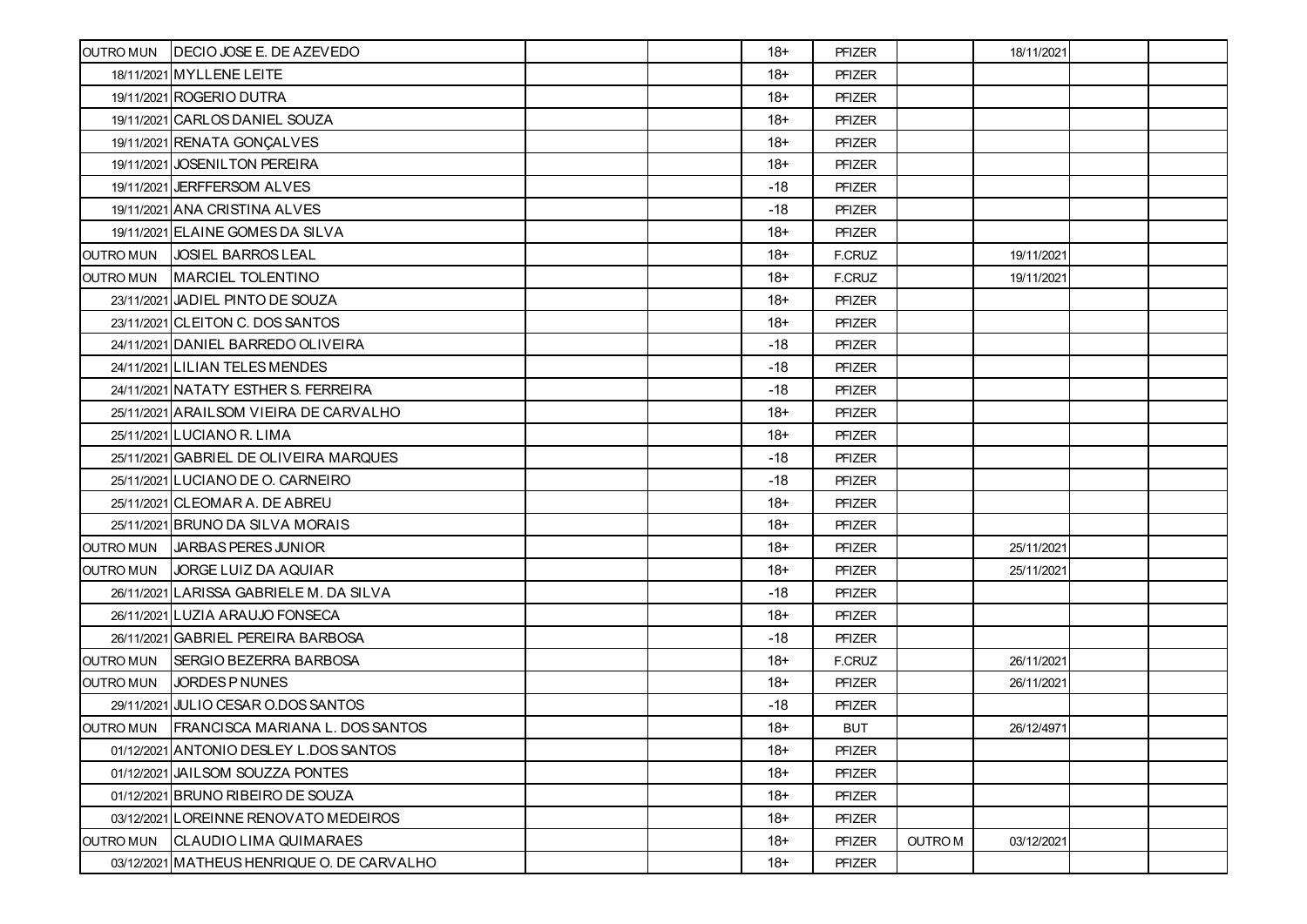| | | | | | | | | | |
|---|---|---|---|---|---|---|---|---|---|
| OUTRO MUN | DECIO JOSE E. DE AZEVEDO | | | 18+ | PFIZER | | 18/11/2021 | | |
| 18/11/2021 | MYLLENE LEITE | | | 18+ | PFIZER | | | | |
| 19/11/2021 | ROGERIO DUTRA | | | 18+ | PFIZER | | | | |
| 19/11/2021 | CARLOS DANIEL SOUZA | | | 18+ | PFIZER | | | | |
| 19/11/2021 | RENATA GONÇALVES | | | 18+ | PFIZER | | | | |
| 19/11/2021 | JOSENILTON PEREIRA | | | 18+ | PFIZER | | | | |
| 19/11/2021 | JERFFERSOM ALVES | | | -18 | PFIZER | | | | |
| 19/11/2021 | ANA CRISTINA ALVES | | | -18 | PFIZER | | | | |
| 19/11/2021 | ELAINE GOMES DA SILVA | | | 18+ | PFIZER | | | | |
| OUTRO MUN | JOSIEL BARROS LEAL | | | 18+ | F.CRUZ | | 19/11/2021 | | |
| OUTRO MUN | MARCIEL TOLENTINO | | | 18+ | F.CRUZ | | 19/11/2021 | | |
| 23/11/2021 | JADIEL PINTO DE SOUZA | | | 18+ | PFIZER | | | | |
| 23/11/2021 | CLEITON C. DOS SANTOS | | | 18+ | PFIZER | | | | |
| 24/11/2021 | DANIEL BARREDO OLIVEIRA | | | -18 | PFIZER | | | | |
| 24/11/2021 | LILIAN TELES MENDES | | | -18 | PFIZER | | | | |
| 24/11/2021 | NATATY ESTHER S. FERREIRA | | | -18 | PFIZER | | | | |
| 25/11/2021 | ARAILSOM VIEIRA DE CARVALHO | | | 18+ | PFIZER | | | | |
| 25/11/2021 | LUCIANO R. LIMA | | | 18+ | PFIZER | | | | |
| 25/11/2021 | GABRIEL DE OLIVEIRA MARQUES | | | -18 | PFIZER | | | | |
| 25/11/2021 | LUCIANO DE O. CARNEIRO | | | -18 | PFIZER | | | | |
| 25/11/2021 | CLEOMAR A. DE ABREU | | | 18+ | PFIZER | | | | |
| 25/11/2021 | BRUNO DA SILVA MORAIS | | | 18+ | PFIZER | | | | |
| OUTRO MUN | JARBAS PERES JUNIOR | | | 18+ | PFIZER | | 25/11/2021 | | |
| OUTRO MUN | JORGE LUIZ DA AQUIAR | | | 18+ | PFIZER | | 25/11/2021 | | |
| 26/11/2021 | LARISSA GABRIELE M. DA SILVA | | | -18 | PFIZER | | | | |
| 26/11/2021 | LUZIA ARAUJO FONSECA | | | 18+ | PFIZER | | | | |
| 26/11/2021 | GABRIEL PEREIRA BARBOSA | | | -18 | PFIZER | | | | |
| OUTRO MUN | SERGIO BEZERRA BARBOSA | | | 18+ | F.CRUZ | | 26/11/2021 | | |
| OUTRO MUN | JORDES P NUNES | | | 18+ | PFIZER | | 26/11/2021 | | |
| 29/11/2021 | JULIO CESAR O.DOS SANTOS | | | -18 | PFIZER | | | | |
| OUTRO MUN | FRANCISCA MARIANA L. DOS SANTOS | | | 18+ | BUT | | 26/12/4971 | | |
| 01/12/2021 | ANTONIO DESLEY L.DOS SANTOS | | | 18+ | PFIZER | | | | |
| 01/12/2021 | JAILSOM SOUZZA PONTES | | | 18+ | PFIZER | | | | |
| 01/12/2021 | BRUNO RIBEIRO DE SOUZA | | | 18+ | PFIZER | | | | |
| 03/12/2021 | LOREINNE RENOVATO MEDEIROS | | | 18+ | PFIZER | | | | |
| OUTRO MUN | CLAUDIO LIMA QUIMARAES | | | 18+ | PFIZER | OUTRO M | 03/12/2021 | | |
| 03/12/2021 | MATHEUS HENRIQUE O. DE CARVALHO | | | 18+ | PFIZER | | | | |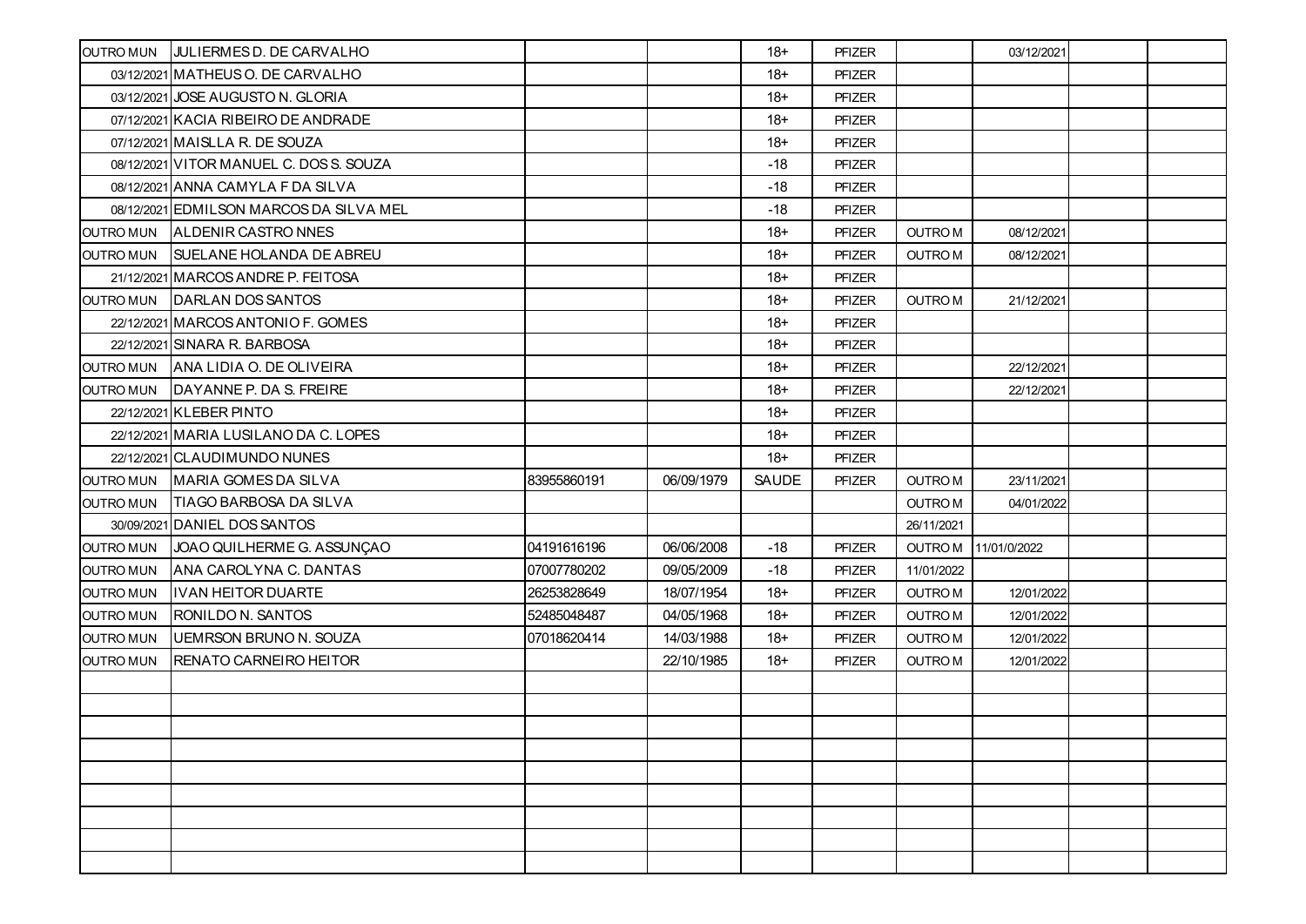| | | | | | | | | | |
|---|---|---|---|---|---|---|---|---|---|
| OUTRO MUN | JULIERMES D. DE CARVALHO | | | 18+ | PFIZER | | 03/12/2021 | | |
| 03/12/2021 | MATHEUS O. DE CARVALHO | | | 18+ | PFIZER | | | | |
| 03/12/2021 | JOSE AUGUSTO N. GLORIA | | | 18+ | PFIZER | | | | |
| 07/12/2021 | KACIA RIBEIRO DE ANDRADE | | | 18+ | PFIZER | | | | |
| 07/12/2021 | MAISLLA R. DE SOUZA | | | 18+ | PFIZER | | | | |
| 08/12/2021 | VITOR MANUEL C. DOS S. SOUZA | | | -18 | PFIZER | | | | |
| 08/12/2021 | ANNA CAMYLA F DA SILVA | | | -18 | PFIZER | | | | |
| 08/12/2021 | EDMILSON MARCOS DA SILVA MEL | | | -18 | PFIZER | | | | |
| OUTRO MUN | ALDENIR CASTRO NNES | | | 18+ | PFIZER | OUTRO M | 08/12/2021 | | |
| OUTRO MUN | SUELANE HOLANDA DE ABREU | | | 18+ | PFIZER | OUTRO M | 08/12/2021 | | |
| 21/12/2021 | MARCOS ANDRE P. FEITOSA | | | 18+ | PFIZER | | | | |
| OUTRO MUN | DARLAN DOS SANTOS | | | 18+ | PFIZER | OUTRO M | 21/12/2021 | | |
| 22/12/2021 | MARCOS ANTONIO F. GOMES | | | 18+ | PFIZER | | | | |
| 22/12/2021 | SINARA R. BARBOSA | | | 18+ | PFIZER | | | | |
| OUTRO MUN | ANA LIDIA O. DE OLIVEIRA | | | 18+ | PFIZER | | 22/12/2021 | | |
| OUTRO MUN | DAYANNE P. DA S. FREIRE | | | 18+ | PFIZER | | 22/12/2021 | | |
| 22/12/2021 | KLEBER PINTO | | | 18+ | PFIZER | | | | |
| 22/12/2021 | MARIA LUSILANO DA C. LOPES | | | 18+ | PFIZER | | | | |
| 22/12/2021 | CLAUDIMUNDO NUNES | | | 18+ | PFIZER | | | | |
| OUTRO MUN | MARIA GOMES DA SILVA | 83955860191 | 06/09/1979 | SAUDE | PFIZER | OUTRO M | 23/11/2021 | | |
| OUTRO MUN | TIAGO BARBOSA DA SILVA | | | | | OUTRO M | 04/01/2022 | | |
| 30/09/2021 | DANIEL DOS SANTOS | | | | | 26/11/2021 | | | |
| OUTRO MUN | JOAO QUILHERME G. ASSUNÇAO | 04191616196 | 06/06/2008 | -18 | PFIZER | OUTRO M | 11/01/0/2022 | | |
| OUTRO MUN | ANA CAROLYNA C. DANTAS | 07007780202 | 09/05/2009 | -18 | PFIZER | 11/01/2022 | | | |
| OUTRO MUN | IVAN HEITOR DUARTE | 26253828649 | 18/07/1954 | 18+ | PFIZER | OUTRO M | 12/01/2022 | | |
| OUTRO MUN | RONILDO N. SANTOS | 52485048487 | 04/05/1968 | 18+ | PFIZER | OUTRO M | 12/01/2022 | | |
| OUTRO MUN | UEMRSON BRUNO N. SOUZA | 07018620414 | 14/03/1988 | 18+ | PFIZER | OUTRO M | 12/01/2022 | | |
| OUTRO MUN | RENATO CARNEIRO HEITOR | | 22/10/1985 | 18+ | PFIZER | OUTRO M | 12/01/2022 | | |
| | | | | | | | | | |
| | | | | | | | | | |
| | | | | | | | | | |
| | | | | | | | | | |
| | | | | | | | | | |
| | | | | | | | | | |
| | | | | | | | | | |
| | | | | | | | | | |
| | | | | | | | | | |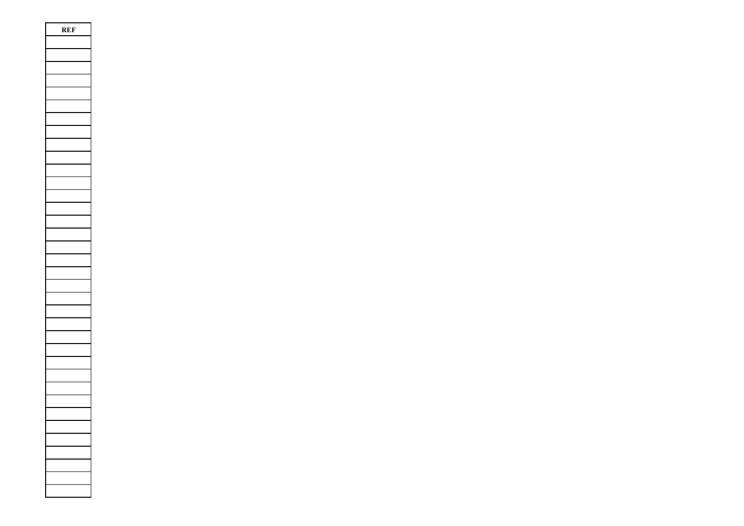| REF |
| --- |
| |
| |
| |
| |
| |
| |
| |
| |
| |
| |
| |
| |
| |
| |
| |
| |
| |
| |
| |
| |
| |
| |
| |
| |
| |
| |
| |
| |
| |
| |
| |
| |
| |
| |
| |
| |
| |